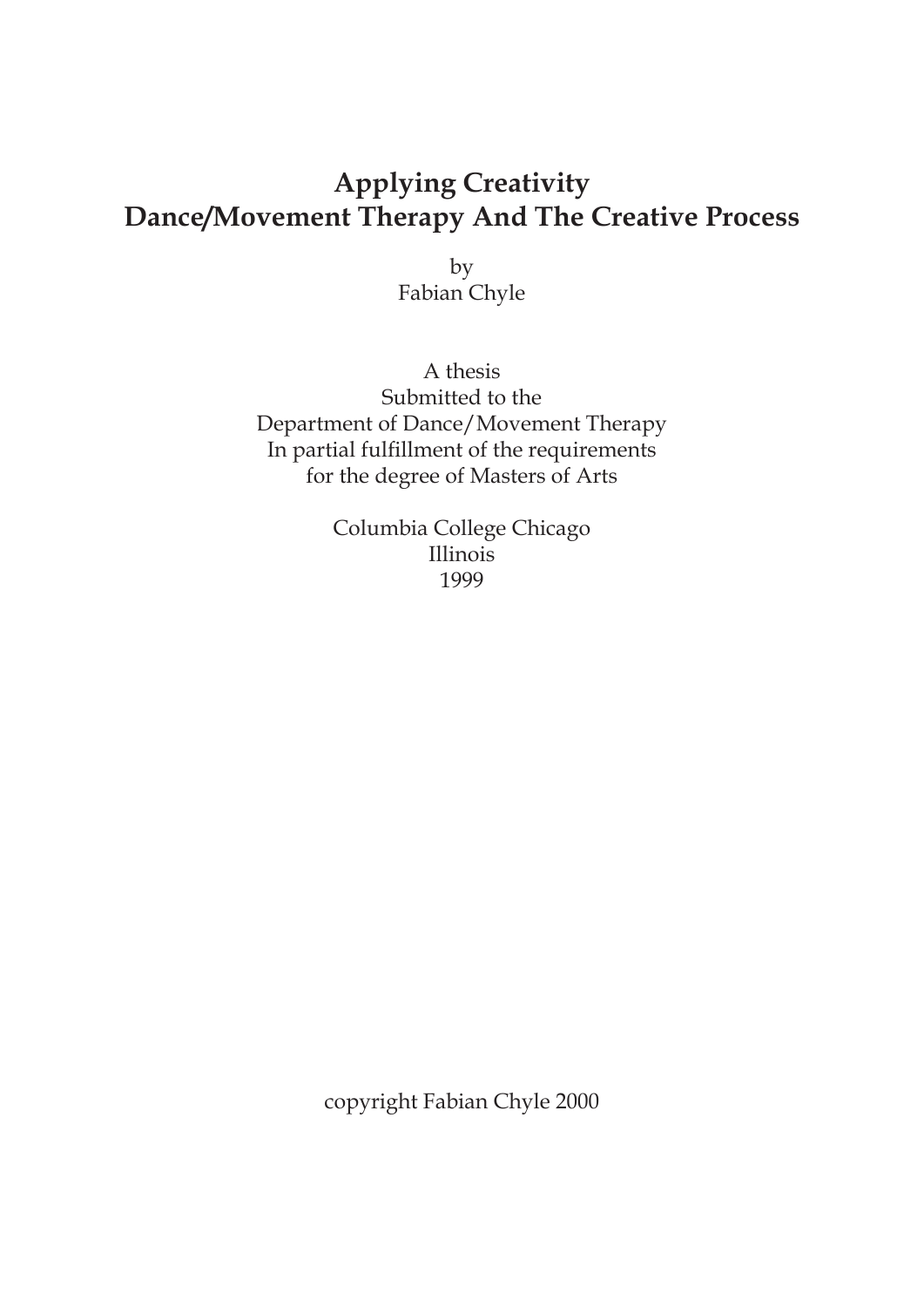# Applying Creativity
# Dance/Movement Therapy And The Creative Process

by
Fabian Chyle

A thesis
Submitted to the
Department of Dance/Movement Therapy
In partial fulfillment of the requirements
for the degree of Masters of Arts

Columbia College Chicago
Illinois
1999

copyright Fabian Chyle 2000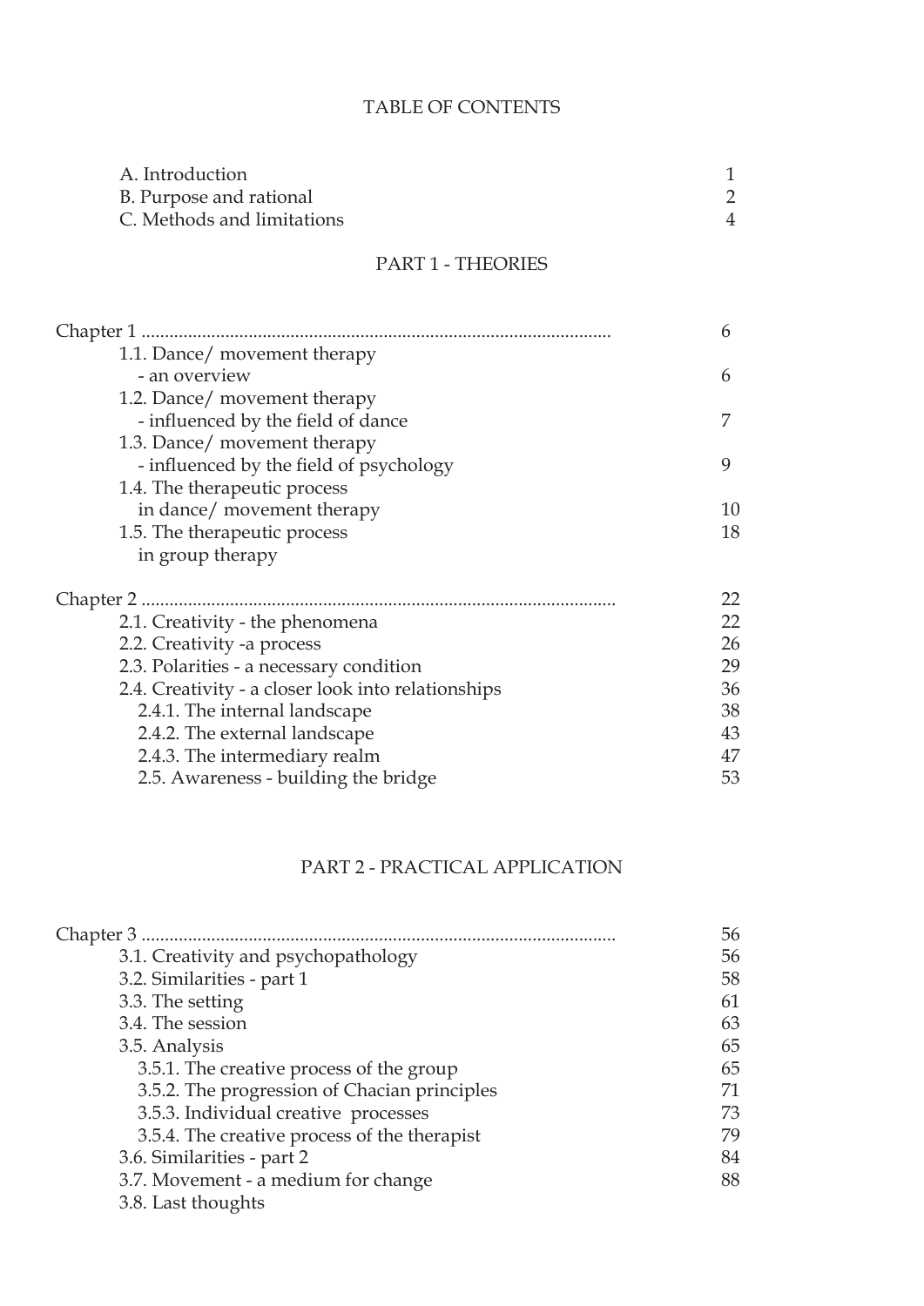# TABLE OF CONTENTS

| | |
|---|---|
| A. Introduction | 1 |
| B. Purpose and rational | 2 |
| C. Methods and limitations | 4 |

## PART 1 - THEORIES

| | |
|---|---|
| Chapter 1 ...................................................................................................... | 6 |
| 1.1. Dance/ movement therapy - an overview | 6 |
| 1.2. Dance/ movement therapy - influenced by the field of dance | 7 |
| 1.3. Dance/ movement therapy - influenced by the field of psychology | 9 |
| 1.4. The therapeutic process in dance/ movement therapy | 10 |
| 1.5. The therapeutic process in group therapy | 18 |
| | |
| Chapter 2 ...................................................................................................... | 22 |
| 2.1. Creativity - the phenomena | 22 |
| 2.2. Creativity -a process | 26 |
| 2.3. Polarities - a necessary condition | 29 |
| 2.4. Creativity - a closer look into relationships | 36 |
| 2.4.1. The internal landscape | 38 |
| 2.4.2. The external landscape | 43 |
| 2.4.3. The intermediary realm | 47 |
| 2.5. Awareness - building the bridge | 53 |

## PART 2 - PRACTICAL APPLICATION

| | |
|---|---|
| Chapter 3 ...................................................................................................... | 56 |
| 3.1. Creativity and psychopathology | 56 |
| 3.2. Similarities - part 1 | 58 |
| 3.3. The setting | 61 |
| 3.4. The session | 63 |
| 3.5. Analysis | 65 |
| 3.5.1. The creative process of the group | 65 |
| 3.5.2. The progression of Chacian principles | 71 |
| 3.5.3. Individual creative processes | 73 |
| 3.5.4. The creative process of the therapist | 79 |
| 3.6. Similarities - part 2 | 84 |
| 3.7. Movement - a medium for change | 88 |
| 3.8. Last thoughts | |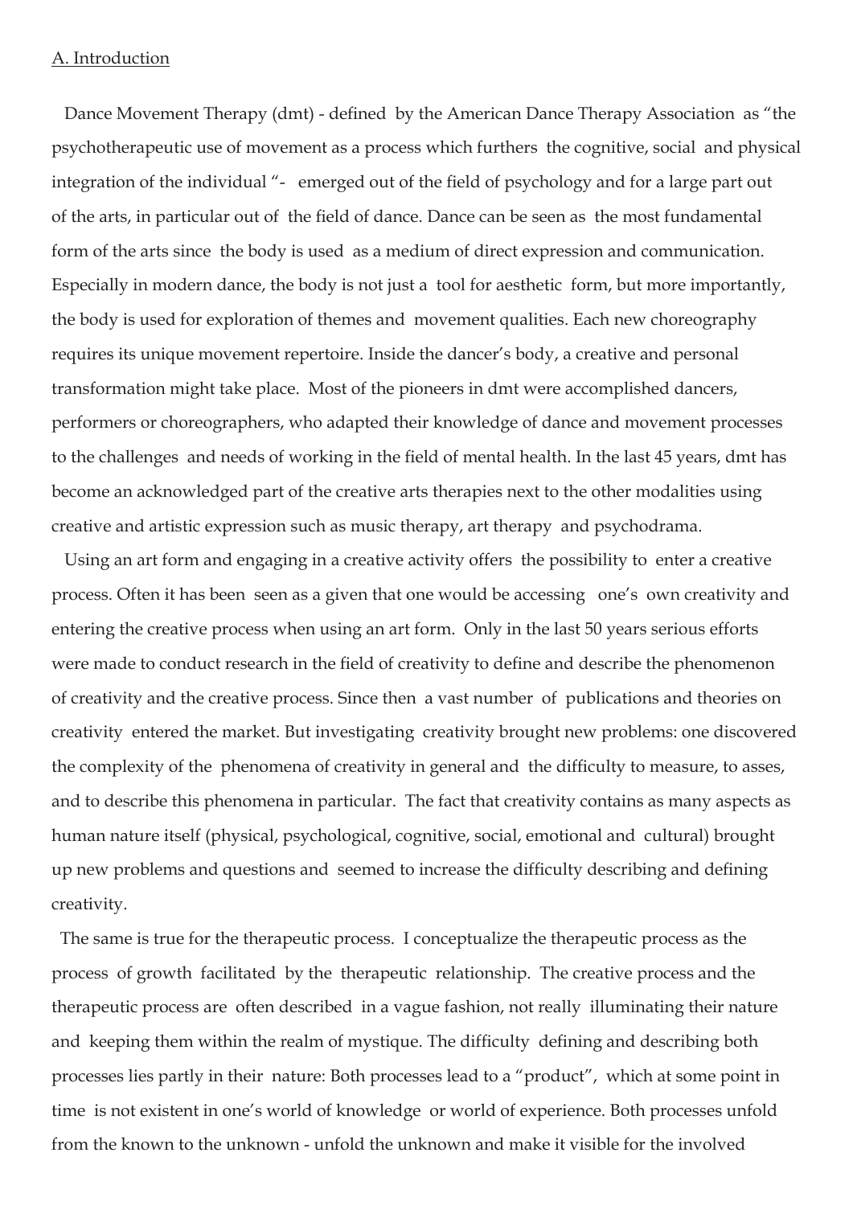A. Introduction

Dance Movement Therapy (dmt) - defined by the American Dance Therapy Association as "the psychotherapeutic use of movement as a process which furthers the cognitive, social and physical integration of the individual "- emerged out of the field of psychology and for a large part out of the arts, in particular out of the field of dance. Dance can be seen as the most fundamental form of the arts since the body is used as a medium of direct expression and communication. Especially in modern dance, the body is not just a tool for aesthetic form, but more importantly, the body is used for exploration of themes and movement qualities. Each new choreography requires its unique movement repertoire. Inside the dancer's body, a creative and personal transformation might take place. Most of the pioneers in dmt were accomplished dancers, performers or choreographers, who adapted their knowledge of dance and movement processes to the challenges and needs of working in the field of mental health. In the last 45 years, dmt has become an acknowledged part of the creative arts therapies next to the other modalities using creative and artistic expression such as music therapy, art therapy and psychodrama.

Using an art form and engaging in a creative activity offers the possibility to enter a creative process. Often it has been seen as a given that one would be accessing one's own creativity and entering the creative process when using an art form. Only in the last 50 years serious efforts were made to conduct research in the field of creativity to define and describe the phenomenon of creativity and the creative process. Since then a vast number of publications and theories on creativity entered the market. But investigating creativity brought new problems: one discovered the complexity of the phenomena of creativity in general and the difficulty to measure, to asses, and to describe this phenomena in particular. The fact that creativity contains as many aspects as human nature itself (physical, psychological, cognitive, social, emotional and cultural) brought up new problems and questions and seemed to increase the difficulty describing and defining creativity.

The same is true for the therapeutic process. I conceptualize the therapeutic process as the process of growth facilitated by the therapeutic relationship. The creative process and the therapeutic process are often described in a vague fashion, not really illuminating their nature and keeping them within the realm of mystique. The difficulty defining and describing both processes lies partly in their nature: Both processes lead to a "product", which at some point in time is not existent in one's world of knowledge or world of experience. Both processes unfold from the known to the unknown - unfold the unknown and make it visible for the involved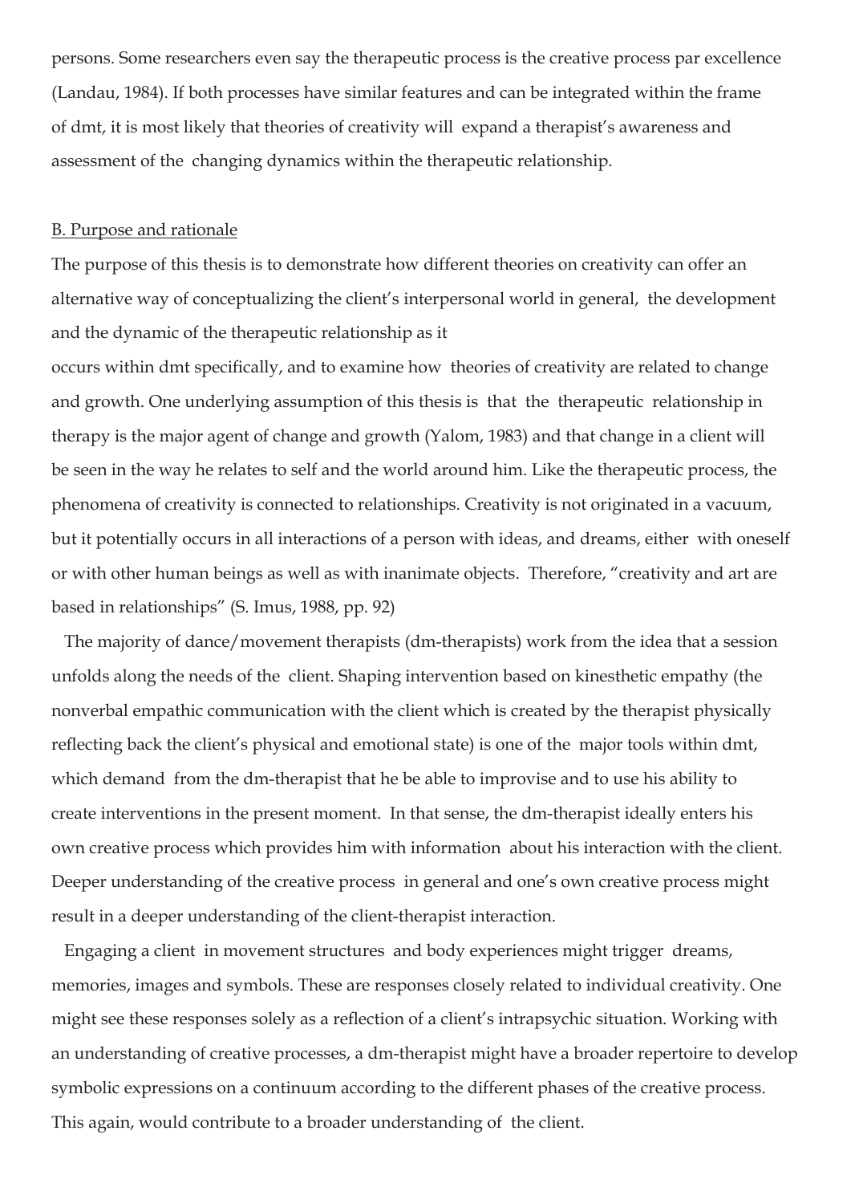persons. Some researchers even say the therapeutic process is the creative process par excellence (Landau, 1984). If both processes have similar features and can be integrated within the frame of dmt, it is most likely that theories of creativity will expand a therapist's awareness and assessment of the changing dynamics within the therapeutic relationship.

B. Purpose and rationale

The purpose of this thesis is to demonstrate how different theories on creativity can offer an alternative way of conceptualizing the client's interpersonal world in general, the development and the dynamic of the therapeutic relationship as it occurs within dmt specifically, and to examine how theories of creativity are related to change and growth. One underlying assumption of this thesis is that the therapeutic relationship in therapy is the major agent of change and growth (Yalom, 1983) and that change in a client will be seen in the way he relates to self and the world around him. Like the therapeutic process, the phenomena of creativity is connected to relationships. Creativity is not originated in a vacuum, but it potentially occurs in all interactions of a person with ideas, and dreams, either with oneself or with other human beings as well as with inanimate objects. Therefore, "creativity and art are based in relationships" (S. Imus, 1988, pp. 92)

The majority of dance/movement therapists (dm-therapists) work from the idea that a session unfolds along the needs of the client. Shaping intervention based on kinesthetic empathy (the nonverbal empathic communication with the client which is created by the therapist physically reflecting back the client's physical and emotional state) is one of the major tools within dmt, which demand from the dm-therapist that he be able to improvise and to use his ability to create interventions in the present moment. In that sense, the dm-therapist ideally enters his own creative process which provides him with information about his interaction with the client. Deeper understanding of the creative process in general and one's own creative process might result in a deeper understanding of the client-therapist interaction.

Engaging a client in movement structures and body experiences might trigger dreams, memories, images and symbols. These are responses closely related to individual creativity. One might see these responses solely as a reflection of a client's intrapsychic situation. Working with an understanding of creative processes, a dm-therapist might have a broader repertoire to develop symbolic expressions on a continuum according to the different phases of the creative process. This again, would contribute to a broader understanding of the client.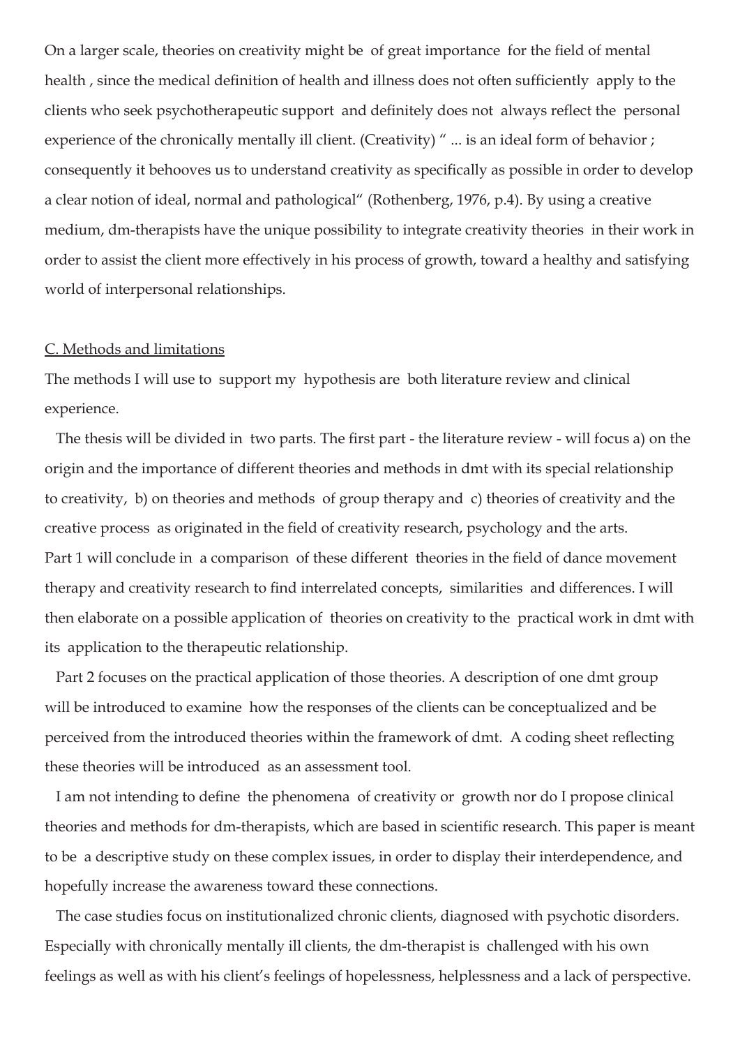On a larger scale, theories on creativity might be of great importance for the field of mental health , since the medical definition of health and illness does not often sufficiently apply to the clients who seek psychotherapeutic support and definitely does not always reflect the personal experience of the chronically mentally ill client. (Creativity) " ... is an ideal form of behavior ; consequently it behooves us to understand creativity as specifically as possible in order to develop a clear notion of ideal, normal and pathological" (Rothenberg, 1976, p.4). By using a creative medium, dm-therapists have the unique possibility to integrate creativity theories in their work in order to assist the client more effectively in his process of growth, toward a healthy and satisfying world of interpersonal relationships.

C. Methods and limitations

The methods I will use to support my hypothesis are both literature review and clinical experience.

The thesis will be divided in two parts. The first part - the literature review - will focus a) on the origin and the importance of different theories and methods in dmt with its special relationship to creativity, b) on theories and methods of group therapy and c) theories of creativity and the creative process as originated in the field of creativity research, psychology and the arts. Part 1 will conclude in a comparison of these different theories in the field of dance movement therapy and creativity research to find interrelated concepts, similarities and differences. I will then elaborate on a possible application of theories on creativity to the practical work in dmt with its application to the therapeutic relationship.

Part 2 focuses on the practical application of those theories. A description of one dmt group will be introduced to examine how the responses of the clients can be conceptualized and be perceived from the introduced theories within the framework of dmt. A coding sheet reflecting these theories will be introduced as an assessment tool.

I am not intending to define the phenomena of creativity or growth nor do I propose clinical theories and methods for dm-therapists, which are based in scientific research. This paper is meant to be a descriptive study on these complex issues, in order to display their interdependence, and hopefully increase the awareness toward these connections.

The case studies focus on institutionalized chronic clients, diagnosed with psychotic disorders. Especially with chronically mentally ill clients, the dm-therapist is challenged with his own feelings as well as with his client's feelings of hopelessness, helplessness and a lack of perspective.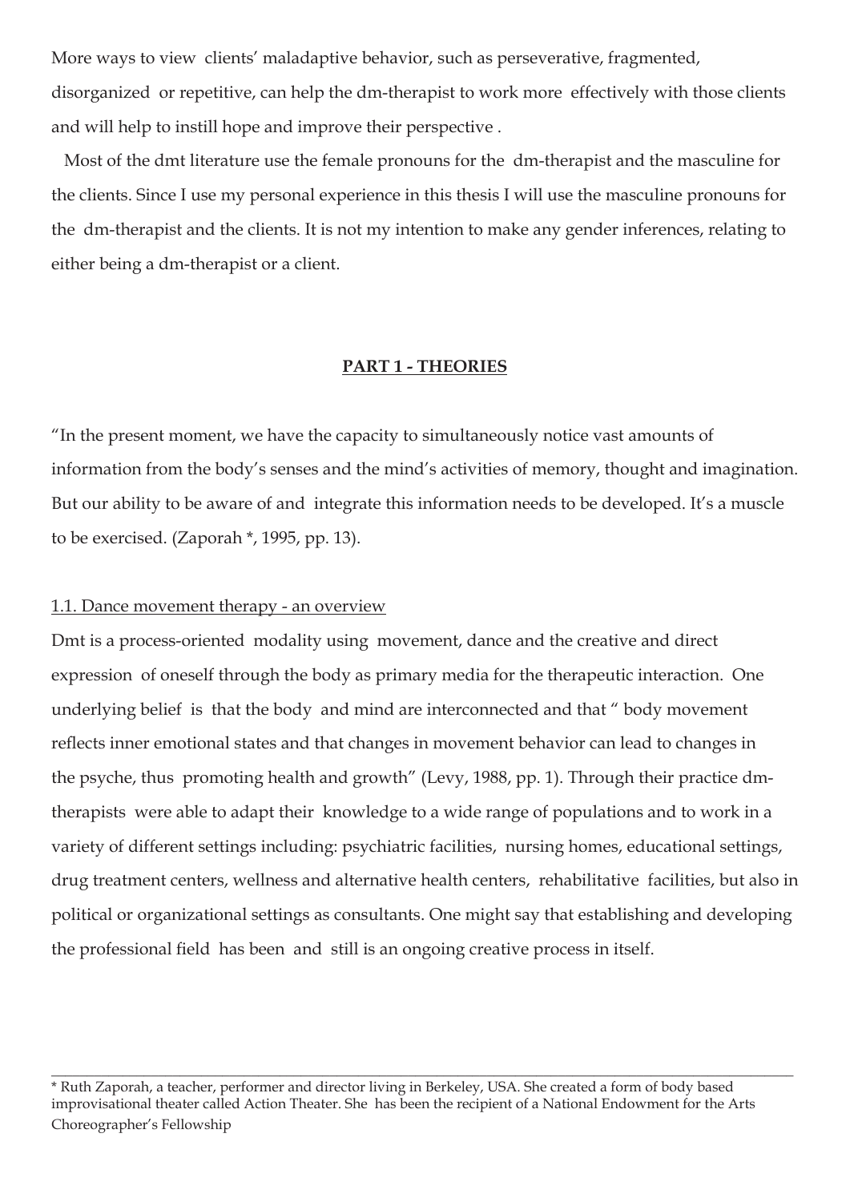More ways to view clients' maladaptive behavior, such as perseverative, fragmented, disorganized or repetitive, can help the dm-therapist to work more effectively with those clients and will help to instill hope and improve their perspective .

Most of the dmt literature use the female pronouns for the dm-therapist and the masculine for the clients. Since I use my personal experience in this thesis I will use the masculine pronouns for the dm-therapist and the clients. It is not my intention to make any gender inferences, relating to either being a dm-therapist or a client.

## PART 1 - THEORIES

"In the present moment, we have the capacity to simultaneously notice vast amounts of information from the body's senses and the mind's activities of memory, thought and imagination. But our ability to be aware of and integrate this information needs to be developed. It's a muscle to be exercised. (Zaporah *, 1995, pp. 13).

### 1.1. Dance movement therapy - an overview

Dmt is a process-oriented modality using movement, dance and the creative and direct expression of oneself through the body as primary media for the therapeutic interaction. One underlying belief is that the body and mind are interconnected and that " body movement reflects inner emotional states and that changes in movement behavior can lead to changes in the psyche, thus promoting health and growth" (Levy, 1988, pp. 1). Through their practice dm-therapists were able to adapt their knowledge to a wide range of populations and to work in a variety of different settings including: psychiatric facilities, nursing homes, educational settings, drug treatment centers, wellness and alternative health centers, rehabilitative facilities, but also in political or organizational settings as consultants. One might say that establishing and developing the professional field has been and still is an ongoing creative process in itself.

---

* Ruth Zaporah, a teacher, performer and director living in Berkeley, USA. She created a form of body based improvisational theater called Action Theater. She has been the recipient of a National Endowment for the Arts Choreographer's Fellowship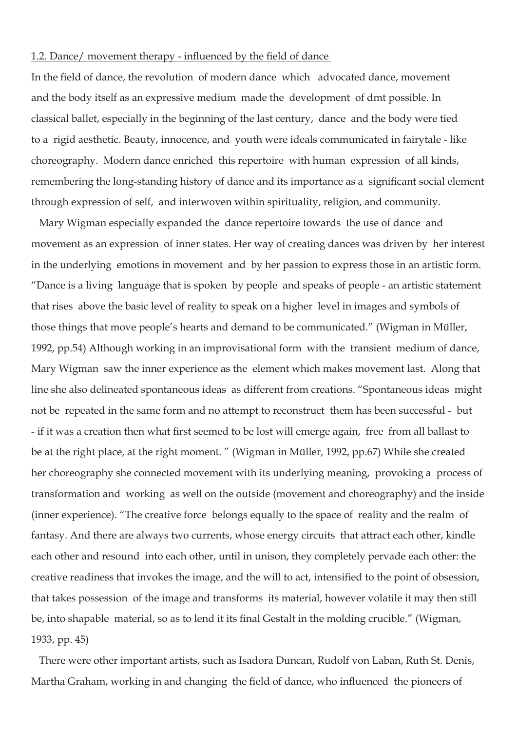1.2. Dance/ movement therapy - influenced by the field of dance

In the field of dance, the revolution of modern dance which advocated dance, movement and the body itself as an expressive medium made the development of dmt possible. In classical ballet, especially in the beginning of the last century, dance and the body were tied to a rigid aesthetic. Beauty, innocence, and youth were ideals communicated in fairytale - like choreography. Modern dance enriched this repertoire with human expression of all kinds, remembering the long-standing history of dance and its importance as a significant social element through expression of self, and interwoven within spirituality, religion, and community.

Mary Wigman especially expanded the dance repertoire towards the use of dance and movement as an expression of inner states. Her way of creating dances was driven by her interest in the underlying emotions in movement and by her passion to express those in an artistic form. "Dance is a living language that is spoken by people and speaks of people - an artistic statement that rises above the basic level of reality to speak on a higher level in images and symbols of those things that move people's hearts and demand to be communicated." (Wigman in Müller, 1992, pp.54) Although working in an improvisational form with the transient medium of dance, Mary Wigman saw the inner experience as the element which makes movement last. Along that line she also delineated spontaneous ideas as different from creations. "Spontaneous ideas might not be repeated in the same form and no attempt to reconstruct them has been successful - but - if it was a creation then what first seemed to be lost will emerge again, free from all ballast to be at the right place, at the right moment. " (Wigman in Müller, 1992, pp.67) While she created her choreography she connected movement with its underlying meaning, provoking a process of transformation and working as well on the outside (movement and choreography) and the inside (inner experience). "The creative force belongs equally to the space of reality and the realm of fantasy. And there are always two currents, whose energy circuits that attract each other, kindle each other and resound into each other, until in unison, they completely pervade each other: the creative readiness that invokes the image, and the will to act, intensified to the point of obsession, that takes possession of the image and transforms its material, however volatile it may then still be, into shapable material, so as to lend it its final Gestalt in the molding crucible." (Wigman, 1933, pp. 45)

There were other important artists, such as Isadora Duncan, Rudolf von Laban, Ruth St. Denis, Martha Graham, working in and changing the field of dance, who influenced the pioneers of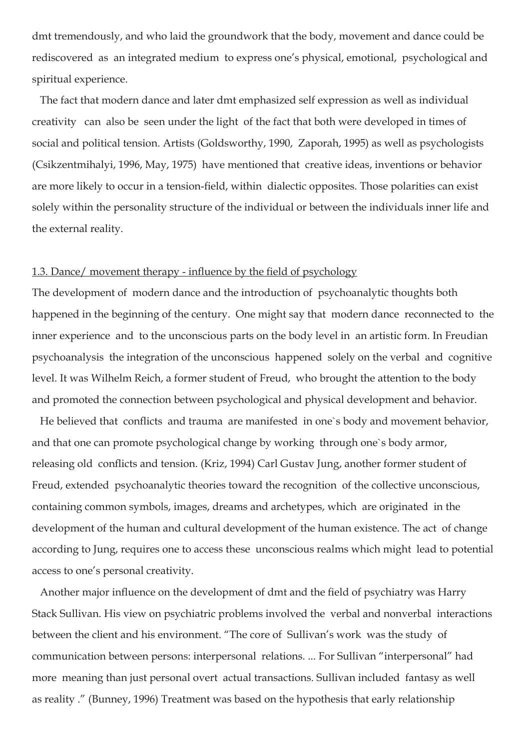dmt tremendously, and who laid the groundwork that the body, movement and dance could be rediscovered as an integrated medium to express one's physical, emotional, psychological and spiritual experience.

The fact that modern dance and later dmt emphasized self expression as well as individual creativity can also be seen under the light of the fact that both were developed in times of social and political tension. Artists (Goldsworthy, 1990, Zaporah, 1995) as well as psychologists (Csikzentmihalyi, 1996, May, 1975) have mentioned that creative ideas, inventions or behavior are more likely to occur in a tension-field, within dialectic opposites. Those polarities can exist solely within the personality structure of the individual or between the individuals inner life and the external reality.

1.3. Dance/ movement therapy - influence by the field of psychology

The development of modern dance and the introduction of psychoanalytic thoughts both happened in the beginning of the century. One might say that modern dance reconnected to the inner experience and to the unconscious parts on the body level in an artistic form. In Freudian psychoanalysis the integration of the unconscious happened solely on the verbal and cognitive level. It was Wilhelm Reich, a former student of Freud, who brought the attention to the body and promoted the connection between psychological and physical development and behavior.

He believed that conflicts and trauma are manifested in one`s body and movement behavior, and that one can promote psychological change by working through one`s body armor, releasing old conflicts and tension. (Kriz, 1994) Carl Gustav Jung, another former student of Freud, extended psychoanalytic theories toward the recognition of the collective unconscious, containing common symbols, images, dreams and archetypes, which are originated in the development of the human and cultural development of the human existence. The act of change according to Jung, requires one to access these unconscious realms which might lead to potential access to one's personal creativity.

Another major influence on the development of dmt and the field of psychiatry was Harry Stack Sullivan. His view on psychiatric problems involved the verbal and nonverbal interactions between the client and his environment. "The core of Sullivan's work was the study of communication between persons: interpersonal relations. ... For Sullivan "interpersonal" had more meaning than just personal overt actual transactions. Sullivan included fantasy as well as reality ." (Bunney, 1996) Treatment was based on the hypothesis that early relationship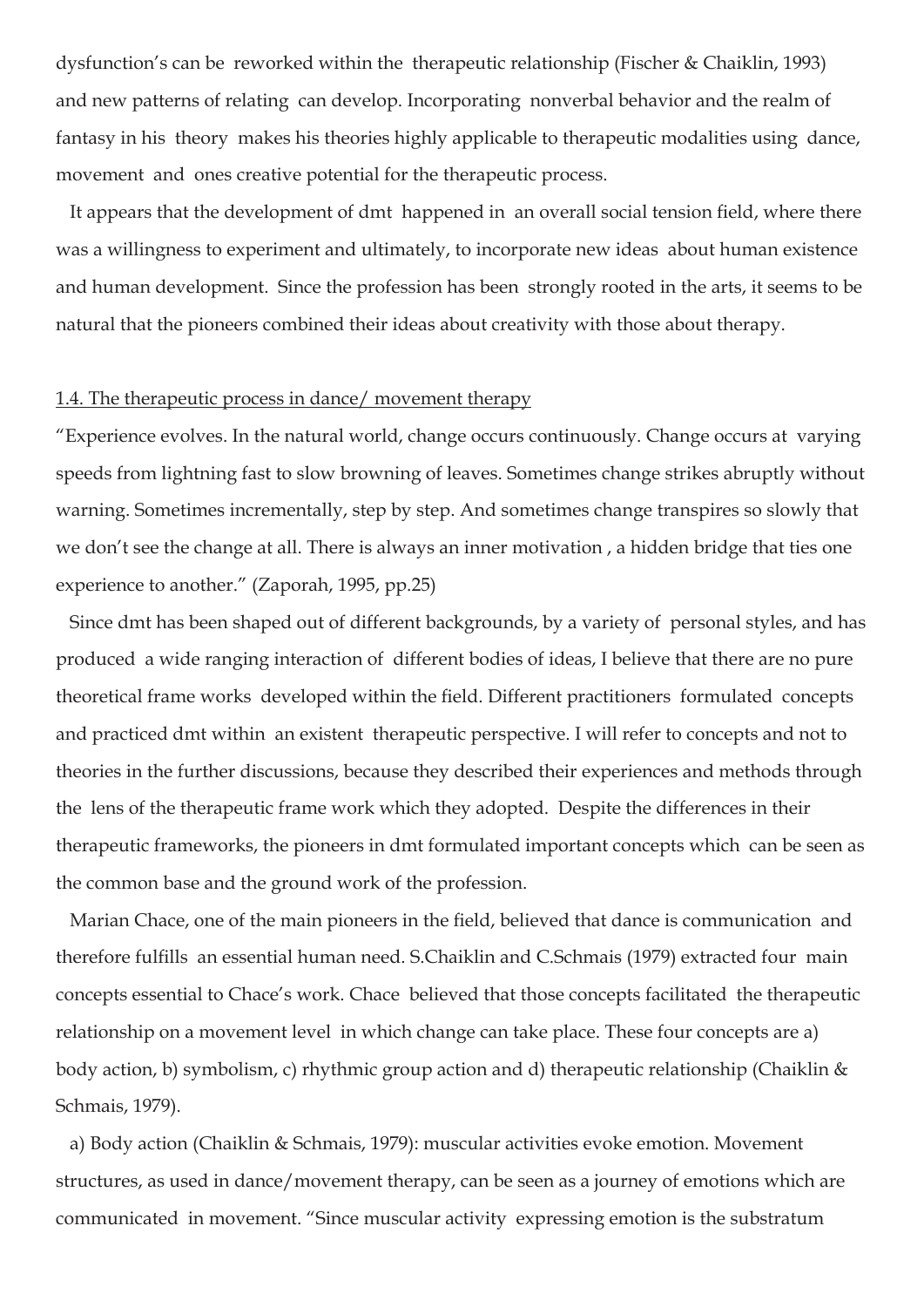dysfunction's can be reworked within the therapeutic relationship (Fischer & Chaiklin, 1993) and new patterns of relating can develop. Incorporating nonverbal behavior and the realm of fantasy in his theory makes his theories highly applicable to therapeutic modalities using dance, movement and ones creative potential for the therapeutic process.

It appears that the development of dmt happened in an overall social tension field, where there was a willingness to experiment and ultimately, to incorporate new ideas about human existence and human development. Since the profession has been strongly rooted in the arts, it seems to be natural that the pioneers combined their ideas about creativity with those about therapy.

## 1.4. The therapeutic process in dance/ movement therapy

"Experience evolves. In the natural world, change occurs continuously. Change occurs at varying speeds from lightning fast to slow browning of leaves. Sometimes change strikes abruptly without warning. Sometimes incrementally, step by step. And sometimes change transpires so slowly that we don't see the change at all. There is always an inner motivation , a hidden bridge that ties one experience to another." (Zaporah, 1995, pp.25)

Since dmt has been shaped out of different backgrounds, by a variety of personal styles, and has produced a wide ranging interaction of different bodies of ideas, I believe that there are no pure theoretical frame works developed within the field. Different practitioners formulated concepts and practiced dmt within an existent therapeutic perspective. I will refer to concepts and not to theories in the further discussions, because they described their experiences and methods through the lens of the therapeutic frame work which they adopted. Despite the differences in their therapeutic frameworks, the pioneers in dmt formulated important concepts which can be seen as the common base and the ground work of the profession.

Marian Chace, one of the main pioneers in the field, believed that dance is communication and therefore fulfills an essential human need. S.Chaiklin and C.Schmais (1979) extracted four main concepts essential to Chace's work. Chace believed that those concepts facilitated the therapeutic relationship on a movement level in which change can take place. These four concepts are a) body action, b) symbolism, c) rhythmic group action and d) therapeutic relationship (Chaiklin & Schmais, 1979).

a) Body action (Chaiklin & Schmais, 1979): muscular activities evoke emotion. Movement structures, as used in dance/movement therapy, can be seen as a journey of emotions which are communicated in movement. "Since muscular activity expressing emotion is the substratum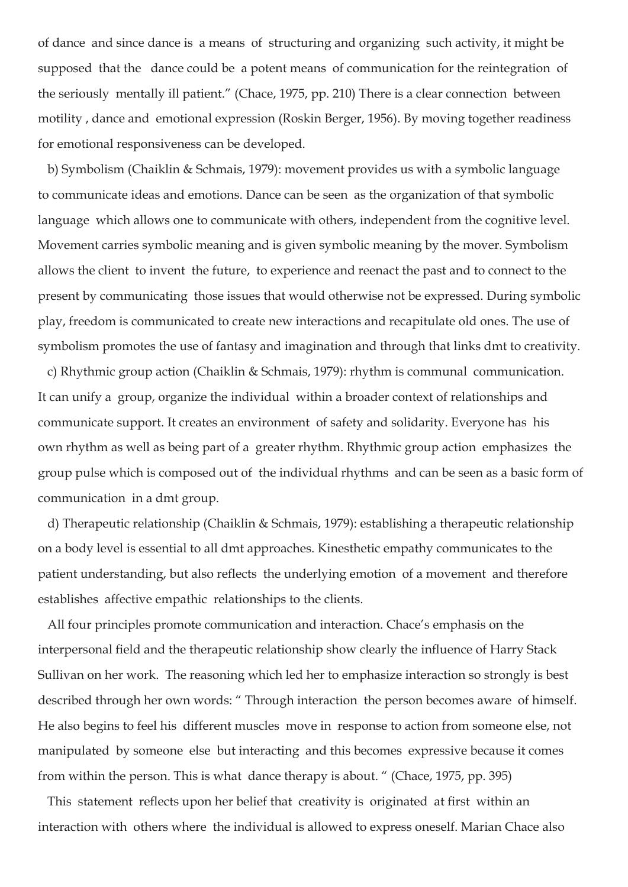of dance and since dance is a means of structuring and organizing such activity, it might be supposed that the dance could be a potent means of communication for the reintegration of the seriously mentally ill patient." (Chace, 1975, pp. 210) There is a clear connection between motility , dance and emotional expression (Roskin Berger, 1956). By moving together readiness for emotional responsiveness can be developed.

b) Symbolism (Chaiklin & Schmais, 1979): movement provides us with a symbolic language to communicate ideas and emotions. Dance can be seen as the organization of that symbolic language which allows one to communicate with others, independent from the cognitive level. Movement carries symbolic meaning and is given symbolic meaning by the mover. Symbolism allows the client to invent the future, to experience and reenact the past and to connect to the present by communicating those issues that would otherwise not be expressed. During symbolic play, freedom is communicated to create new interactions and recapitulate old ones. The use of symbolism promotes the use of fantasy and imagination and through that links dmt to creativity.

c) Rhythmic group action (Chaiklin & Schmais, 1979): rhythm is communal communication. It can unify a group, organize the individual within a broader context of relationships and communicate support. It creates an environment of safety and solidarity. Everyone has his own rhythm as well as being part of a greater rhythm. Rhythmic group action emphasizes the group pulse which is composed out of the individual rhythms and can be seen as a basic form of communication in a dmt group.

d) Therapeutic relationship (Chaiklin & Schmais, 1979): establishing a therapeutic relationship on a body level is essential to all dmt approaches. Kinesthetic empathy communicates to the patient understanding, but also reflects the underlying emotion of a movement and therefore establishes affective empathic relationships to the clients.

All four principles promote communication and interaction. Chace's emphasis on the interpersonal field and the therapeutic relationship show clearly the influence of Harry Stack Sullivan on her work. The reasoning which led her to emphasize interaction so strongly is best described through her own words: " Through interaction the person becomes aware of himself. He also begins to feel his different muscles move in response to action from someone else, not manipulated by someone else but interacting and this becomes expressive because it comes from within the person. This is what dance therapy is about. " (Chace, 1975, pp. 395)

This statement reflects upon her belief that creativity is originated at first within an interaction with others where the individual is allowed to express oneself. Marian Chace also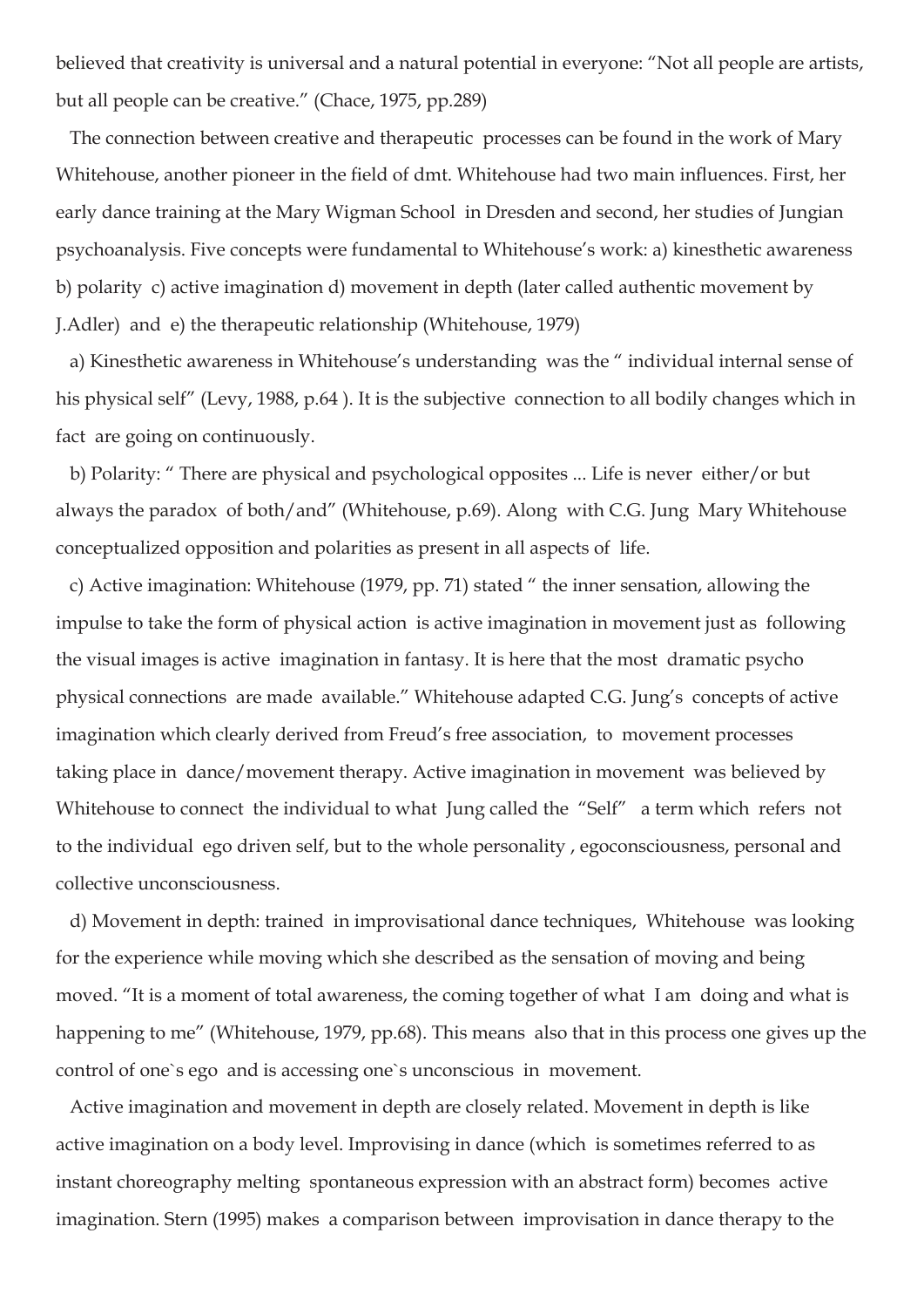believed that creativity is universal and a natural potential in everyone: "Not all people are artists, but all people can be creative." (Chace, 1975, pp.289)

The connection between creative and therapeutic processes can be found in the work of Mary Whitehouse, another pioneer in the field of dmt. Whitehouse had two main influences. First, her early dance training at the Mary Wigman School in Dresden and second, her studies of Jungian psychoanalysis. Five concepts were fundamental to Whitehouse's work: a) kinesthetic awareness b) polarity c) active imagination d) movement in depth (later called authentic movement by J.Adler) and e) the therapeutic relationship (Whitehouse, 1979)

a) Kinesthetic awareness in Whitehouse's understanding was the " individual internal sense of his physical self" (Levy, 1988, p.64 ). It is the subjective connection to all bodily changes which in fact are going on continuously.

b) Polarity: " There are physical and psychological opposites ... Life is never either/or but always the paradox of both/and" (Whitehouse, p.69). Along with C.G. Jung Mary Whitehouse conceptualized opposition and polarities as present in all aspects of life.

c) Active imagination: Whitehouse (1979, pp. 71) stated " the inner sensation, allowing the impulse to take the form of physical action is active imagination in movement just as following the visual images is active imagination in fantasy. It is here that the most dramatic psycho physical connections are made available." Whitehouse adapted C.G. Jung's concepts of active imagination which clearly derived from Freud's free association, to movement processes taking place in dance/movement therapy. Active imagination in movement was believed by Whitehouse to connect the individual to what Jung called the "Self" a term which refers not to the individual ego driven self, but to the whole personality , egoconsciousness, personal and collective unconsciousness.

d) Movement in depth: trained in improvisational dance techniques, Whitehouse was looking for the experience while moving which she described as the sensation of moving and being moved. "It is a moment of total awareness, the coming together of what I am doing and what is happening to me" (Whitehouse, 1979, pp.68). This means also that in this process one gives up the control of one`s ego and is accessing one`s unconscious in movement.

Active imagination and movement in depth are closely related. Movement in depth is like active imagination on a body level. Improvising in dance (which is sometimes referred to as instant choreography melting spontaneous expression with an abstract form) becomes active imagination. Stern (1995) makes a comparison between improvisation in dance therapy to the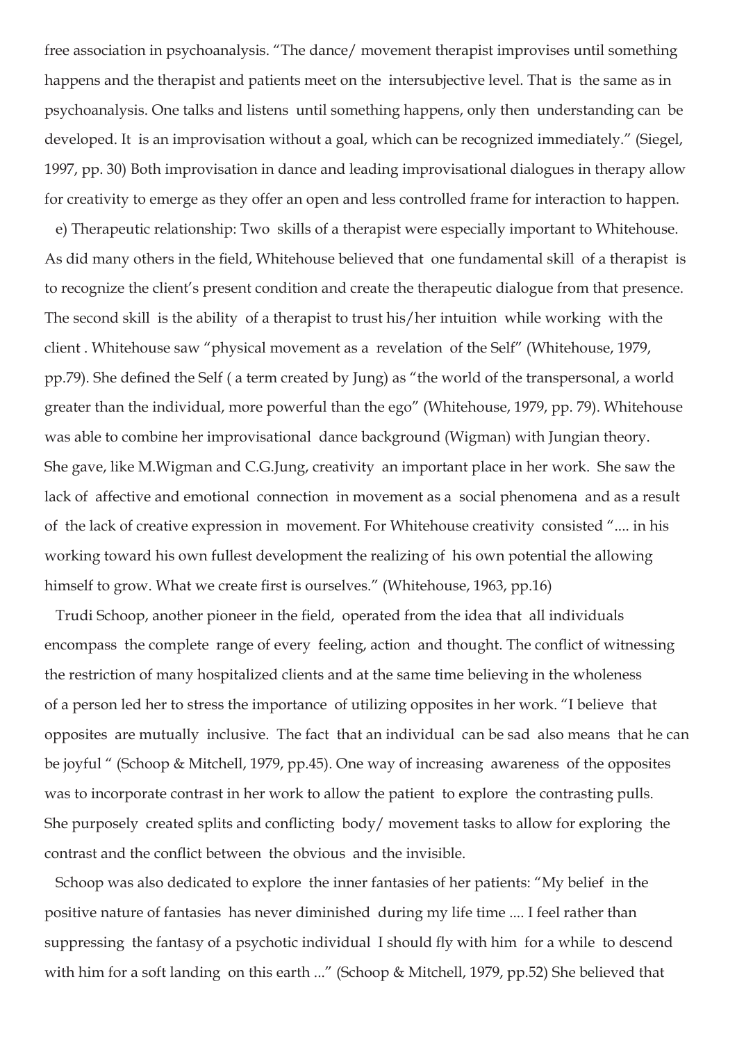free association in psychoanalysis. "The dance/ movement therapist improvises until something happens and the therapist and patients meet on the intersubjective level. That is the same as in psychoanalysis. One talks and listens until something happens, only then understanding can be developed. It is an improvisation without a goal, which can be recognized immediately." (Siegel, 1997, pp. 30) Both improvisation in dance and leading improvisational dialogues in therapy allow for creativity to emerge as they offer an open and less controlled frame for interaction to happen.

e) Therapeutic relationship: Two skills of a therapist were especially important to Whitehouse. As did many others in the field, Whitehouse believed that one fundamental skill of a therapist is to recognize the client's present condition and create the therapeutic dialogue from that presence. The second skill is the ability of a therapist to trust his/her intuition while working with the client . Whitehouse saw "physical movement as a revelation of the Self" (Whitehouse, 1979, pp.79). She defined the Self ( a term created by Jung) as "the world of the transpersonal, a world greater than the individual, more powerful than the ego" (Whitehouse, 1979, pp. 79). Whitehouse was able to combine her improvisational dance background (Wigman) with Jungian theory. She gave, like M.Wigman and C.G.Jung, creativity an important place in her work. She saw the lack of affective and emotional connection in movement as a social phenomena and as a result of the lack of creative expression in movement. For Whitehouse creativity consisted ".... in his working toward his own fullest development the realizing of his own potential the allowing himself to grow. What we create first is ourselves." (Whitehouse, 1963, pp.16)

Trudi Schoop, another pioneer in the field, operated from the idea that all individuals encompass the complete range of every feeling, action and thought. The conflict of witnessing the restriction of many hospitalized clients and at the same time believing in the wholeness of a person led her to stress the importance of utilizing opposites in her work. "I believe that opposites are mutually inclusive. The fact that an individual can be sad also means that he can be joyful " (Schoop & Mitchell, 1979, pp.45). One way of increasing awareness of the opposites was to incorporate contrast in her work to allow the patient to explore the contrasting pulls. She purposely created splits and conflicting body/ movement tasks to allow for exploring the contrast and the conflict between the obvious and the invisible.

Schoop was also dedicated to explore the inner fantasies of her patients: "My belief in the positive nature of fantasies has never diminished during my life time .... I feel rather than suppressing the fantasy of a psychotic individual I should fly with him for a while to descend with him for a soft landing on this earth ..." (Schoop & Mitchell, 1979, pp.52) She believed that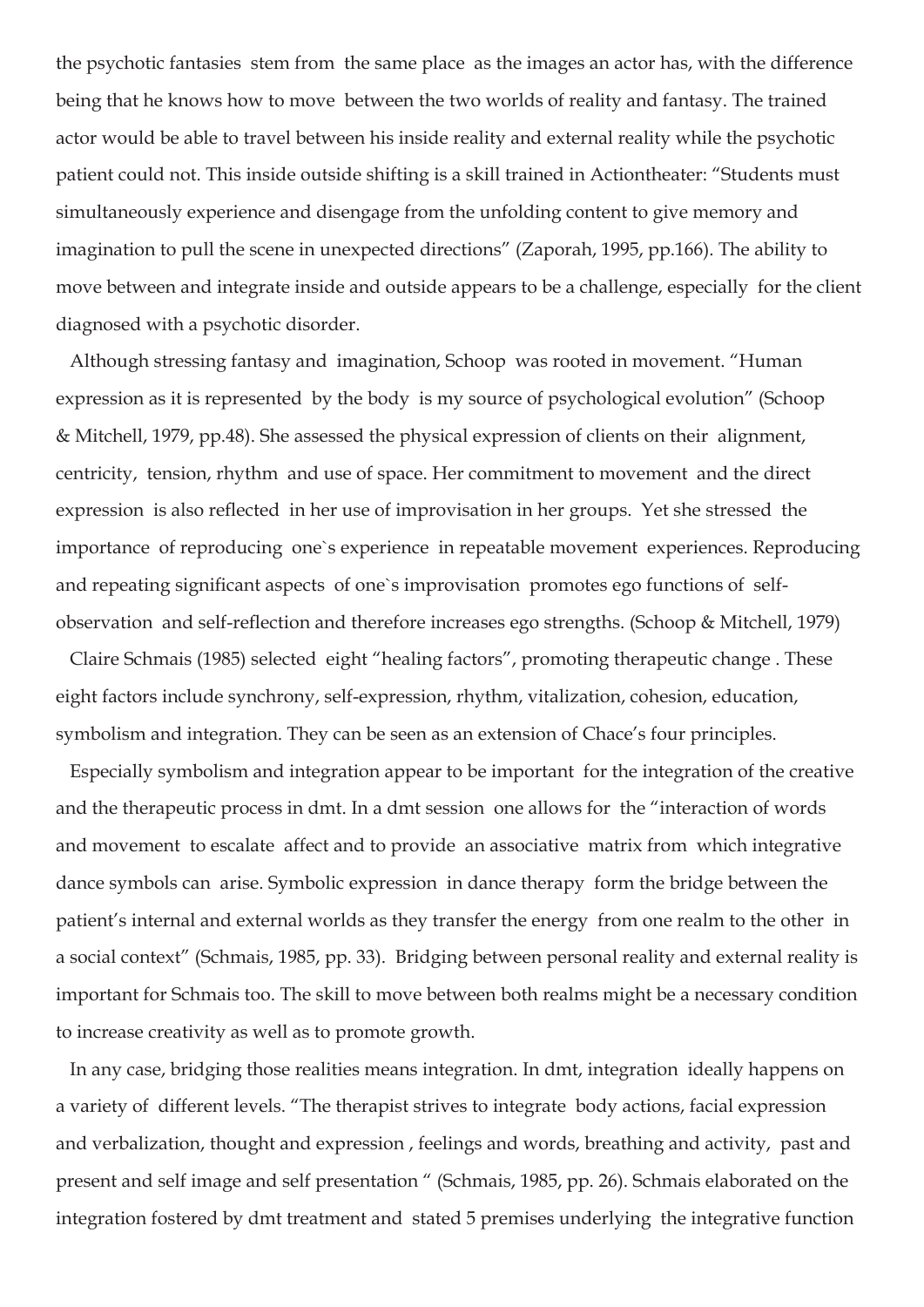the psychotic fantasies stem from the same place as the images an actor has, with the difference being that he knows how to move between the two worlds of reality and fantasy. The trained actor would be able to travel between his inside reality and external reality while the psychotic patient could not. This inside outside shifting is a skill trained in Actiontheater: "Students must simultaneously experience and disengage from the unfolding content to give memory and imagination to pull the scene in unexpected directions" (Zaporah, 1995, pp.166). The ability to move between and integrate inside and outside appears to be a challenge, especially for the client diagnosed with a psychotic disorder.

Although stressing fantasy and imagination, Schoop was rooted in movement. "Human expression as it is represented by the body is my source of psychological evolution" (Schoop & Mitchell, 1979, pp.48). She assessed the physical expression of clients on their alignment, centricity, tension, rhythm and use of space. Her commitment to movement and the direct expression is also reflected in her use of improvisation in her groups. Yet she stressed the importance of reproducing one`s experience in repeatable movement experiences. Reproducing and repeating significant aspects of one`s improvisation promotes ego functions of self-observation and self-reflection and therefore increases ego strengths. (Schoop & Mitchell, 1979)

Claire Schmais (1985) selected eight "healing factors", promoting therapeutic change . These eight factors include synchrony, self-expression, rhythm, vitalization, cohesion, education, symbolism and integration. They can be seen as an extension of Chace's four principles.

Especially symbolism and integration appear to be important for the integration of the creative and the therapeutic process in dmt. In a dmt session one allows for the "interaction of words and movement to escalate affect and to provide an associative matrix from which integrative dance symbols can arise. Symbolic expression in dance therapy form the bridge between the patient's internal and external worlds as they transfer the energy from one realm to the other in a social context" (Schmais, 1985, pp. 33). Bridging between personal reality and external reality is important for Schmais too. The skill to move between both realms might be a necessary condition to increase creativity as well as to promote growth.

In any case, bridging those realities means integration. In dmt, integration ideally happens on a variety of different levels. "The therapist strives to integrate body actions, facial expression and verbalization, thought and expression , feelings and words, breathing and activity, past and present and self image and self presentation " (Schmais, 1985, pp. 26). Schmais elaborated on the integration fostered by dmt treatment and stated 5 premises underlying the integrative function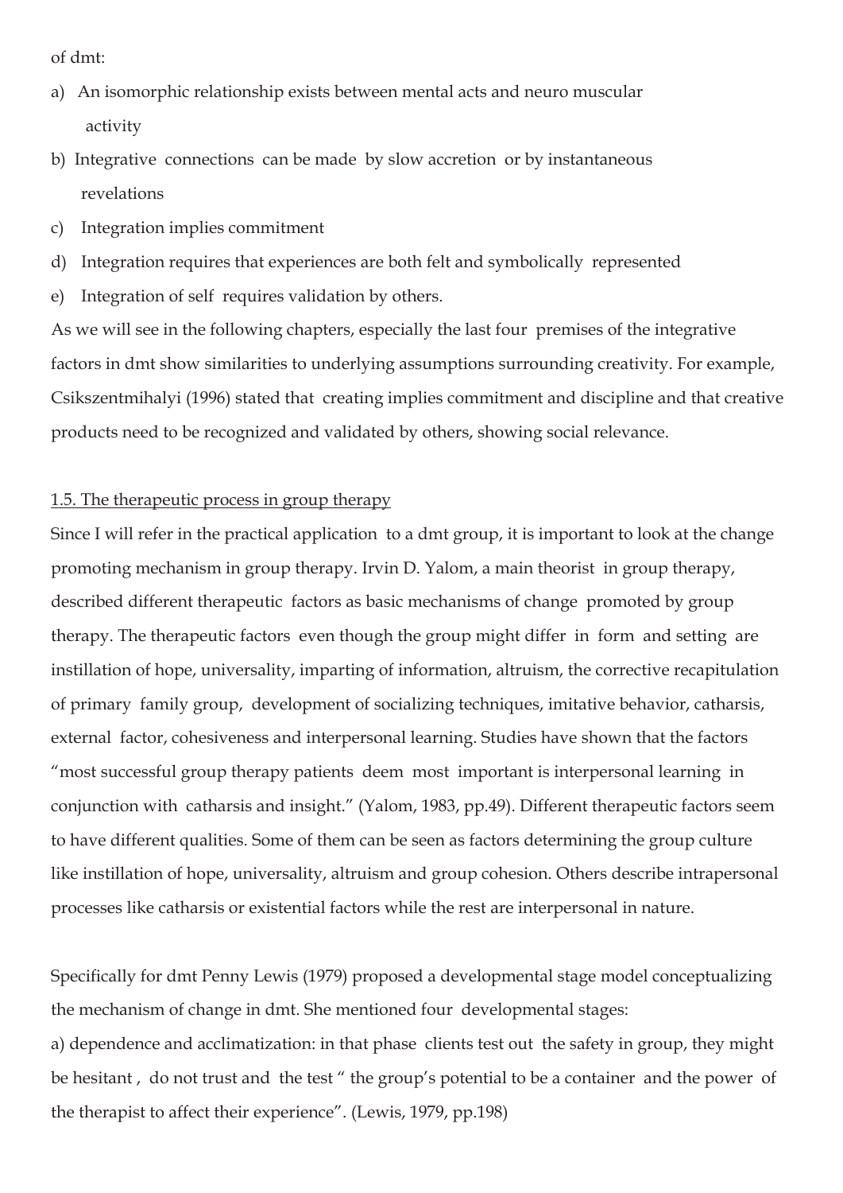of dmt:

a) An isomorphic relationship exists between mental acts and neuro muscular activity
b) Integrative connections can be made by slow accretion or by instantaneous revelations
c) Integration implies commitment
d) Integration requires that experiences are both felt and symbolically represented
e) Integration of self requires validation by others.

As we will see in the following chapters, especially the last four premises of the integrative factors in dmt show similarities to underlying assumptions surrounding creativity. For example, Csikszentmihalyi (1996) stated that creating implies commitment and discipline and that creative products need to be recognized and validated by others, showing social relevance.

## 1.5. The therapeutic process in group therapy

Since I will refer in the practical application to a dmt group, it is important to look at the change promoting mechanism in group therapy. Irvin D. Yalom, a main theorist in group therapy, described different therapeutic factors as basic mechanisms of change promoted by group therapy. The therapeutic factors even though the group might differ in form and setting are instillation of hope, universality, imparting of information, altruism, the corrective recapitulation of primary family group, development of socializing techniques, imitative behavior, catharsis, external factor, cohesiveness and interpersonal learning. Studies have shown that the factors "most successful group therapy patients deem most important is interpersonal learning in conjunction with catharsis and insight." (Yalom, 1983, pp.49). Different therapeutic factors seem to have different qualities. Some of them can be seen as factors determining the group culture like instillation of hope, universality, altruism and group cohesion. Others describe intrapersonal processes like catharsis or existential factors while the rest are interpersonal in nature.

Specifically for dmt Penny Lewis (1979) proposed a developmental stage model conceptualizing the mechanism of change in dmt. She mentioned four developmental stages:

a) dependence and acclimatization: in that phase clients test out the safety in group, they might be hesitant , do not trust and the test " the group's potential to be a container and the power of the therapist to affect their experience". (Lewis, 1979, pp.198)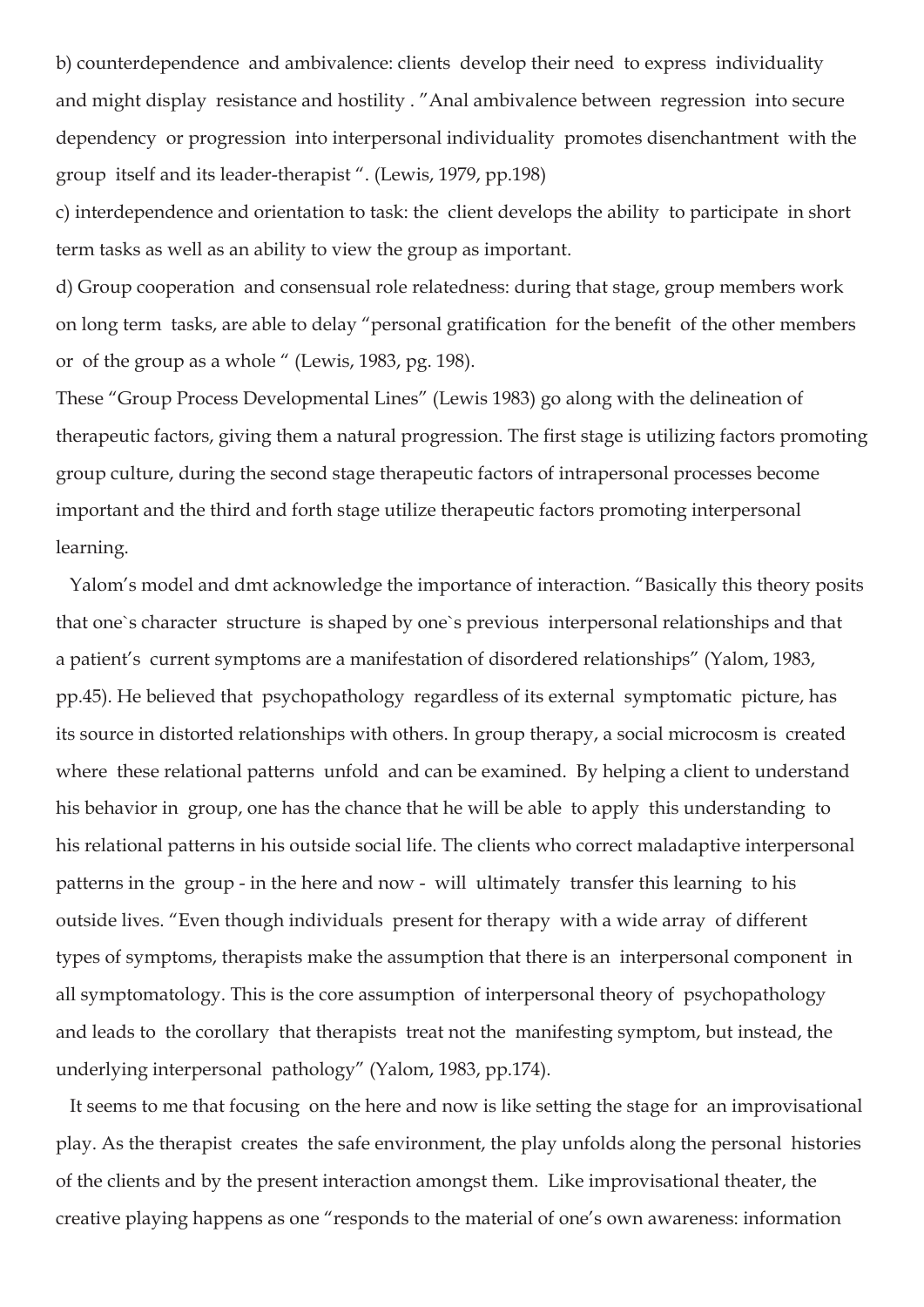b) counterdependence and ambivalence: clients develop their need to express individuality and might display resistance and hostility . "Anal ambivalence between regression into secure dependency or progression into interpersonal individuality promotes disenchantment with the group itself and its leader-therapist ". (Lewis, 1979, pp.198)

c) interdependence and orientation to task: the client develops the ability to participate in short term tasks as well as an ability to view the group as important.

d) Group cooperation and consensual role relatedness: during that stage, group members work on long term tasks, are able to delay "personal gratification for the benefit of the other members or of the group as a whole " (Lewis, 1983, pg. 198).

These "Group Process Developmental Lines" (Lewis 1983) go along with the delineation of therapeutic factors, giving them a natural progression. The first stage is utilizing factors promoting group culture, during the second stage therapeutic factors of intrapersonal processes become important and the third and forth stage utilize therapeutic factors promoting interpersonal learning.

Yalom's model and dmt acknowledge the importance of interaction. "Basically this theory posits that one`s character structure is shaped by one`s previous interpersonal relationships and that a patient's current symptoms are a manifestation of disordered relationships" (Yalom, 1983, pp.45). He believed that psychopathology regardless of its external symptomatic picture, has its source in distorted relationships with others. In group therapy, a social microcosm is created where these relational patterns unfold and can be examined. By helping a client to understand his behavior in group, one has the chance that he will be able to apply this understanding to his relational patterns in his outside social life. The clients who correct maladaptive interpersonal patterns in the group - in the here and now - will ultimately transfer this learning to his outside lives. "Even though individuals present for therapy with a wide array of different types of symptoms, therapists make the assumption that there is an interpersonal component in all symptomatology. This is the core assumption of interpersonal theory of psychopathology and leads to the corollary that therapists treat not the manifesting symptom, but instead, the underlying interpersonal pathology" (Yalom, 1983, pp.174).

It seems to me that focusing on the here and now is like setting the stage for an improvisational play. As the therapist creates the safe environment, the play unfolds along the personal histories of the clients and by the present interaction amongst them. Like improvisational theater, the creative playing happens as one "responds to the material of one's own awareness: information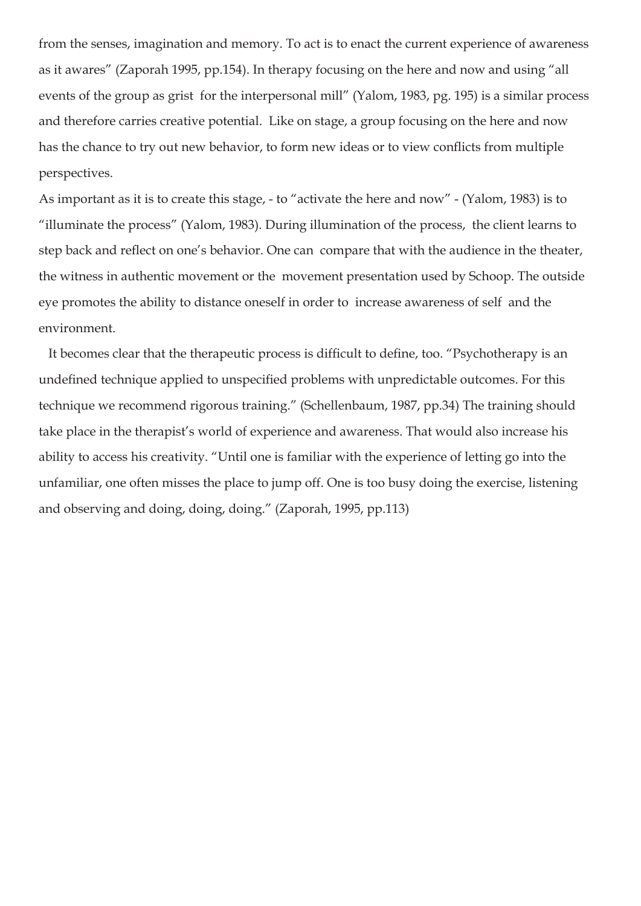from the senses, imagination and memory. To act is to enact the current experience of awareness as it awares" (Zaporah 1995, pp.154). In therapy focusing on the here and now and using "all events of the group as grist for the interpersonal mill" (Yalom, 1983, pg. 195) is a similar process and therefore carries creative potential. Like on stage, a group focusing on the here and now has the chance to try out new behavior, to form new ideas or to view conflicts from multiple perspectives.

As important as it is to create this stage, - to "activate the here and now" - (Yalom, 1983) is to "illuminate the process" (Yalom, 1983). During illumination of the process, the client learns to step back and reflect on one's behavior. One can compare that with the audience in the theater, the witness in authentic movement or the movement presentation used by Schoop. The outside eye promotes the ability to distance oneself in order to increase awareness of self and the environment.

It becomes clear that the therapeutic process is difficult to define, too. "Psychotherapy is an undefined technique applied to unspecified problems with unpredictable outcomes. For this technique we recommend rigorous training." (Schellenbaum, 1987, pp.34) The training should take place in the therapist's world of experience and awareness. That would also increase his ability to access his creativity. "Until one is familiar with the experience of letting go into the unfamiliar, one often misses the place to jump off. One is too busy doing the exercise, listening and observing and doing, doing, doing." (Zaporah, 1995, pp.113)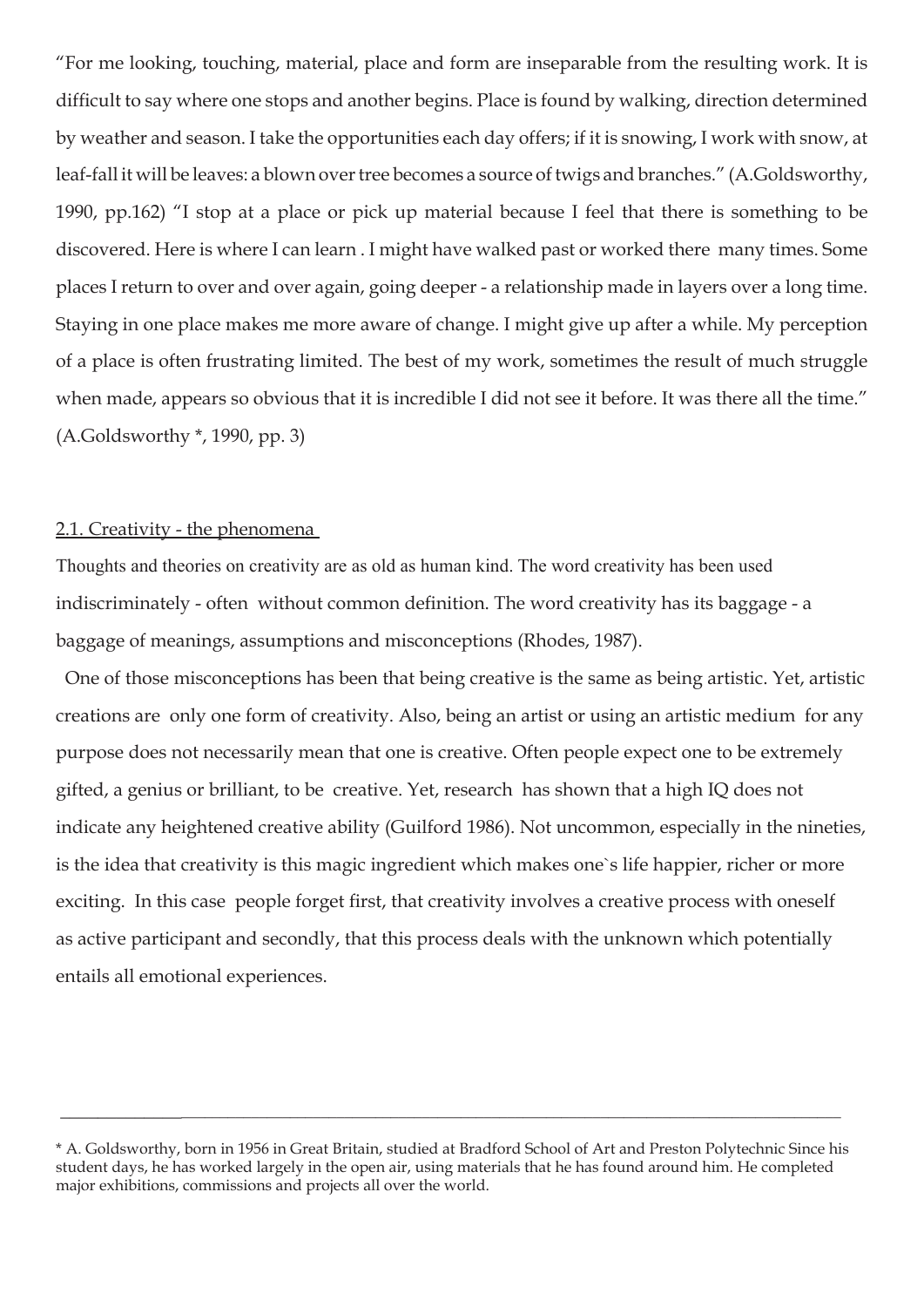"For me looking, touching, material, place and form are inseparable from the resulting work. It is difficult to say where one stops and another begins. Place is found by walking, direction determined by weather and season. I take the opportunities each day offers; if it is snowing, I work with snow, at leaf-fall it will be leaves: a blown over tree becomes a source of twigs and branches." (A.Goldsworthy, 1990, pp.162) "I stop at a place or pick up material because I feel that there is something to be discovered. Here is where I can learn . I might have walked past or worked there many times. Some places I return to over and over again, going deeper - a relationship made in layers over a long time. Staying in one place makes me more aware of change. I might give up after a while. My perception of a place is often frustrating limited. The best of my work, sometimes the result of much struggle when made, appears so obvious that it is incredible I did not see it before. It was there all the time." (A.Goldsworthy *, 1990, pp. 3)

## 2.1. Creativity - the phenomena

Thoughts and theories on creativity are as old as human kind. The word creativity has been used indiscriminately - often without common definition. The word creativity has its baggage - a baggage of meanings, assumptions and misconceptions (Rhodes, 1987).

One of those misconceptions has been that being creative is the same as being artistic. Yet, artistic creations are only one form of creativity. Also, being an artist or using an artistic medium for any purpose does not necessarily mean that one is creative. Often people expect one to be extremely gifted, a genius or brilliant, to be creative. Yet, research has shown that a high IQ does not indicate any heightened creative ability (Guilford 1986). Not uncommon, especially in the nineties, is the idea that creativity is this magic ingredient which makes one`s life happier, richer or more exciting. In this case people forget first, that creativity involves a creative process with oneself as active participant and secondly, that this process deals with the unknown which potentially entails all emotional experiences.

---

* A. Goldsworthy, born in 1956 in Great Britain, studied at Bradford School of Art and Preston Polytechnic Since his student days, he has worked largely in the open air, using materials that he has found around him. He completed major exhibitions, commissions and projects all over the world.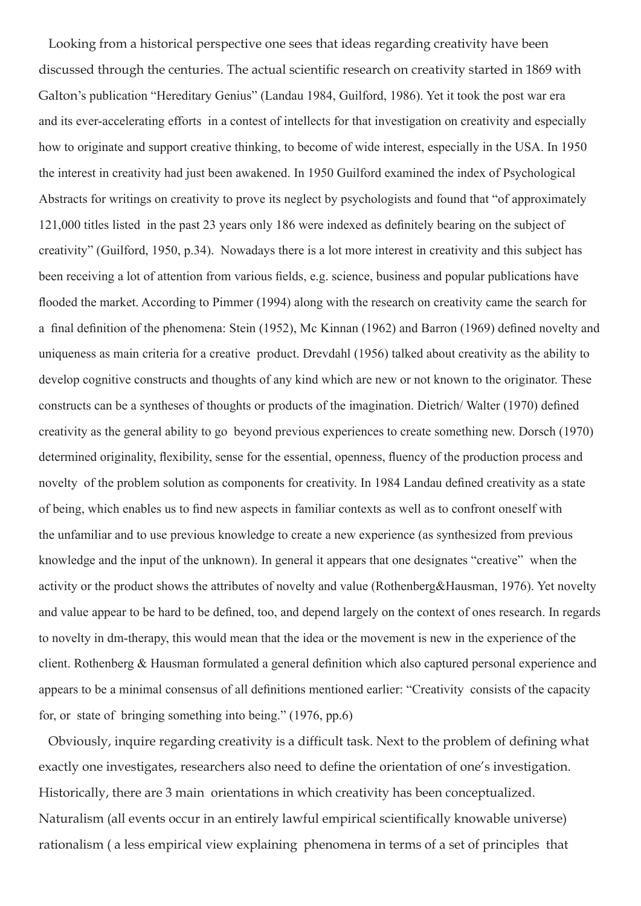Looking from a historical perspective one sees that ideas regarding creativity have been discussed through the centuries. The actual scientific research on creativity started in 1869 with Galton's publication "Hereditary Genius" (Landau 1984, Guilford, 1986). Yet it took the post war era and its ever-accelerating efforts in a contest of intellects for that investigation on creativity and especially how to originate and support creative thinking, to become of wide interest, especially in the USA. In 1950 the interest in creativity had just been awakened. In 1950 Guilford examined the index of Psychological Abstracts for writings on creativity to prove its neglect by psychologists and found that "of approximately 121,000 titles listed in the past 23 years only 186 were indexed as definitely bearing on the subject of creativity" (Guilford, 1950, p.34). Nowadays there is a lot more interest in creativity and this subject has been receiving a lot of attention from various fields, e.g. science, business and popular publications have flooded the market. According to Pimmer (1994) along with the research on creativity came the search for a final definition of the phenomena: Stein (1952), Mc Kinnan (1962) and Barron (1969) defined novelty and uniqueness as main criteria for a creative product. Drevdahl (1956) talked about creativity as the ability to develop cognitive constructs and thoughts of any kind which are new or not known to the originator. These constructs can be a syntheses of thoughts or products of the imagination. Dietrich/ Walter (1970) defined creativity as the general ability to go beyond previous experiences to create something new. Dorsch (1970) determined originality, flexibility, sense for the essential, openness, fluency of the production process and novelty of the problem solution as components for creativity. In 1984 Landau defined creativity as a state of being, which enables us to find new aspects in familiar contexts as well as to confront oneself with the unfamiliar and to use previous knowledge to create a new experience (as synthesized from previous knowledge and the input of the unknown). In general it appears that one designates "creative" when the activity or the product shows the attributes of novelty and value (Rothenberg&Hausman, 1976). Yet novelty and value appear to be hard to be defined, too, and depend largely on the context of ones research. In regards to novelty in dm-therapy, this would mean that the idea or the movement is new in the experience of the client. Rothenberg & Hausman formulated a general definition which also captured personal experience and appears to be a minimal consensus of all definitions mentioned earlier: "Creativity consists of the capacity for, or state of bringing something into being." (1976, pp.6)

Obviously, inquire regarding creativity is a difficult task. Next to the problem of defining what exactly one investigates, researchers also need to define the orientation of one's investigation. Historically, there are 3 main orientations in which creativity has been conceptualized. Naturalism (all events occur in an entirely lawful empirical scientifically knowable universe) rationalism ( a less empirical view explaining phenomena in terms of a set of principles that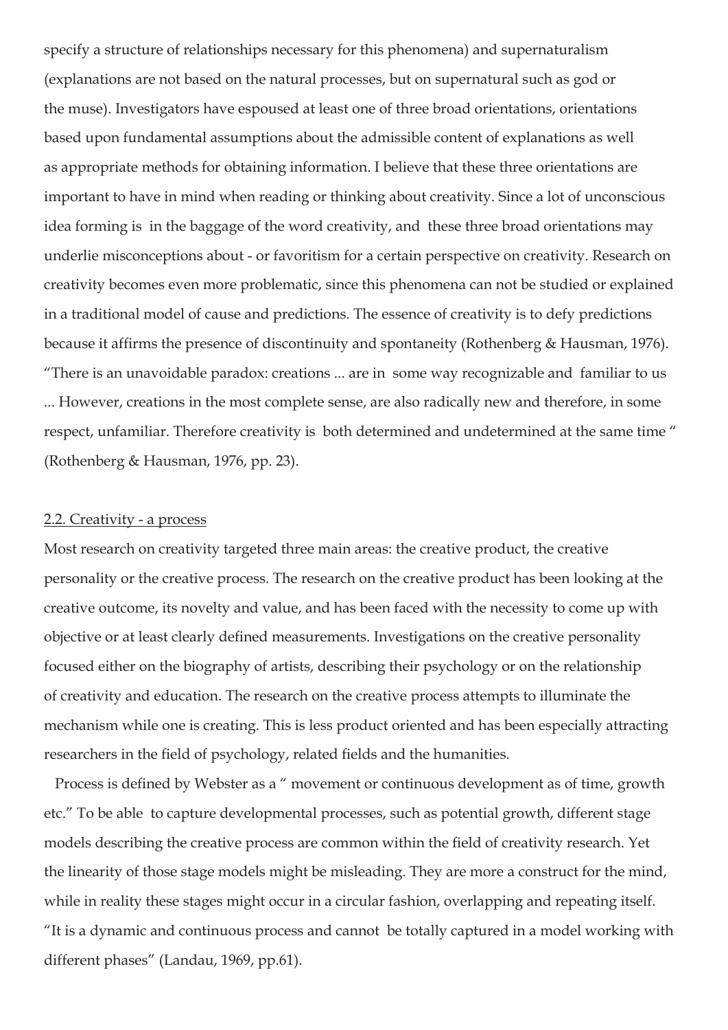specify a structure of relationships necessary for this phenomena) and supernaturalism (explanations are not based on the natural processes, but on supernatural such as god or the muse). Investigators have espoused at least one of three broad orientations, orientations based upon fundamental assumptions about the admissible content of explanations as well as appropriate methods for obtaining information. I believe that these three orientations are important to have in mind when reading or thinking about creativity. Since a lot of unconscious idea forming is in the baggage of the word creativity, and these three broad orientations may underlie misconceptions about - or favoritism for a certain perspective on creativity. Research on creativity becomes even more problematic, since this phenomena can not be studied or explained in a traditional model of cause and predictions. The essence of creativity is to defy predictions because it affirms the presence of discontinuity and spontaneity (Rothenberg & Hausman, 1976). "There is an unavoidable paradox: creations ... are in some way recognizable and familiar to us ... However, creations in the most complete sense, are also radically new and therefore, in some respect, unfamiliar. Therefore creativity is both determined and undetermined at the same time " (Rothenberg & Hausman, 1976, pp. 23).

## 2.2. Creativity - a process

Most research on creativity targeted three main areas: the creative product, the creative personality or the creative process. The research on the creative product has been looking at the creative outcome, its novelty and value, and has been faced with the necessity to come up with objective or at least clearly defined measurements. Investigations on the creative personality focused either on the biography of artists, describing their psychology or on the relationship of creativity and education. The research on the creative process attempts to illuminate the mechanism while one is creating. This is less product oriented and has been especially attracting researchers in the field of psychology, related fields and the humanities.

Process is defined by Webster as a " movement or continuous development as of time, growth etc." To be able to capture developmental processes, such as potential growth, different stage models describing the creative process are common within the field of creativity research. Yet the linearity of those stage models might be misleading. They are more a construct for the mind, while in reality these stages might occur in a circular fashion, overlapping and repeating itself. "It is a dynamic and continuous process and cannot be totally captured in a model working with different phases" (Landau, 1969, pp.61).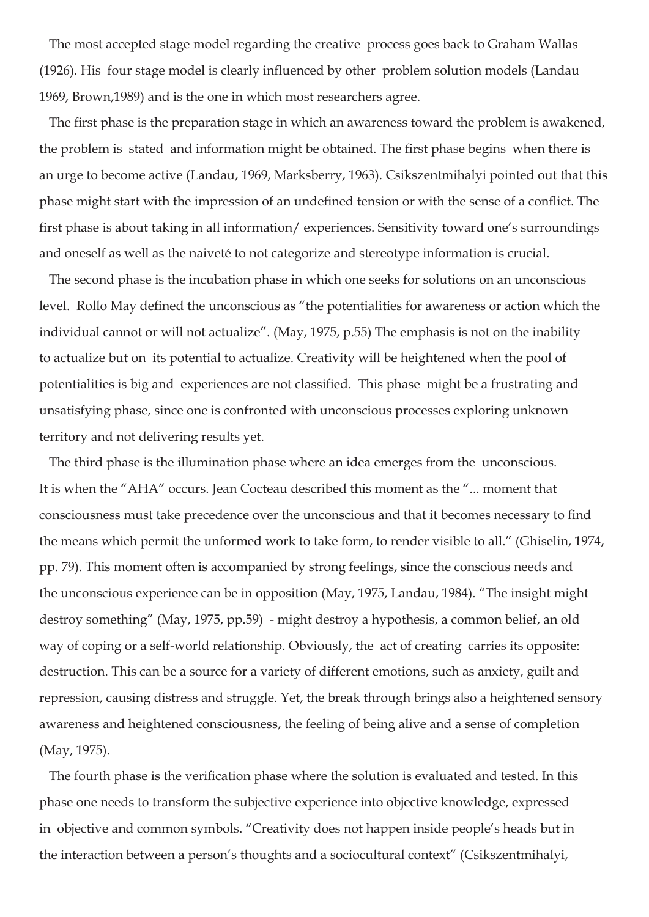The most accepted stage model regarding the creative process goes back to Graham Wallas (1926). His four stage model is clearly influenced by other problem solution models (Landau 1969, Brown,1989) and is the one in which most researchers agree.

The first phase is the preparation stage in which an awareness toward the problem is awakened, the problem is stated and information might be obtained. The first phase begins when there is an urge to become active (Landau, 1969, Marksberry, 1963). Csikszentmihalyi pointed out that this phase might start with the impression of an undefined tension or with the sense of a conflict. The first phase is about taking in all information/ experiences. Sensitivity toward one's surroundings and oneself as well as the naiveté to not categorize and stereotype information is crucial.

The second phase is the incubation phase in which one seeks for solutions on an unconscious level. Rollo May defined the unconscious as "the potentialities for awareness or action which the individual cannot or will not actualize". (May, 1975, p.55) The emphasis is not on the inability to actualize but on its potential to actualize. Creativity will be heightened when the pool of potentialities is big and experiences are not classified. This phase might be a frustrating and unsatisfying phase, since one is confronted with unconscious processes exploring unknown territory and not delivering results yet.

The third phase is the illumination phase where an idea emerges from the unconscious. It is when the "AHA" occurs. Jean Cocteau described this moment as the "... moment that consciousness must take precedence over the unconscious and that it becomes necessary to find the means which permit the unformed work to take form, to render visible to all." (Ghiselin, 1974, pp. 79). This moment often is accompanied by strong feelings, since the conscious needs and the unconscious experience can be in opposition (May, 1975, Landau, 1984). "The insight might destroy something" (May, 1975, pp.59) - might destroy a hypothesis, a common belief, an old way of coping or a self-world relationship. Obviously, the act of creating carries its opposite: destruction. This can be a source for a variety of different emotions, such as anxiety, guilt and repression, causing distress and struggle. Yet, the break through brings also a heightened sensory awareness and heightened consciousness, the feeling of being alive and a sense of completion (May, 1975).

The fourth phase is the verification phase where the solution is evaluated and tested. In this phase one needs to transform the subjective experience into objective knowledge, expressed in objective and common symbols. "Creativity does not happen inside people's heads but in the interaction between a person's thoughts and a sociocultural context" (Csikszentmihalyi,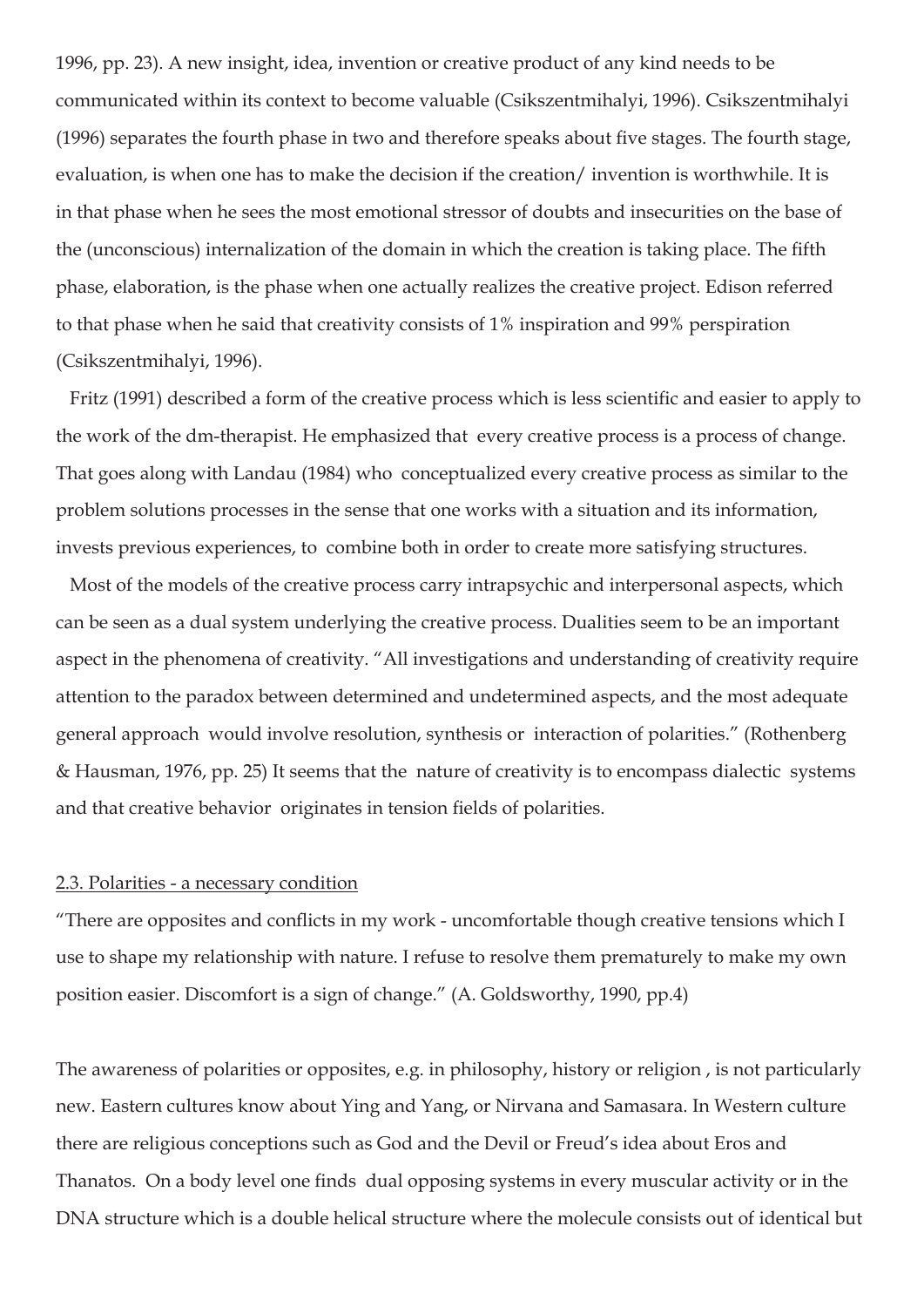1996, pp. 23). A new insight, idea, invention or creative product of any kind needs to be communicated within its context to become valuable (Csikszentmihalyi, 1996). Csikszentmihalyi (1996) separates the fourth phase in two and therefore speaks about five stages. The fourth stage, evaluation, is when one has to make the decision if the creation/ invention is worthwhile. It is in that phase when he sees the most emotional stressor of doubts and insecurities on the base of the (unconscious) internalization of the domain in which the creation is taking place. The fifth phase, elaboration, is the phase when one actually realizes the creative project. Edison referred to that phase when he said that creativity consists of 1% inspiration and 99% perspiration (Csikszentmihalyi, 1996).

Fritz (1991) described a form of the creative process which is less scientific and easier to apply to the work of the dm-therapist. He emphasized that every creative process is a process of change. That goes along with Landau (1984) who conceptualized every creative process as similar to the problem solutions processes in the sense that one works with a situation and its information, invests previous experiences, to combine both in order to create more satisfying structures.

Most of the models of the creative process carry intrapsychic and interpersonal aspects, which can be seen as a dual system underlying the creative process. Dualities seem to be an important aspect in the phenomena of creativity. "All investigations and understanding of creativity require attention to the paradox between determined and undetermined aspects, and the most adequate general approach would involve resolution, synthesis or interaction of polarities." (Rothenberg & Hausman, 1976, pp. 25) It seems that the nature of creativity is to encompass dialectic systems and that creative behavior originates in tension fields of polarities.

### 2.3. Polarities - a necessary condition

"There are opposites and conflicts in my work - uncomfortable though creative tensions which I use to shape my relationship with nature. I refuse to resolve them prematurely to make my own position easier. Discomfort is a sign of change." (A. Goldsworthy, 1990, pp.4)

The awareness of polarities or opposites, e.g. in philosophy, history or religion , is not particularly new. Eastern cultures know about Ying and Yang, or Nirvana and Samasara. In Western culture there are religious conceptions such as God and the Devil or Freud's idea about Eros and Thanatos. On a body level one finds dual opposing systems in every muscular activity or in the DNA structure which is a double helical structure where the molecule consists out of identical but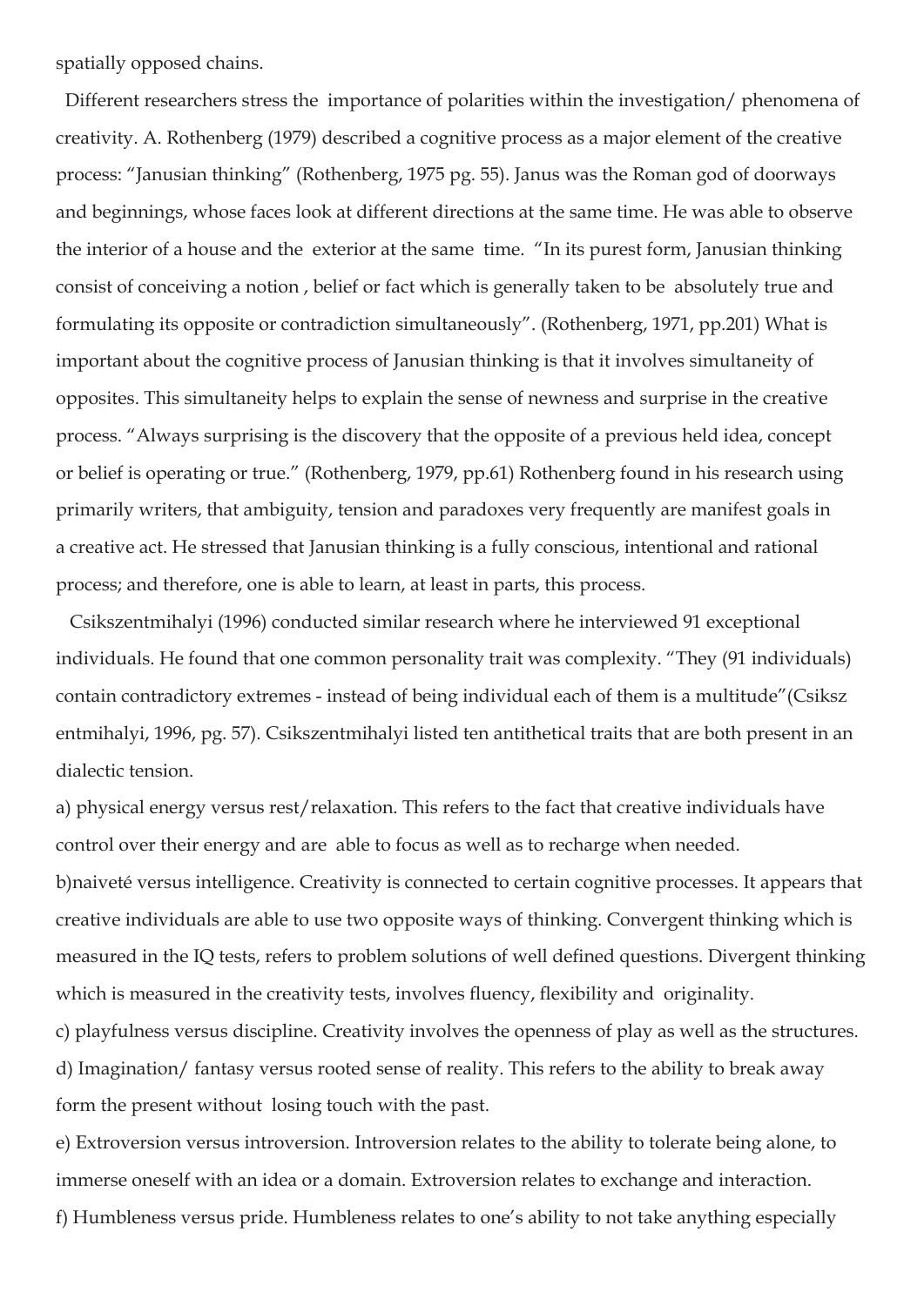spatially opposed chains.

Different researchers stress the importance of polarities within the investigation/ phenomena of creativity. A. Rothenberg (1979) described a cognitive process as a major element of the creative process: "Janusian thinking" (Rothenberg, 1975 pg. 55). Janus was the Roman god of doorways and beginnings, whose faces look at different directions at the same time. He was able to observe the interior of a house and the exterior at the same time. "In its purest form, Janusian thinking consist of conceiving a notion , belief or fact which is generally taken to be absolutely true and formulating its opposite or contradiction simultaneously". (Rothenberg, 1971, pp.201) What is important about the cognitive process of Janusian thinking is that it involves simultaneity of opposites. This simultaneity helps to explain the sense of newness and surprise in the creative process. "Always surprising is the discovery that the opposite of a previous held idea, concept or belief is operating or true." (Rothenberg, 1979, pp.61) Rothenberg found in his research using primarily writers, that ambiguity, tension and paradoxes very frequently are manifest goals in a creative act. He stressed that Janusian thinking is a fully conscious, intentional and rational process; and therefore, one is able to learn, at least in parts, this process.

Csikszentmihalyi (1996) conducted similar research where he interviewed 91 exceptional individuals. He found that one common personality trait was complexity. "They (91 individuals) contain contradictory extremes - instead of being individual each of them is a multitude"(Csiksz entmihalyi, 1996, pg. 57). Csikszentmihalyi listed ten antithetical traits that are both present in an dialectic tension.

a) physical energy versus rest/relaxation. This refers to the fact that creative individuals have control over their energy and are able to focus as well as to recharge when needed.

b)naiveté versus intelligence. Creativity is connected to certain cognitive processes. It appears that creative individuals are able to use two opposite ways of thinking. Convergent thinking which is measured in the IQ tests, refers to problem solutions of well defined questions. Divergent thinking which is measured in the creativity tests, involves fluency, flexibility and originality.

c) playfulness versus discipline. Creativity involves the openness of play as well as the structures.

d) Imagination/ fantasy versus rooted sense of reality. This refers to the ability to break away form the present without losing touch with the past.

e) Extroversion versus introversion. Introversion relates to the ability to tolerate being alone, to immerse oneself with an idea or a domain. Extroversion relates to exchange and interaction.

f) Humbleness versus pride. Humbleness relates to one's ability to not take anything especially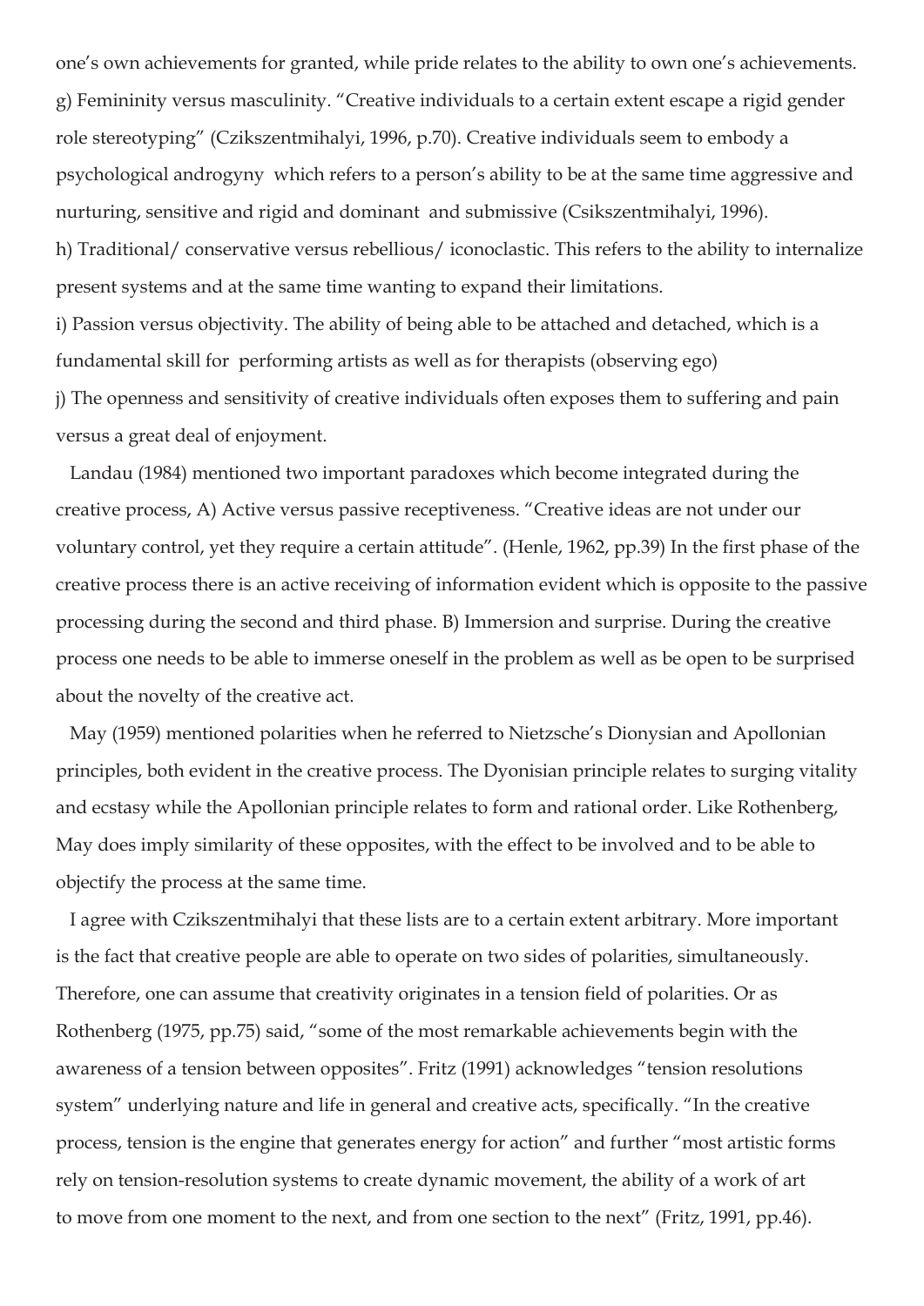one's own achievements for granted, while pride relates to the ability to own one's achievements.

g) Femininity versus masculinity. "Creative individuals to a certain extent escape a rigid gender role stereotyping" (Czikszentmihalyi, 1996, p.70). Creative individuals seem to embody a psychological androgyny which refers to a person's ability to be at the same time aggressive and nurturing, sensitive and rigid and dominant and submissive (Csikszentmihalyi, 1996).

h) Traditional/ conservative versus rebellious/ iconoclastic. This refers to the ability to internalize present systems and at the same time wanting to expand their limitations.

i) Passion versus objectivity. The ability of being able to be attached and detached, which is a fundamental skill for performing artists as well as for therapists (observing ego)

j) The openness and sensitivity of creative individuals often exposes them to suffering and pain versus a great deal of enjoyment.

Landau (1984) mentioned two important paradoxes which become integrated during the creative process, A) Active versus passive receptiveness. "Creative ideas are not under our voluntary control, yet they require a certain attitude". (Henle, 1962, pp.39) In the first phase of the creative process there is an active receiving of information evident which is opposite to the passive processing during the second and third phase. B) Immersion and surprise. During the creative process one needs to be able to immerse oneself in the problem as well as be open to be surprised about the novelty of the creative act.

May (1959) mentioned polarities when he referred to Nietzsche's Dionysian and Apollonian principles, both evident in the creative process. The Dyonisian principle relates to surging vitality and ecstasy while the Apollonian principle relates to form and rational order. Like Rothenberg, May does imply similarity of these opposites, with the effect to be involved and to be able to objectify the process at the same time.

I agree with Czikszentmihalyi that these lists are to a certain extent arbitrary. More important is the fact that creative people are able to operate on two sides of polarities, simultaneously. Therefore, one can assume that creativity originates in a tension field of polarities. Or as Rothenberg (1975, pp.75) said, "some of the most remarkable achievements begin with the awareness of a tension between opposites". Fritz (1991) acknowledges "tension resolutions system" underlying nature and life in general and creative acts, specifically. "In the creative process, tension is the engine that generates energy for action" and further "most artistic forms rely on tension-resolution systems to create dynamic movement, the ability of a work of art to move from one moment to the next, and from one section to the next" (Fritz, 1991, pp.46).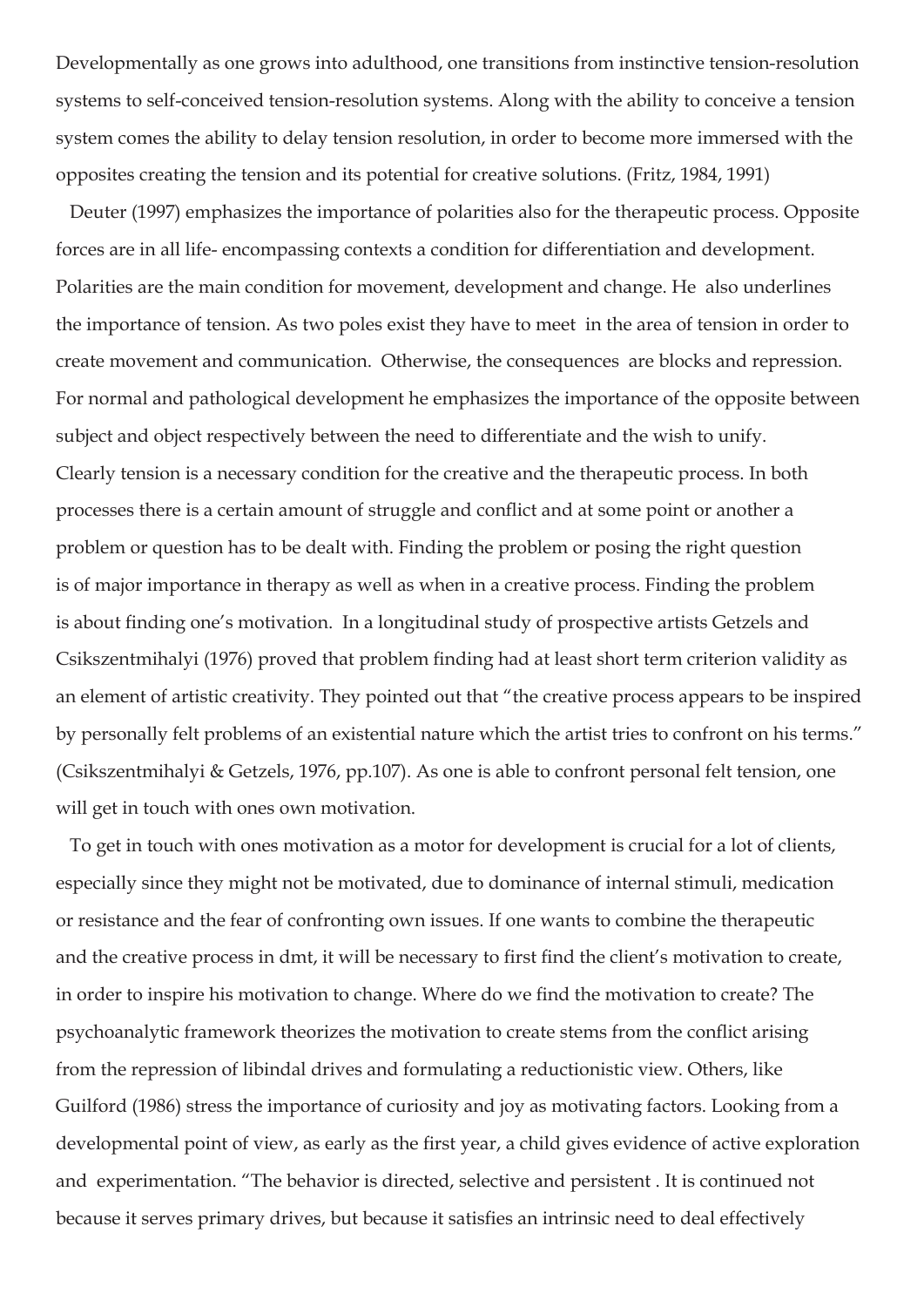Developmentally as one grows into adulthood, one transitions from instinctive tension-resolution systems to self-conceived tension-resolution systems. Along with the ability to conceive a tension system comes the ability to delay tension resolution, in order to become more immersed with the opposites creating the tension and its potential for creative solutions. (Fritz, 1984, 1991)

Deuter (1997) emphasizes the importance of polarities also for the therapeutic process. Opposite forces are in all life- encompassing contexts a condition for differentiation and development. Polarities are the main condition for movement, development and change. He also underlines the importance of tension. As two poles exist they have to meet in the area of tension in order to create movement and communication. Otherwise, the consequences are blocks and repression. For normal and pathological development he emphasizes the importance of the opposite between subject and object respectively between the need to differentiate and the wish to unify.
Clearly tension is a necessary condition for the creative and the therapeutic process. In both processes there is a certain amount of struggle and conflict and at some point or another a problem or question has to be dealt with. Finding the problem or posing the right question is of major importance in therapy as well as when in a creative process. Finding the problem is about finding one's motivation. In a longitudinal study of prospective artists Getzels and Csikszentmihalyi (1976) proved that problem finding had at least short term criterion validity as an element of artistic creativity. They pointed out that "the creative process appears to be inspired by personally felt problems of an existential nature which the artist tries to confront on his terms." (Csikszentmihalyi & Getzels, 1976, pp.107). As one is able to confront personal felt tension, one will get in touch with ones own motivation.

To get in touch with ones motivation as a motor for development is crucial for a lot of clients, especially since they might not be motivated, due to dominance of internal stimuli, medication or resistance and the fear of confronting own issues. If one wants to combine the therapeutic and the creative process in dmt, it will be necessary to first find the client's motivation to create, in order to inspire his motivation to change. Where do we find the motivation to create? The psychoanalytic framework theorizes the motivation to create stems from the conflict arising from the repression of libindal drives and formulating a reductionistic view. Others, like Guilford (1986) stress the importance of curiosity and joy as motivating factors. Looking from a developmental point of view, as early as the first year, a child gives evidence of active exploration and experimentation. "The behavior is directed, selective and persistent . It is continued not because it serves primary drives, but because it satisfies an intrinsic need to deal effectively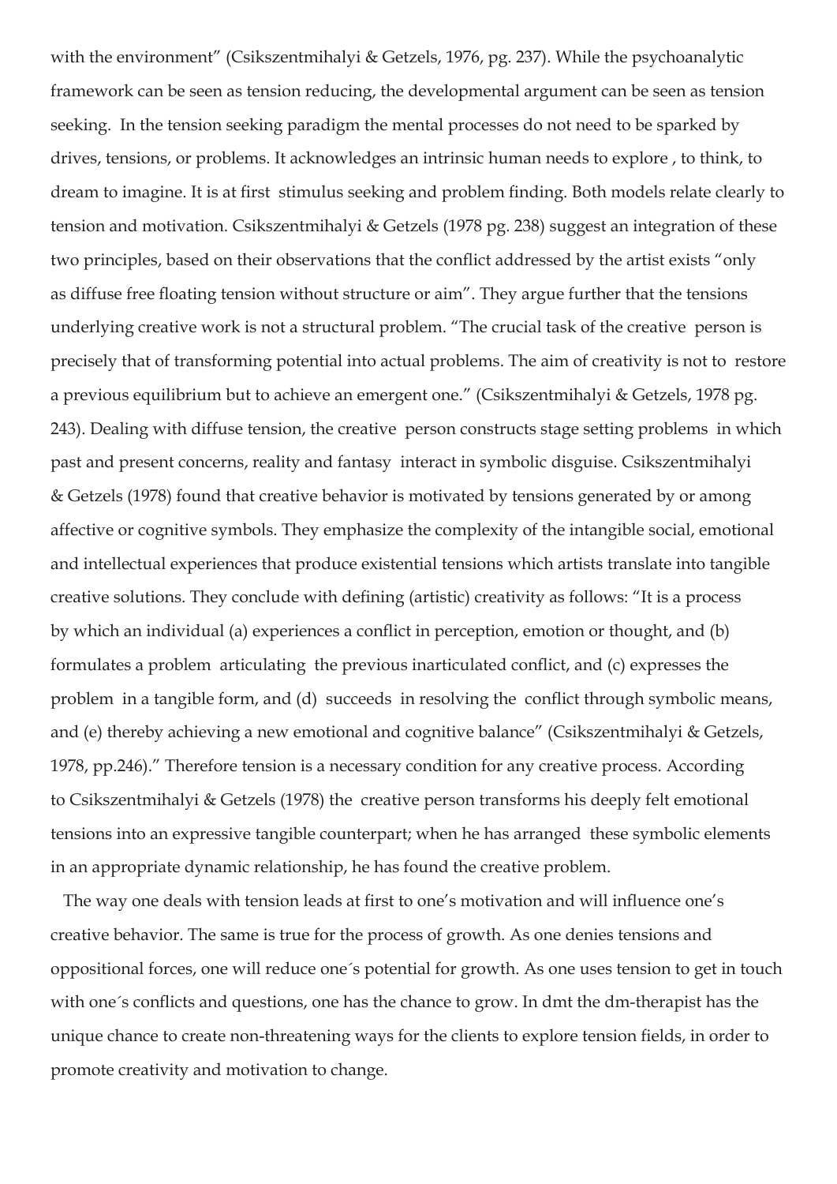with the environment" (Csikszentmihalyi & Getzels, 1976, pg. 237). While the psychoanalytic framework can be seen as tension reducing, the developmental argument can be seen as tension seeking. In the tension seeking paradigm the mental processes do not need to be sparked by drives, tensions, or problems. It acknowledges an intrinsic human needs to explore , to think, to dream to imagine. It is at first stimulus seeking and problem finding. Both models relate clearly to tension and motivation. Csikszentmihalyi & Getzels (1978 pg. 238) suggest an integration of these two principles, based on their observations that the conflict addressed by the artist exists "only as diffuse free floating tension without structure or aim". They argue further that the tensions underlying creative work is not a structural problem. "The crucial task of the creative person is precisely that of transforming potential into actual problems. The aim of creativity is not to restore a previous equilibrium but to achieve an emergent one." (Csikszentmihalyi & Getzels, 1978 pg. 243). Dealing with diffuse tension, the creative person constructs stage setting problems in which past and present concerns, reality and fantasy interact in symbolic disguise. Csikszentmihalyi & Getzels (1978) found that creative behavior is motivated by tensions generated by or among affective or cognitive symbols. They emphasize the complexity of the intangible social, emotional and intellectual experiences that produce existential tensions which artists translate into tangible creative solutions. They conclude with defining (artistic) creativity as follows: "It is a process by which an individual (a) experiences a conflict in perception, emotion or thought, and (b) formulates a problem articulating the previous inarticulated conflict, and (c) expresses the problem in a tangible form, and (d) succeeds in resolving the conflict through symbolic means, and (e) thereby achieving a new emotional and cognitive balance" (Csikszentmihalyi & Getzels, 1978, pp.246)." Therefore tension is a necessary condition for any creative process. According to Csikszentmihalyi & Getzels (1978) the creative person transforms his deeply felt emotional tensions into an expressive tangible counterpart; when he has arranged these symbolic elements in an appropriate dynamic relationship, he has found the creative problem.

The way one deals with tension leads at first to one's motivation and will influence one's creative behavior. The same is true for the process of growth. As one denies tensions and oppositional forces, one will reduce one´s potential for growth. As one uses tension to get in touch with one´s conflicts and questions, one has the chance to grow. In dmt the dm-therapist has the unique chance to create non-threatening ways for the clients to explore tension fields, in order to promote creativity and motivation to change.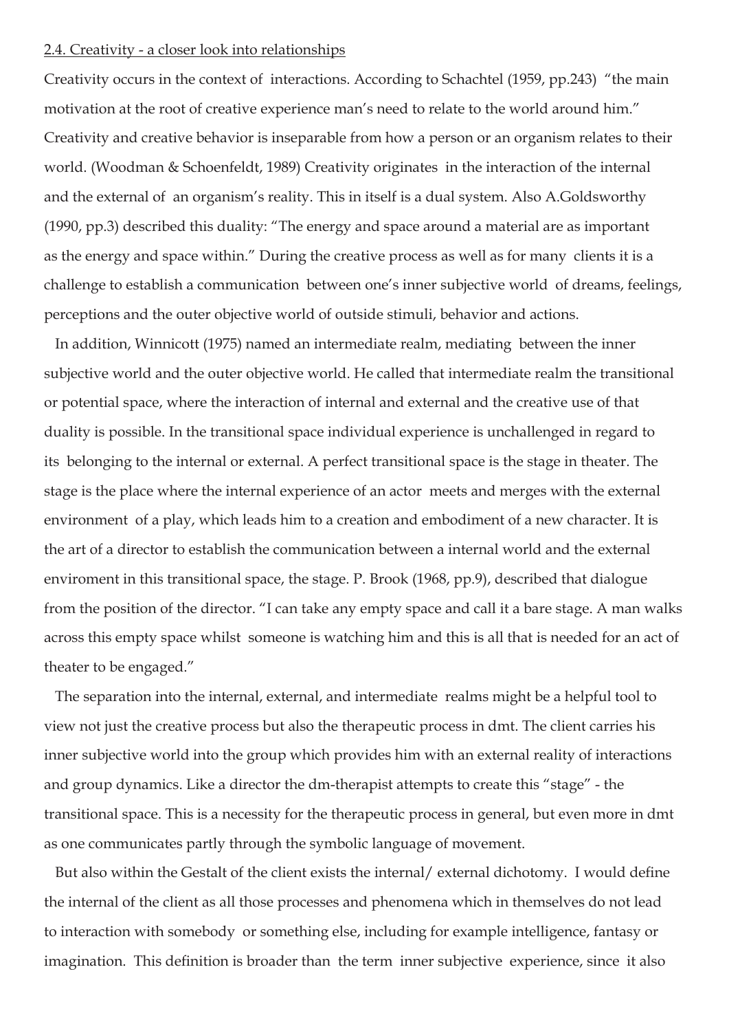2.4. Creativity - a closer look into relationships

Creativity occurs in the context of interactions. According to Schachtel (1959, pp.243) "the main motivation at the root of creative experience man's need to relate to the world around him." Creativity and creative behavior is inseparable from how a person or an organism relates to their world. (Woodman & Schoenfeldt, 1989) Creativity originates in the interaction of the internal and the external of an organism's reality. This in itself is a dual system. Also A.Goldsworthy (1990, pp.3) described this duality: "The energy and space around a material are as important as the energy and space within." During the creative process as well as for many clients it is a challenge to establish a communication between one's inner subjective world of dreams, feelings, perceptions and the outer objective world of outside stimuli, behavior and actions.

In addition, Winnicott (1975) named an intermediate realm, mediating between the inner subjective world and the outer objective world. He called that intermediate realm the transitional or potential space, where the interaction of internal and external and the creative use of that duality is possible. In the transitional space individual experience is unchallenged in regard to its belonging to the internal or external. A perfect transitional space is the stage in theater. The stage is the place where the internal experience of an actor meets and merges with the external environment of a play, which leads him to a creation and embodiment of a new character. It is the art of a director to establish the communication between a internal world and the external enviroment in this transitional space, the stage. P. Brook (1968, pp.9), described that dialogue from the position of the director. "I can take any empty space and call it a bare stage. A man walks across this empty space whilst someone is watching him and this is all that is needed for an act of theater to be engaged."

The separation into the internal, external, and intermediate realms might be a helpful tool to view not just the creative process but also the therapeutic process in dmt. The client carries his inner subjective world into the group which provides him with an external reality of interactions and group dynamics. Like a director the dm-therapist attempts to create this "stage" - the transitional space. This is a necessity for the therapeutic process in general, but even more in dmt as one communicates partly through the symbolic language of movement.

But also within the Gestalt of the client exists the internal/ external dichotomy. I would define the internal of the client as all those processes and phenomena which in themselves do not lead to interaction with somebody or something else, including for example intelligence, fantasy or imagination. This definition is broader than the term inner subjective experience, since it also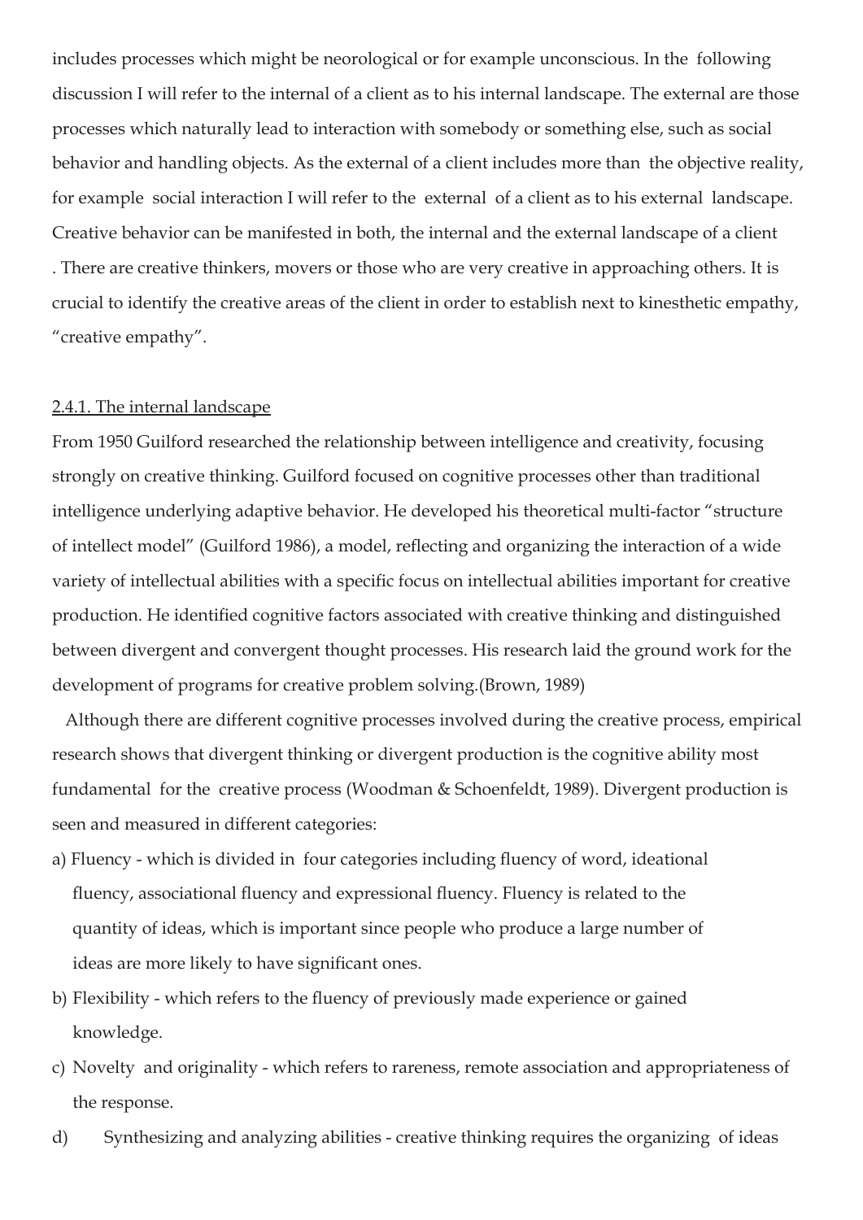includes processes which might be neorological or for example unconscious. In the following discussion I will refer to the internal of a client as to his internal landscape. The external are those processes which naturally lead to interaction with somebody or something else, such as social behavior and handling objects. As the external of a client includes more than the objective reality, for example social interaction I will refer to the external of a client as to his external landscape. Creative behavior can be manifested in both, the internal and the external landscape of a client . There are creative thinkers, movers or those who are very creative in approaching others. It is crucial to identify the creative areas of the client in order to establish next to kinesthetic empathy, "creative empathy".

### 2.4.1. The internal landscape

From 1950 Guilford researched the relationship between intelligence and creativity, focusing strongly on creative thinking. Guilford focused on cognitive processes other than traditional intelligence underlying adaptive behavior. He developed his theoretical multi-factor "structure of intellect model" (Guilford 1986), a model, reflecting and organizing the interaction of a wide variety of intellectual abilities with a specific focus on intellectual abilities important for creative production. He identified cognitive factors associated with creative thinking and distinguished between divergent and convergent thought processes. His research laid the ground work for the development of programs for creative problem solving.(Brown, 1989)

Although there are different cognitive processes involved during the creative process, empirical research shows that divergent thinking or divergent production is the cognitive ability most fundamental for the creative process (Woodman & Schoenfeldt, 1989). Divergent production is seen and measured in different categories:

a) Fluency - which is divided in four categories including fluency of word, ideational fluency, associational fluency and expressional fluency. Fluency is related to the quantity of ideas, which is important since people who produce a large number of ideas are more likely to have significant ones.

b) Flexibility - which refers to the fluency of previously made experience or gained knowledge.

c) Novelty and originality - which refers to rareness, remote association and appropriateness of the response.

d) Synthesizing and analyzing abilities - creative thinking requires the organizing of ideas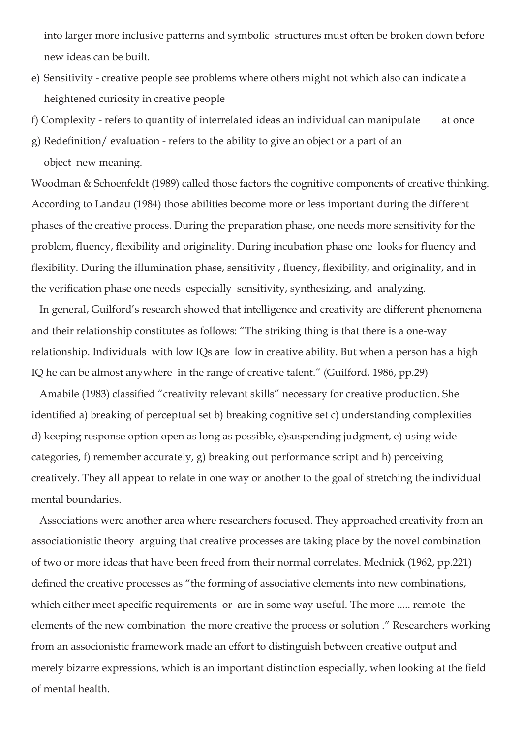into larger more inclusive patterns and symbolic structures must often be broken down before new ideas can be built.

e) Sensitivity - creative people see problems where others might not which also can indicate a heightened curiosity in creative people

f) Complexity - refers to quantity of interrelated ideas an individual can manipulate at once

g) Redefinition/ evaluation - refers to the ability to give an object or a part of an object new meaning.

Woodman & Schoenfeldt (1989) called those factors the cognitive components of creative thinking. According to Landau (1984) those abilities become more or less important during the different phases of the creative process. During the preparation phase, one needs more sensitivity for the problem, fluency, flexibility and originality. During incubation phase one looks for fluency and flexibility. During the illumination phase, sensitivity , fluency, flexibility, and originality, and in the verification phase one needs especially sensitivity, synthesizing, and analyzing.

In general, Guilford's research showed that intelligence and creativity are different phenomena and their relationship constitutes as follows: "The striking thing is that there is a one-way relationship. Individuals with low IQs are low in creative ability. But when a person has a high IQ he can be almost anywhere in the range of creative talent." (Guilford, 1986, pp.29)

Amabile (1983) classified "creativity relevant skills" necessary for creative production. She identified a) breaking of perceptual set b) breaking cognitive set c) understanding complexities d) keeping response option open as long as possible, e)suspending judgment, e) using wide categories, f) remember accurately, g) breaking out performance script and h) perceiving creatively. They all appear to relate in one way or another to the goal of stretching the individual mental boundaries.

Associations were another area where researchers focused. They approached creativity from an associationistic theory arguing that creative processes are taking place by the novel combination of two or more ideas that have been freed from their normal correlates. Mednick (1962, pp.221) defined the creative processes as "the forming of associative elements into new combinations, which either meet specific requirements or are in some way useful. The more ..... remote the elements of the new combination the more creative the process or solution ." Researchers working from an associonistic framework made an effort to distinguish between creative output and merely bizarre expressions, which is an important distinction especially, when looking at the field of mental health.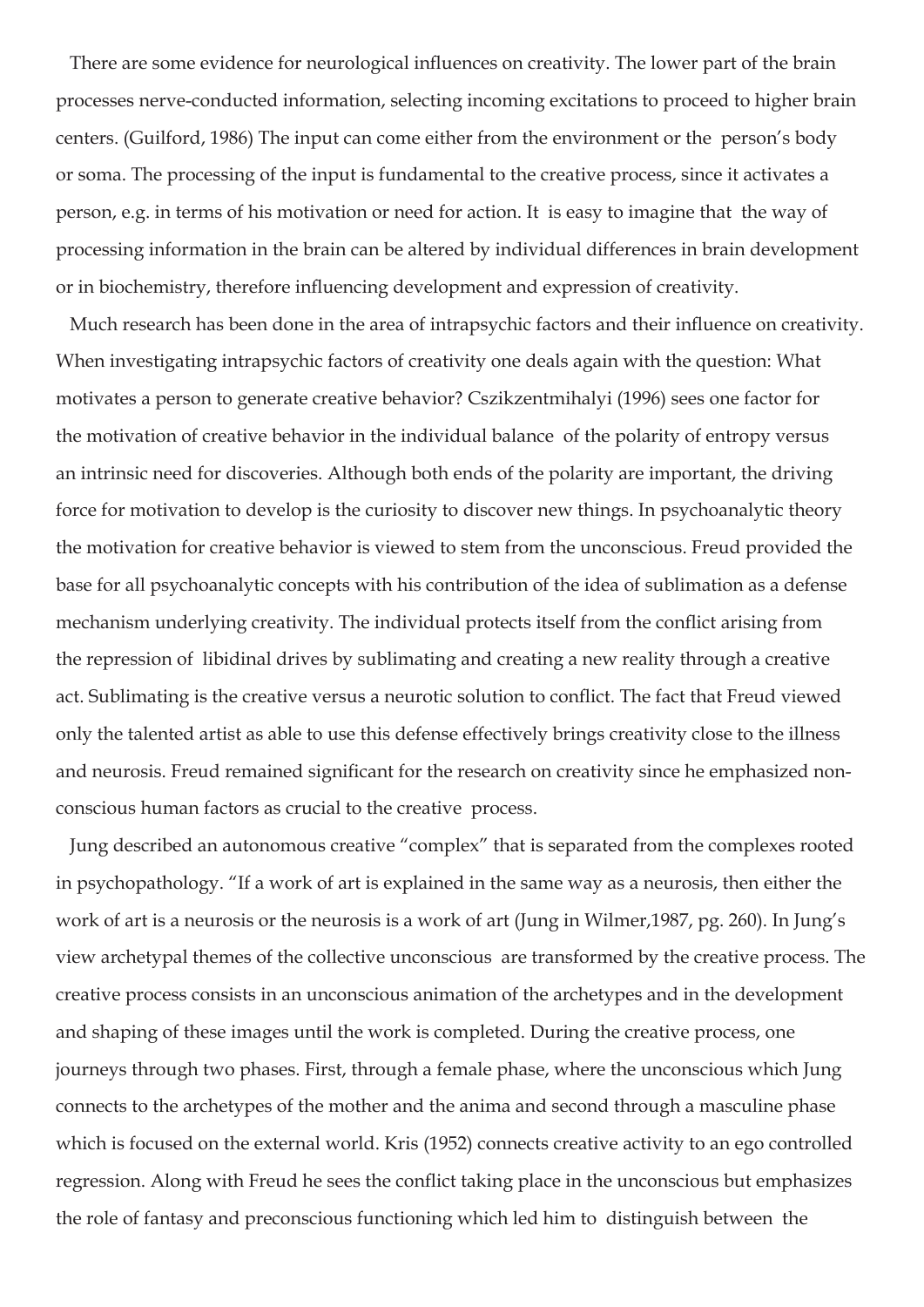There are some evidence for neurological influences on creativity. The lower part of the brain processes nerve-conducted information, selecting incoming excitations to proceed to higher brain centers. (Guilford, 1986) The input can come either from the environment or the person's body or soma. The processing of the input is fundamental to the creative process, since it activates a person, e.g. in terms of his motivation or need for action. It is easy to imagine that the way of processing information in the brain can be altered by individual differences in brain development or in biochemistry, therefore influencing development and expression of creativity.

Much research has been done in the area of intrapsychic factors and their influence on creativity. When investigating intrapsychic factors of creativity one deals again with the question: What motivates a person to generate creative behavior? Cszikzentmihalyi (1996) sees one factor for the motivation of creative behavior in the individual balance of the polarity of entropy versus an intrinsic need for discoveries. Although both ends of the polarity are important, the driving force for motivation to develop is the curiosity to discover new things. In psychoanalytic theory the motivation for creative behavior is viewed to stem from the unconscious. Freud provided the base for all psychoanalytic concepts with his contribution of the idea of sublimation as a defense mechanism underlying creativity. The individual protects itself from the conflict arising from the repression of libidinal drives by sublimating and creating a new reality through a creative act. Sublimating is the creative versus a neurotic solution to conflict. The fact that Freud viewed only the talented artist as able to use this defense effectively brings creativity close to the illness and neurosis. Freud remained significant for the research on creativity since he emphasized non-conscious human factors as crucial to the creative process.

Jung described an autonomous creative "complex" that is separated from the complexes rooted in psychopathology. "If a work of art is explained in the same way as a neurosis, then either the work of art is a neurosis or the neurosis is a work of art (Jung in Wilmer,1987, pg. 260). In Jung's view archetypal themes of the collective unconscious are transformed by the creative process. The creative process consists in an unconscious animation of the archetypes and in the development and shaping of these images until the work is completed. During the creative process, one journeys through two phases. First, through a female phase, where the unconscious which Jung connects to the archetypes of the mother and the anima and second through a masculine phase which is focused on the external world. Kris (1952) connects creative activity to an ego controlled regression. Along with Freud he sees the conflict taking place in the unconscious but emphasizes the role of fantasy and preconscious functioning which led him to distinguish between the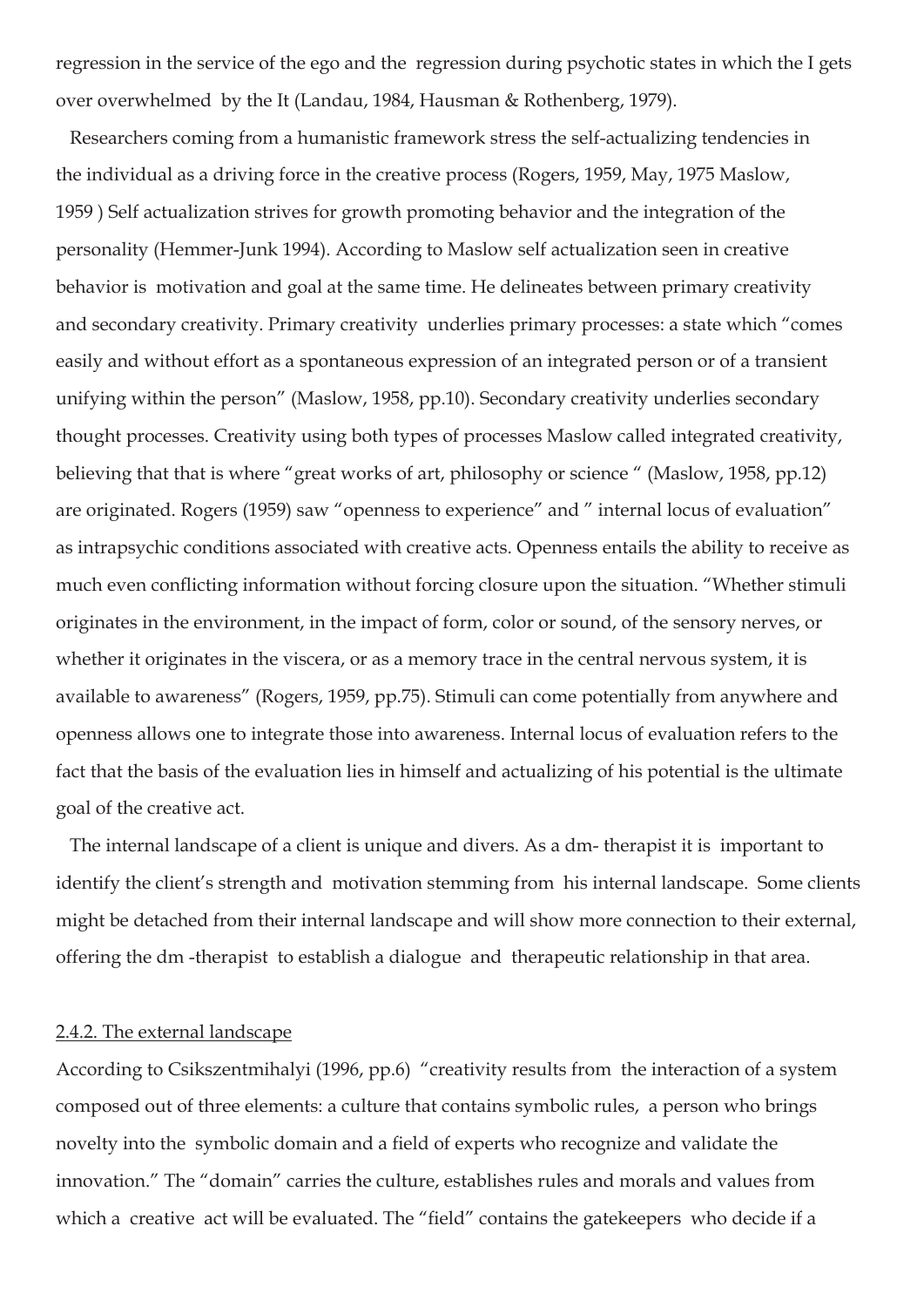regression in the service of the ego and the regression during psychotic states in which the I gets over overwhelmed by the It (Landau, 1984, Hausman & Rothenberg, 1979).

Researchers coming from a humanistic framework stress the self-actualizing tendencies in the individual as a driving force in the creative process (Rogers, 1959, May, 1975 Maslow, 1959 ) Self actualization strives for growth promoting behavior and the integration of the personality (Hemmer-Junk 1994). According to Maslow self actualization seen in creative behavior is motivation and goal at the same time. He delineates between primary creativity and secondary creativity. Primary creativity underlies primary processes: a state which "comes easily and without effort as a spontaneous expression of an integrated person or of a transient unifying within the person" (Maslow, 1958, pp.10). Secondary creativity underlies secondary thought processes. Creativity using both types of processes Maslow called integrated creativity, believing that that is where "great works of art, philosophy or science " (Maslow, 1958, pp.12) are originated. Rogers (1959) saw "openness to experience" and " internal locus of evaluation" as intrapsychic conditions associated with creative acts. Openness entails the ability to receive as much even conflicting information without forcing closure upon the situation. "Whether stimuli originates in the environment, in the impact of form, color or sound, of the sensory nerves, or whether it originates in the viscera, or as a memory trace in the central nervous system, it is available to awareness" (Rogers, 1959, pp.75). Stimuli can come potentially from anywhere and openness allows one to integrate those into awareness. Internal locus of evaluation refers to the fact that the basis of the evaluation lies in himself and actualizing of his potential is the ultimate goal of the creative act.

The internal landscape of a client is unique and divers. As a dm- therapist it is important to identify the client's strength and motivation stemming from his internal landscape. Some clients might be detached from their internal landscape and will show more connection to their external, offering the dm -therapist to establish a dialogue and therapeutic relationship in that area.

### 2.4.2. The external landscape

According to Csikszentmihalyi (1996, pp.6) "creativity results from the interaction of a system composed out of three elements: a culture that contains symbolic rules, a person who brings novelty into the symbolic domain and a field of experts who recognize and validate the innovation." The "domain" carries the culture, establishes rules and morals and values from which a creative act will be evaluated. The "field" contains the gatekeepers who decide if a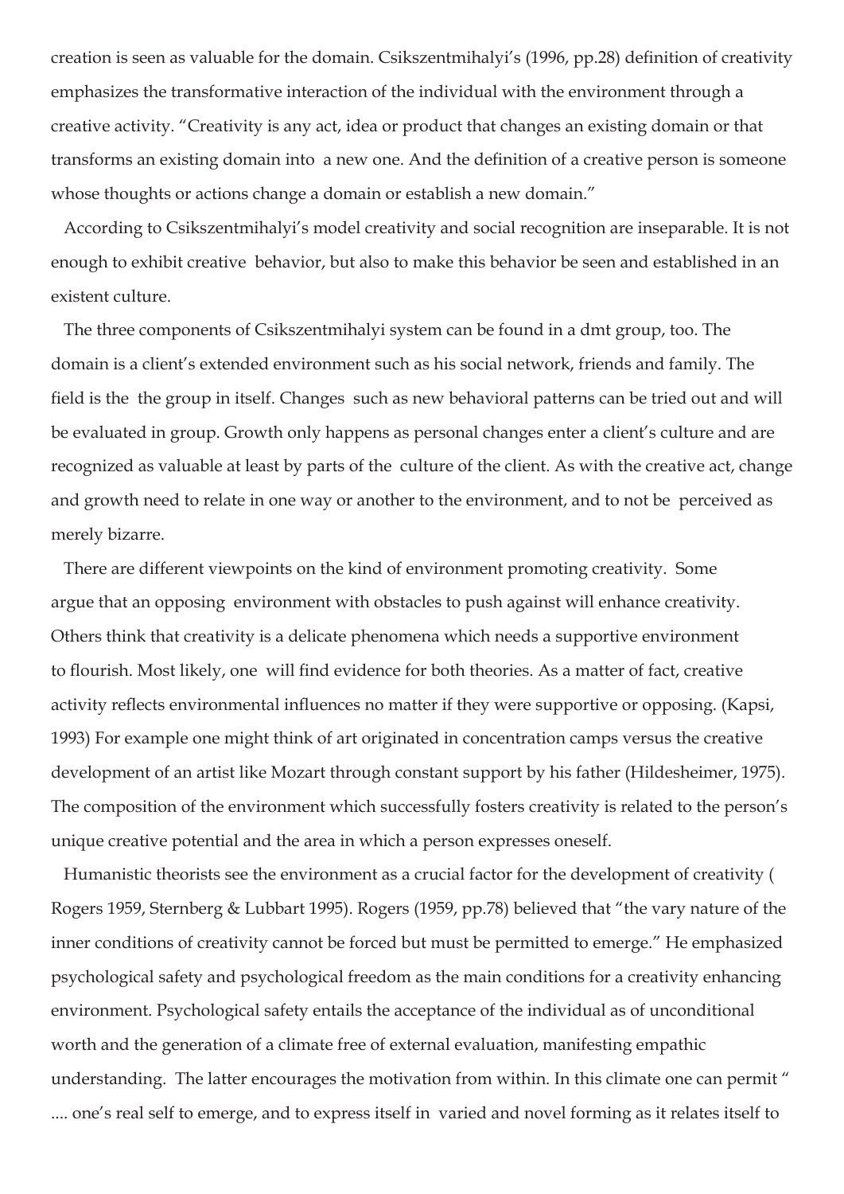creation is seen as valuable for the domain. Csikszentmihalyi's (1996, pp.28) definition of creativity emphasizes the transformative interaction of the individual with the environment through a creative activity. "Creativity is any act, idea or product that changes an existing domain or that transforms an existing domain into a new one. And the definition of a creative person is someone whose thoughts or actions change a domain or establish a new domain."

According to Csikszentmihalyi's model creativity and social recognition are inseparable. It is not enough to exhibit creative behavior, but also to make this behavior be seen and established in an existent culture.

The three components of Csikszentmihalyi system can be found in a dmt group, too. The domain is a client's extended environment such as his social network, friends and family. The field is the the group in itself. Changes such as new behavioral patterns can be tried out and will be evaluated in group. Growth only happens as personal changes enter a client's culture and are recognized as valuable at least by parts of the culture of the client. As with the creative act, change and growth need to relate in one way or another to the environment, and to not be perceived as merely bizarre.

There are different viewpoints on the kind of environment promoting creativity. Some argue that an opposing environment with obstacles to push against will enhance creativity. Others think that creativity is a delicate phenomena which needs a supportive environment to flourish. Most likely, one will find evidence for both theories. As a matter of fact, creative activity reflects environmental influences no matter if they were supportive or opposing. (Kapsi, 1993) For example one might think of art originated in concentration camps versus the creative development of an artist like Mozart through constant support by his father (Hildesheimer, 1975). The composition of the environment which successfully fosters creativity is related to the person's unique creative potential and the area in which a person expresses oneself.

Humanistic theorists see the environment as a crucial factor for the development of creativity ( Rogers 1959, Sternberg & Lubbart 1995). Rogers (1959, pp.78) believed that "the vary nature of the inner conditions of creativity cannot be forced but must be permitted to emerge." He emphasized psychological safety and psychological freedom as the main conditions for a creativity enhancing environment. Psychological safety entails the acceptance of the individual as of unconditional worth and the generation of a climate free of external evaluation, manifesting empathic understanding. The latter encourages the motivation from within. In this climate one can permit " .... one's real self to emerge, and to express itself in varied and novel forming as it relates itself to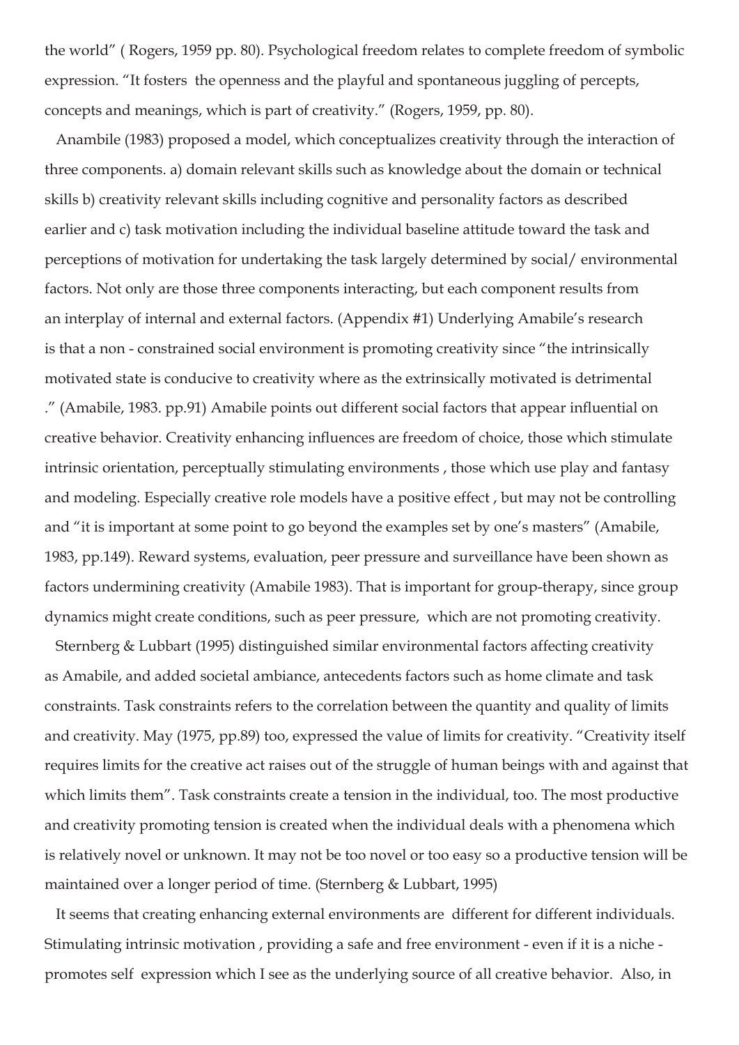the world" ( Rogers, 1959 pp. 80). Psychological freedom relates to complete freedom of symbolic expression. "It fosters the openness and the playful and spontaneous juggling of percepts, concepts and meanings, which is part of creativity." (Rogers, 1959, pp. 80).

Anambile (1983) proposed a model, which conceptualizes creativity through the interaction of three components. a) domain relevant skills such as knowledge about the domain or technical skills b) creativity relevant skills including cognitive and personality factors as described earlier and c) task motivation including the individual baseline attitude toward the task and perceptions of motivation for undertaking the task largely determined by social/ environmental factors. Not only are those three components interacting, but each component results from an interplay of internal and external factors. (Appendix #1) Underlying Amabile's research is that a non - constrained social environment is promoting creativity since "the intrinsically motivated state is conducive to creativity where as the extrinsically motivated is detrimental ." (Amabile, 1983. pp.91) Amabile points out different social factors that appear influential on creative behavior. Creativity enhancing influences are freedom of choice, those which stimulate intrinsic orientation, perceptually stimulating environments , those which use play and fantasy and modeling. Especially creative role models have a positive effect , but may not be controlling and "it is important at some point to go beyond the examples set by one's masters" (Amabile, 1983, pp.149). Reward systems, evaluation, peer pressure and surveillance have been shown as factors undermining creativity (Amabile 1983). That is important for group-therapy, since group dynamics might create conditions, such as peer pressure, which are not promoting creativity.

Sternberg & Lubbart (1995) distinguished similar environmental factors affecting creativity as Amabile, and added societal ambiance, antecedents factors such as home climate and task constraints. Task constraints refers to the correlation between the quantity and quality of limits and creativity. May (1975, pp.89) too, expressed the value of limits for creativity. "Creativity itself requires limits for the creative act raises out of the struggle of human beings with and against that which limits them". Task constraints create a tension in the individual, too. The most productive and creativity promoting tension is created when the individual deals with a phenomena which is relatively novel or unknown. It may not be too novel or too easy so a productive tension will be maintained over a longer period of time. (Sternberg & Lubbart, 1995)

It seems that creating enhancing external environments are different for different individuals. Stimulating intrinsic motivation , providing a safe and free environment - even if it is a niche - promotes self expression which I see as the underlying source of all creative behavior. Also, in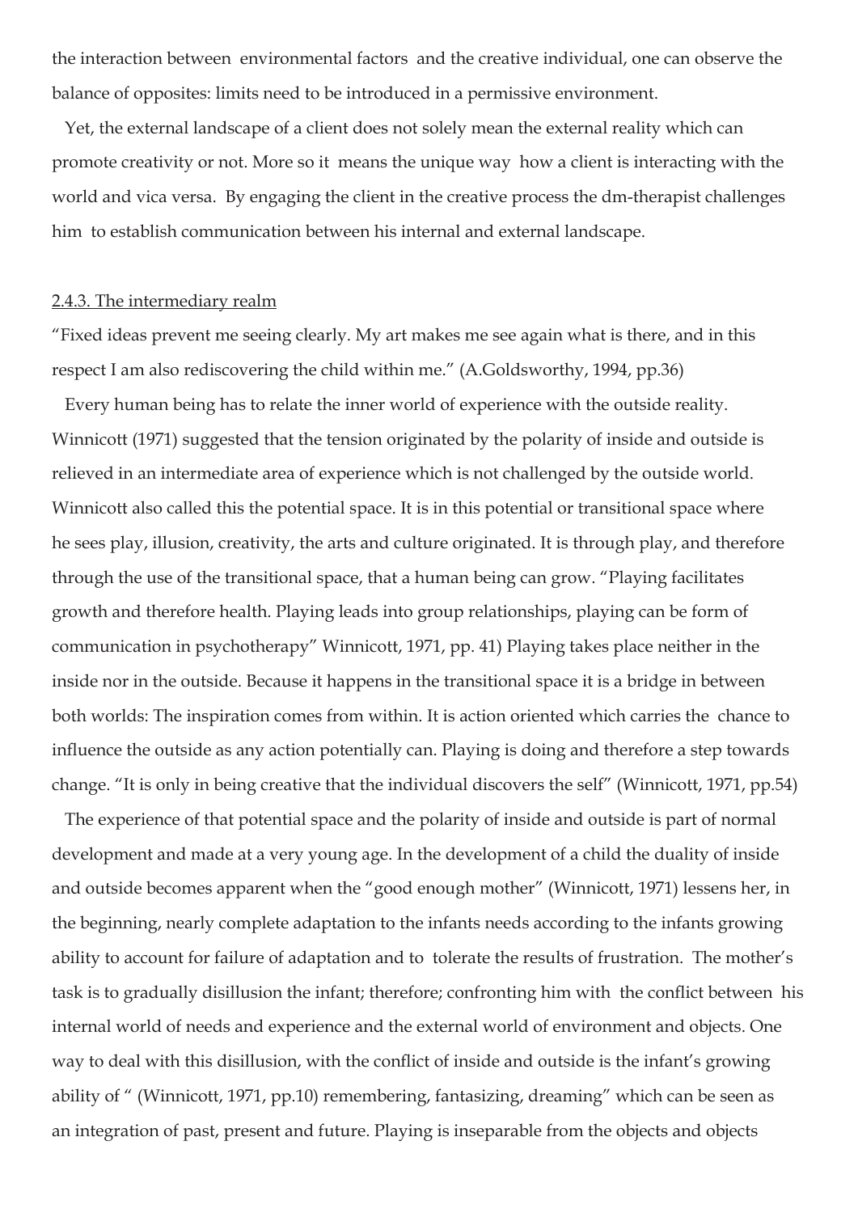the interaction between environmental factors and the creative individual, one can observe the balance of opposites: limits need to be introduced in a permissive environment.

Yet, the external landscape of a client does not solely mean the external reality which can promote creativity or not. More so it means the unique way how a client is interacting with the world and vica versa. By engaging the client in the creative process the dm-therapist challenges him to establish communication between his internal and external landscape.

### 2.4.3. The intermediary realm

"Fixed ideas prevent me seeing clearly. My art makes me see again what is there, and in this respect I am also rediscovering the child within me." (A.Goldsworthy, 1994, pp.36)

Every human being has to relate the inner world of experience with the outside reality. Winnicott (1971) suggested that the tension originated by the polarity of inside and outside is relieved in an intermediate area of experience which is not challenged by the outside world. Winnicott also called this the potential space. It is in this potential or transitional space where he sees play, illusion, creativity, the arts and culture originated. It is through play, and therefore through the use of the transitional space, that a human being can grow. "Playing facilitates growth and therefore health. Playing leads into group relationships, playing can be form of communication in psychotherapy" Winnicott, 1971, pp. 41) Playing takes place neither in the inside nor in the outside. Because it happens in the transitional space it is a bridge in between both worlds: The inspiration comes from within. It is action oriented which carries the chance to influence the outside as any action potentially can. Playing is doing and therefore a step towards change. "It is only in being creative that the individual discovers the self" (Winnicott, 1971, pp.54)

The experience of that potential space and the polarity of inside and outside is part of normal development and made at a very young age. In the development of a child the duality of inside and outside becomes apparent when the "good enough mother" (Winnicott, 1971) lessens her, in the beginning, nearly complete adaptation to the infants needs according to the infants growing ability to account for failure of adaptation and to tolerate the results of frustration. The mother's task is to gradually disillusion the infant; therefore; confronting him with the conflict between his internal world of needs and experience and the external world of environment and objects. One way to deal with this disillusion, with the conflict of inside and outside is the infant's growing ability of " (Winnicott, 1971, pp.10) remembering, fantasizing, dreaming" which can be seen as an integration of past, present and future. Playing is inseparable from the objects and objects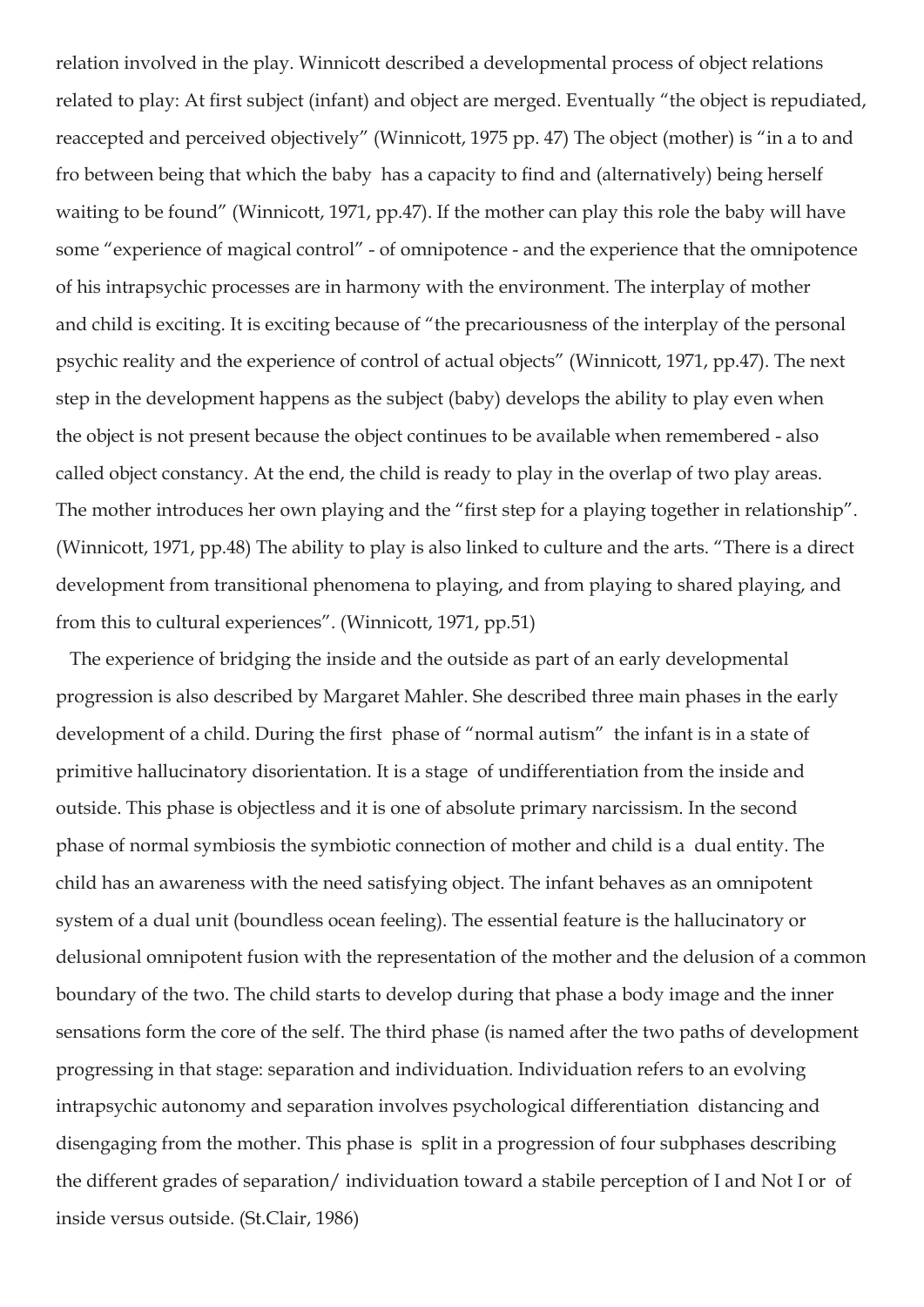relation involved in the play. Winnicott described a developmental process of object relations related to play: At first subject (infant) and object are merged. Eventually “the object is repudiated, reaccepted and perceived objectively” (Winnicott, 1975 pp. 47) The object (mother) is “in a to and fro between being that which the baby has a capacity to find and (alternatively) being herself waiting to be found” (Winnicott, 1971, pp.47). If the mother can play this role the baby will have some “experience of magical control” - of omnipotence - and the experience that the omnipotence of his intrapsychic processes are in harmony with the environment. The interplay of mother and child is exciting. It is exciting because of “the precariousness of the interplay of the personal psychic reality and the experience of control of actual objects” (Winnicott, 1971, pp.47). The next step in the development happens as the subject (baby) develops the ability to play even when the object is not present because the object continues to be available when remembered - also called object constancy. At the end, the child is ready to play in the overlap of two play areas. The mother introduces her own playing and the “first step for a playing together in relationship”. (Winnicott, 1971, pp.48) The ability to play is also linked to culture and the arts. “There is a direct development from transitional phenomena to playing, and from playing to shared playing, and from this to cultural experiences”. (Winnicott, 1971, pp.51)

The experience of bridging the inside and the outside as part of an early developmental progression is also described by Margaret Mahler. She described three main phases in the early development of a child. During the first phase of “normal autism” the infant is in a state of primitive hallucinatory disorientation. It is a stage of undifferentiation from the inside and outside. This phase is objectless and it is one of absolute primary narcissism. In the second phase of normal symbiosis the symbiotic connection of mother and child is a dual entity. The child has an awareness with the need satisfying object. The infant behaves as an omnipotent system of a dual unit (boundless ocean feeling). The essential feature is the hallucinatory or delusional omnipotent fusion with the representation of the mother and the delusion of a common boundary of the two. The child starts to develop during that phase a body image and the inner sensations form the core of the self. The third phase (is named after the two paths of development progressing in that stage: separation and individuation. Individuation refers to an evolving intrapsychic autonomy and separation involves psychological differentiation distancing and disengaging from the mother. This phase is split in a progression of four subphases describing the different grades of separation/ individuation toward a stabile perception of I and Not I or of inside versus outside. (St.Clair, 1986)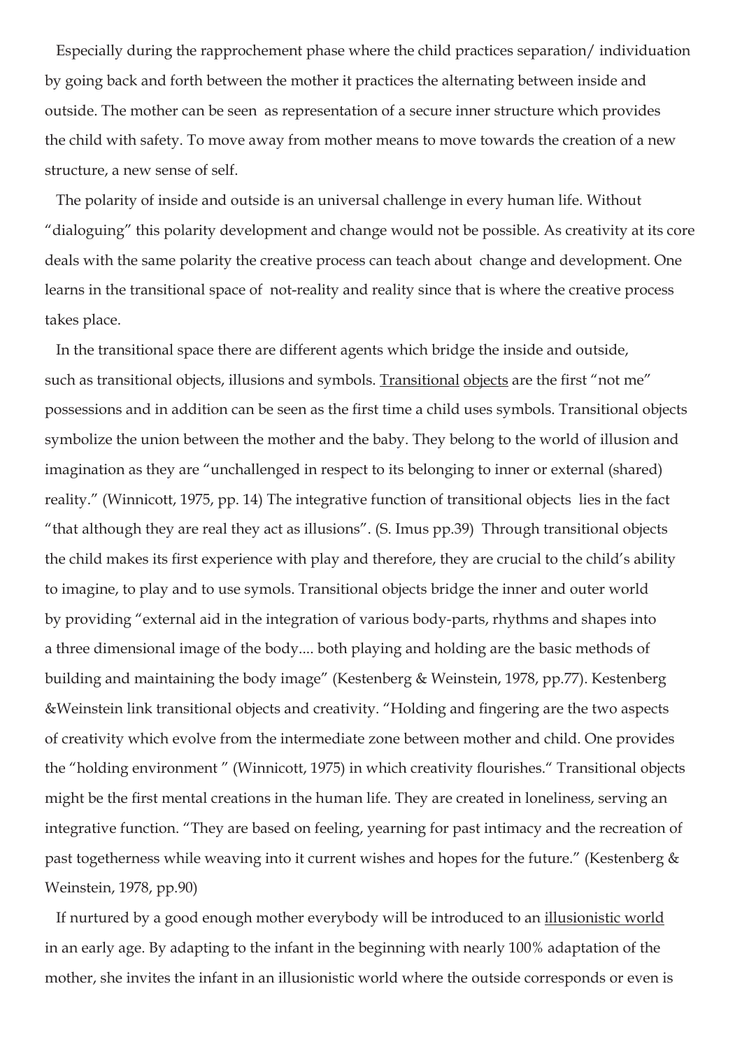Especially during the rapprochement phase where the child practices separation/ individuation by going back and forth between the mother it practices the alternating between inside and outside. The mother can be seen as representation of a secure inner structure which provides the child with safety. To move away from mother means to move towards the creation of a new structure, a new sense of self.

The polarity of inside and outside is an universal challenge in every human life. Without "dialoguing" this polarity development and change would not be possible. As creativity at its core deals with the same polarity the creative process can teach about change and development. One learns in the transitional space of not-reality and reality since that is where the creative process takes place.

In the transitional space there are different agents which bridge the inside and outside, such as transitional objects, illusions and symbols. <u>Transitional</u> <u>objects</u> are the first "not me" possessions and in addition can be seen as the first time a child uses symbols. Transitional objects symbolize the union between the mother and the baby. They belong to the world of illusion and imagination as they are "unchallenged in respect to its belonging to inner or external (shared) reality." (Winnicott, 1975, pp. 14) The integrative function of transitional objects lies in the fact "that although they are real they act as illusions". (S. Imus pp.39) Through transitional objects the child makes its first experience with play and therefore, they are crucial to the child's ability to imagine, to play and to use symols. Transitional objects bridge the inner and outer world by providing "external aid in the integration of various body-parts, rhythms and shapes into a three dimensional image of the body.... both playing and holding are the basic methods of building and maintaining the body image" (Kestenberg & Weinstein, 1978, pp.77). Kestenberg &Weinstein link transitional objects and creativity. "Holding and fingering are the two aspects of creativity which evolve from the intermediate zone between mother and child. One provides the "holding environment " (Winnicott, 1975) in which creativity flourishes." Transitional objects might be the first mental creations in the human life. They are created in loneliness, serving an integrative function. "They are based on feeling, yearning for past intimacy and the recreation of past togetherness while weaving into it current wishes and hopes for the future." (Kestenberg & Weinstein, 1978, pp.90)

If nurtured by a good enough mother everybody will be introduced to an <u>illusionistic world</u> in an early age. By adapting to the infant in the beginning with nearly 100% adaptation of the mother, she invites the infant in an illusionistic world where the outside corresponds or even is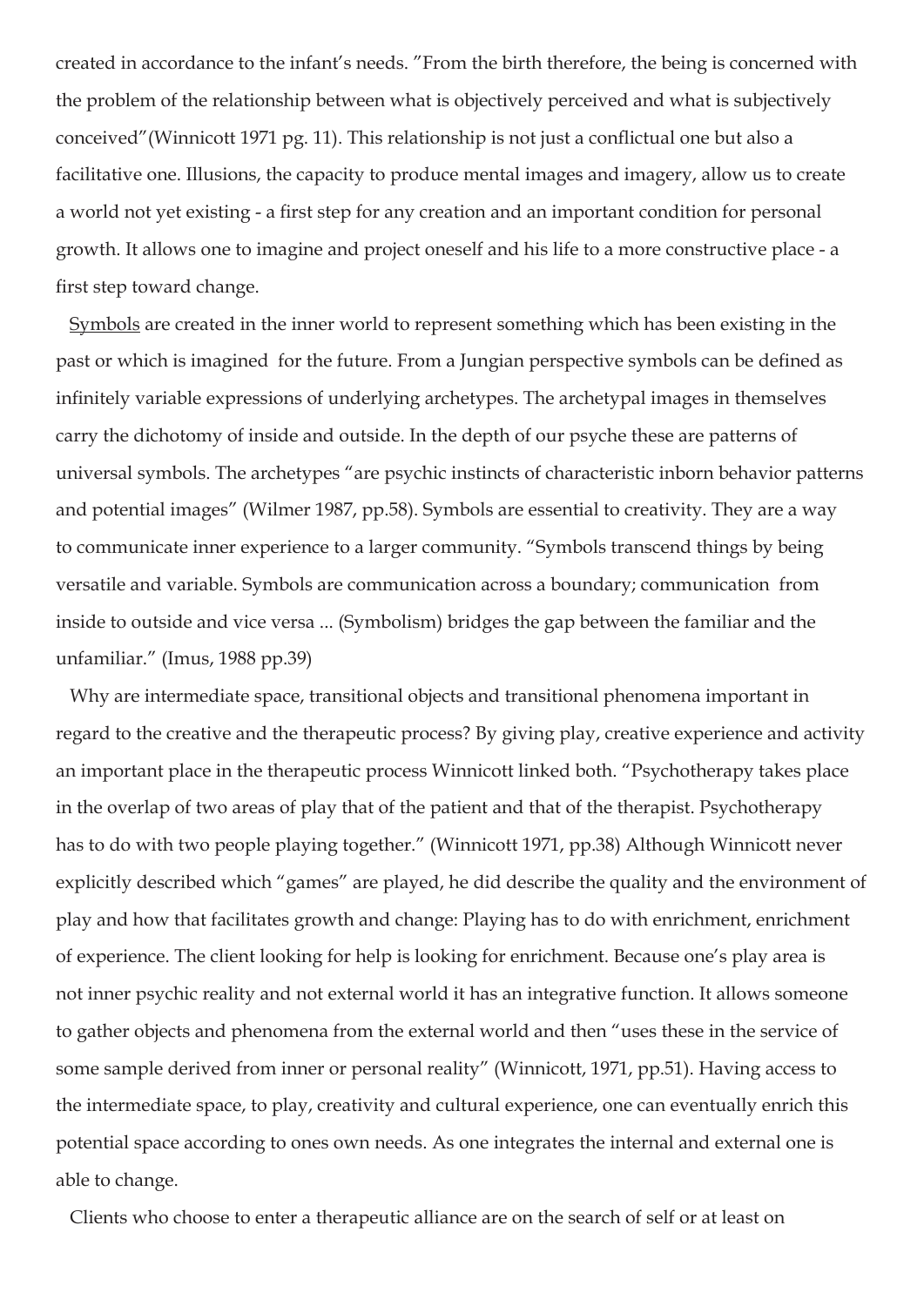created in accordance to the infant's needs. "From the birth therefore, the being is concerned with the problem of the relationship between what is objectively perceived and what is subjectively conceived"(Winnicott 1971 pg. 11). This relationship is not just a conflictual one but also a facilitative one. Illusions, the capacity to produce mental images and imagery, allow us to create a world not yet existing - a first step for any creation and an important condition for personal growth. It allows one to imagine and project oneself and his life to a more constructive place - a first step toward change.

Symbols are created in the inner world to represent something which has been existing in the past or which is imagined for the future. From a Jungian perspective symbols can be defined as infinitely variable expressions of underlying archetypes. The archetypal images in themselves carry the dichotomy of inside and outside. In the depth of our psyche these are patterns of universal symbols. The archetypes "are psychic instincts of characteristic inborn behavior patterns and potential images" (Wilmer 1987, pp.58). Symbols are essential to creativity. They are a way to communicate inner experience to a larger community. "Symbols transcend things by being versatile and variable. Symbols are communication across a boundary; communication from inside to outside and vice versa ... (Symbolism) bridges the gap between the familiar and the unfamiliar." (Imus, 1988 pp.39)

Why are intermediate space, transitional objects and transitional phenomena important in regard to the creative and the therapeutic process? By giving play, creative experience and activity an important place in the therapeutic process Winnicott linked both. "Psychotherapy takes place in the overlap of two areas of play that of the patient and that of the therapist. Psychotherapy has to do with two people playing together." (Winnicott 1971, pp.38) Although Winnicott never explicitly described which "games" are played, he did describe the quality and the environment of play and how that facilitates growth and change: Playing has to do with enrichment, enrichment of experience. The client looking for help is looking for enrichment. Because one's play area is not inner psychic reality and not external world it has an integrative function. It allows someone to gather objects and phenomena from the external world and then "uses these in the service of some sample derived from inner or personal reality" (Winnicott, 1971, pp.51). Having access to the intermediate space, to play, creativity and cultural experience, one can eventually enrich this potential space according to ones own needs. As one integrates the internal and external one is able to change.

Clients who choose to enter a therapeutic alliance are on the search of self or at least on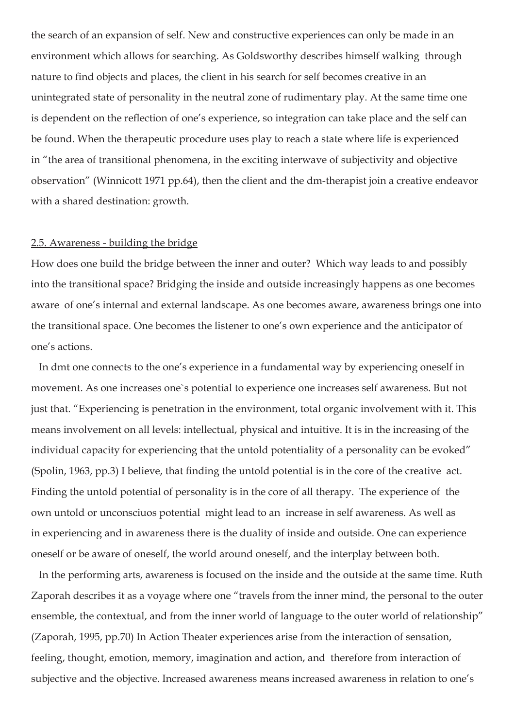the search of an expansion of self. New and constructive experiences can only be made in an environment which allows for searching. As Goldsworthy describes himself walking through nature to find objects and places, the client in his search for self becomes creative in an unintegrated state of personality in the neutral zone of rudimentary play. At the same time one is dependent on the reflection of one's experience, so integration can take place and the self can be found. When the therapeutic procedure uses play to reach a state where life is experienced in "the area of transitional phenomena, in the exciting interwave of subjectivity and objective observation" (Winnicott 1971 pp.64), then the client and the dm-therapist join a creative endeavor with a shared destination: growth.

## 2.5. Awareness - building the bridge

How does one build the bridge between the inner and outer? Which way leads to and possibly into the transitional space? Bridging the inside and outside increasingly happens as one becomes aware of one's internal and external landscape. As one becomes aware, awareness brings one into the transitional space. One becomes the listener to one's own experience and the anticipator of one's actions.

In dmt one connects to the one's experience in a fundamental way by experiencing oneself in movement. As one increases one`s potential to experience one increases self awareness. But not just that. "Experiencing is penetration in the environment, total organic involvement with it. This means involvement on all levels: intellectual, physical and intuitive. It is in the increasing of the individual capacity for experiencing that the untold potentiality of a personality can be evoked" (Spolin, 1963, pp.3) I believe, that finding the untold potential is in the core of the creative act. Finding the untold potential of personality is in the core of all therapy. The experience of the own untold or unconsciuos potential might lead to an increase in self awareness. As well as in experiencing and in awareness there is the duality of inside and outside. One can experience oneself or be aware of oneself, the world around oneself, and the interplay between both.

In the performing arts, awareness is focused on the inside and the outside at the same time. Ruth Zaporah describes it as a voyage where one "travels from the inner mind, the personal to the outer ensemble, the contextual, and from the inner world of language to the outer world of relationship" (Zaporah, 1995, pp.70) In Action Theater experiences arise from the interaction of sensation, feeling, thought, emotion, memory, imagination and action, and therefore from interaction of subjective and the objective. Increased awareness means increased awareness in relation to one's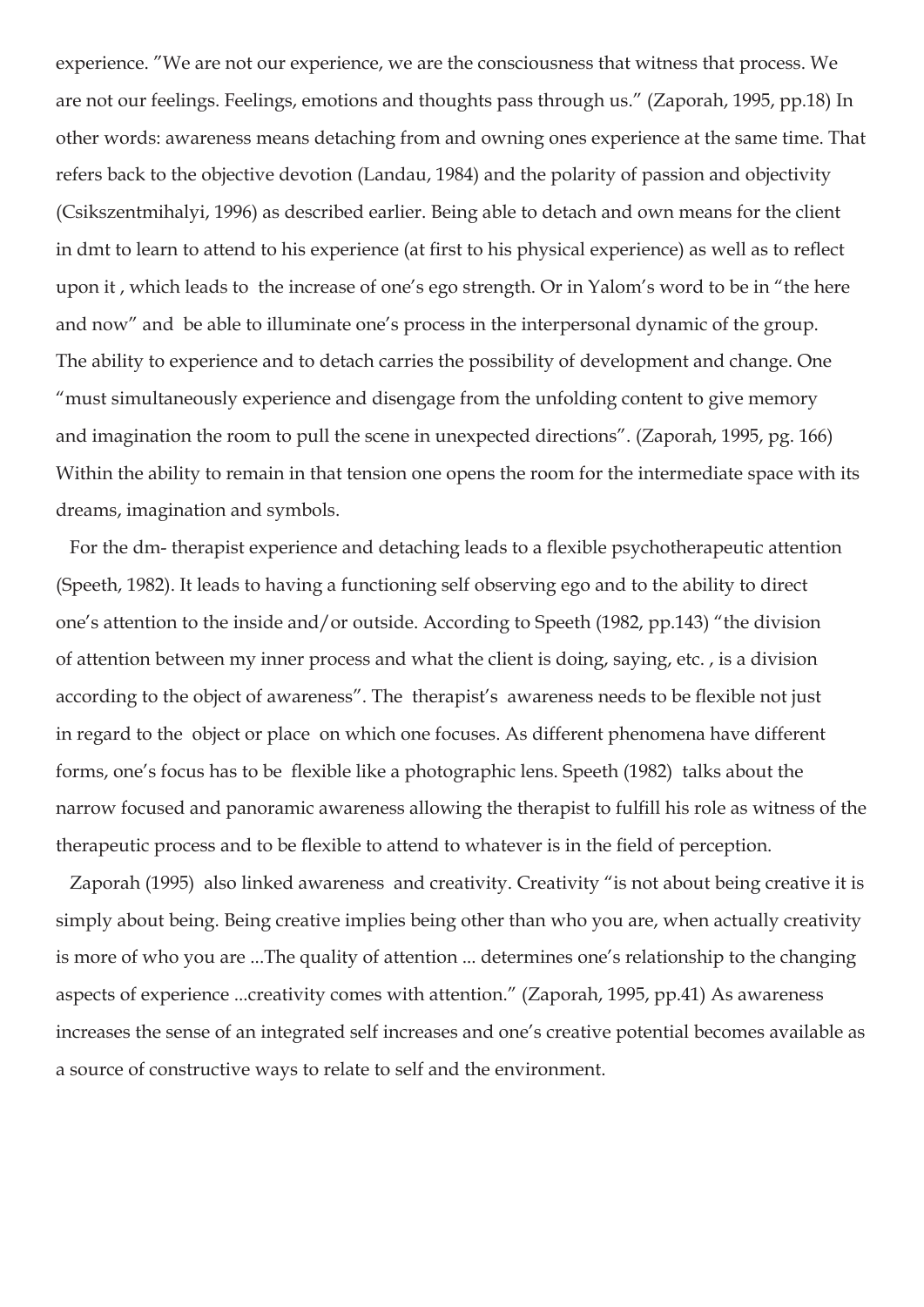experience. "We are not our experience, we are the consciousness that witness that process. We are not our feelings. Feelings, emotions and thoughts pass through us." (Zaporah, 1995, pp.18) In other words: awareness means detaching from and owning ones experience at the same time. That refers back to the objective devotion (Landau, 1984) and the polarity of passion and objectivity (Csikszentmihalyi, 1996) as described earlier. Being able to detach and own means for the client in dmt to learn to attend to his experience (at first to his physical experience) as well as to reflect upon it , which leads to the increase of one's ego strength. Or in Yalom's word to be in "the here and now" and be able to illuminate one's process in the interpersonal dynamic of the group. The ability to experience and to detach carries the possibility of development and change. One "must simultaneously experience and disengage from the unfolding content to give memory and imagination the room to pull the scene in unexpected directions". (Zaporah, 1995, pg. 166) Within the ability to remain in that tension one opens the room for the intermediate space with its dreams, imagination and symbols.

For the dm- therapist experience and detaching leads to a flexible psychotherapeutic attention (Speeth, 1982). It leads to having a functioning self observing ego and to the ability to direct one's attention to the inside and/or outside. According to Speeth (1982, pp.143) "the division of attention between my inner process and what the client is doing, saying, etc. , is a division according to the object of awareness". The therapist's awareness needs to be flexible not just in regard to the object or place on which one focuses. As different phenomena have different forms, one's focus has to be flexible like a photographic lens. Speeth (1982) talks about the narrow focused and panoramic awareness allowing the therapist to fulfill his role as witness of the therapeutic process and to be flexible to attend to whatever is in the field of perception.

Zaporah (1995) also linked awareness and creativity. Creativity "is not about being creative it is simply about being. Being creative implies being other than who you are, when actually creativity is more of who you are ...The quality of attention ... determines one's relationship to the changing aspects of experience ...creativity comes with attention." (Zaporah, 1995, pp.41) As awareness increases the sense of an integrated self increases and one's creative potential becomes available as a source of constructive ways to relate to self and the environment.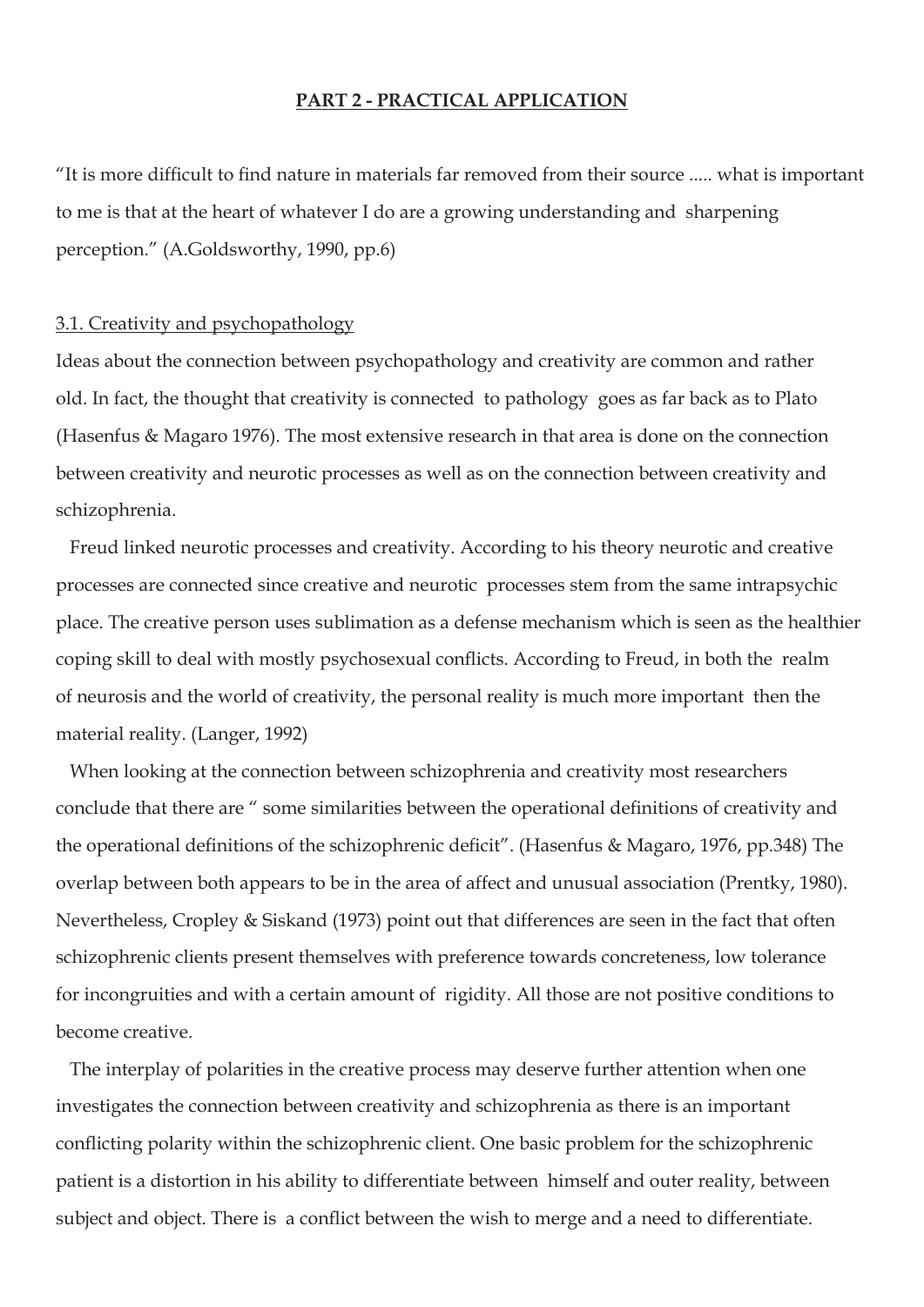## PART 2 - PRACTICAL APPLICATION

"It is more difficult to find nature in materials far removed from their source ..... what is important to me is that at the heart of whatever I do are a growing understanding and sharpening perception." (A.Goldsworthy, 1990, pp.6)

### 3.1. Creativity and psychopathology

Ideas about the connection between psychopathology and creativity are common and rather old. In fact, the thought that creativity is connected to pathology goes as far back as to Plato (Hasenfus & Magaro 1976). The most extensive research in that area is done on the connection between creativity and neurotic processes as well as on the connection between creativity and schizophrenia.

Freud linked neurotic processes and creativity. According to his theory neurotic and creative processes are connected since creative and neurotic processes stem from the same intrapsychic place. The creative person uses sublimation as a defense mechanism which is seen as the healthier coping skill to deal with mostly psychosexual conflicts. According to Freud, in both the realm of neurosis and the world of creativity, the personal reality is much more important then the material reality. (Langer, 1992)

When looking at the connection between schizophrenia and creativity most researchers conclude that there are " some similarities between the operational definitions of creativity and the operational definitions of the schizophrenic deficit". (Hasenfus & Magaro, 1976, pp.348) The overlap between both appears to be in the area of affect and unusual association (Prentky, 1980). Nevertheless, Cropley & Siskand (1973) point out that differences are seen in the fact that often schizophrenic clients present themselves with preference towards concreteness, low tolerance for incongruities and with a certain amount of rigidity. All those are not positive conditions to become creative.

The interplay of polarities in the creative process may deserve further attention when one investigates the connection between creativity and schizophrenia as there is an important conflicting polarity within the schizophrenic client. One basic problem for the schizophrenic patient is a distortion in his ability to differentiate between himself and outer reality, between subject and object. There is a conflict between the wish to merge and a need to differentiate.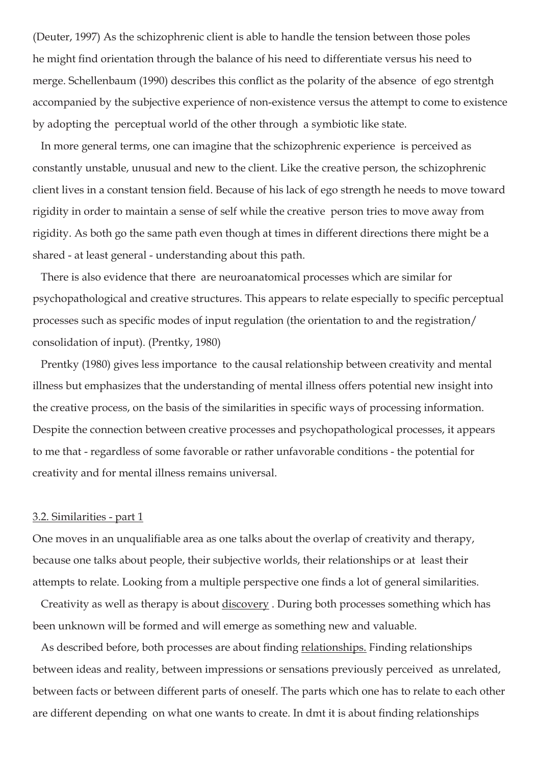(Deuter, 1997) As the schizophrenic client is able to handle the tension between those poles he might find orientation through the balance of his need to differentiate versus his need to merge. Schellenbaum (1990) describes this conflict as the polarity of the absence of ego strentgh accompanied by the subjective experience of non-existence versus the attempt to come to existence by adopting the perceptual world of the other through a symbiotic like state.

In more general terms, one can imagine that the schizophrenic experience is perceived as constantly unstable, unusual and new to the client. Like the creative person, the schizophrenic client lives in a constant tension field. Because of his lack of ego strength he needs to move toward rigidity in order to maintain a sense of self while the creative person tries to move away from rigidity. As both go the same path even though at times in different directions there might be a shared - at least general - understanding about this path.

There is also evidence that there are neuroanatomical processes which are similar for psychopathological and creative structures. This appears to relate especially to specific perceptual processes such as specific modes of input regulation (the orientation to and the registration/ consolidation of input). (Prentky, 1980)

Prentky (1980) gives less importance to the causal relationship between creativity and mental illness but emphasizes that the understanding of mental illness offers potential new insight into the creative process, on the basis of the similarities in specific ways of processing information. Despite the connection between creative processes and psychopathological processes, it appears to me that - regardless of some favorable or rather unfavorable conditions - the potential for creativity and for mental illness remains universal.

### 3.2. Similarities - part 1

One moves in an unqualifiable area as one talks about the overlap of creativity and therapy, because one talks about people, their subjective worlds, their relationships or at least their attempts to relate. Looking from a multiple perspective one finds a lot of general similarities.

Creativity as well as therapy is about discovery . During both processes something which has been unknown will be formed and will emerge as something new and valuable.

As described before, both processes are about finding relationships. Finding relationships between ideas and reality, between impressions or sensations previously perceived as unrelated, between facts or between different parts of oneself. The parts which one has to relate to each other are different depending on what one wants to create. In dmt it is about finding relationships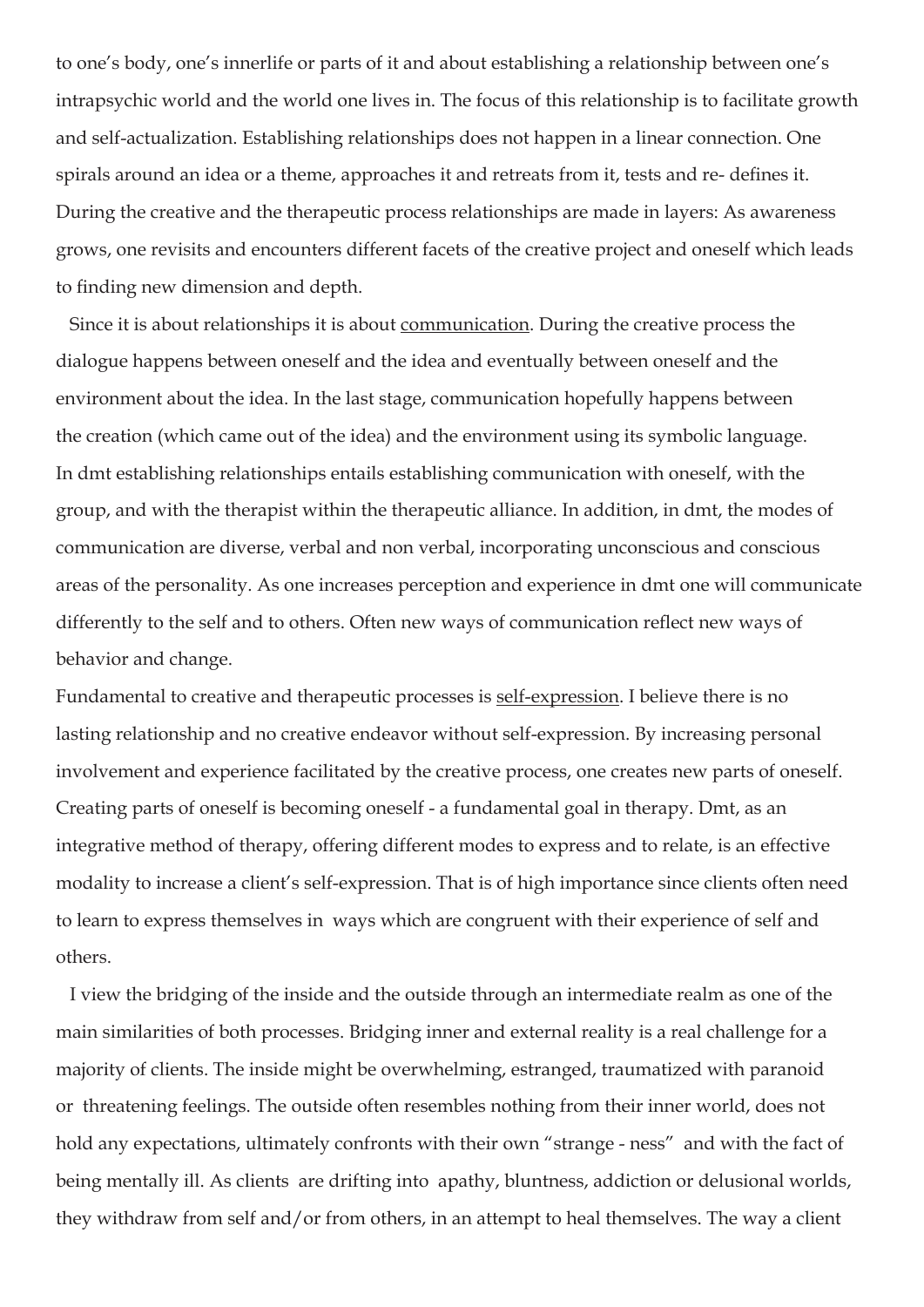to one's body, one's innerlife or parts of it and about establishing a relationship between one's intrapsychic world and the world one lives in. The focus of this relationship is to facilitate growth and self-actualization. Establishing relationships does not happen in a linear connection. One spirals around an idea or a theme, approaches it and retreats from it, tests and re- defines it. During the creative and the therapeutic process relationships are made in layers: As awareness grows, one revisits and encounters different facets of the creative project and oneself which leads to finding new dimension and depth.

Since it is about relationships it is about <u>communication</u>. During the creative process the dialogue happens between oneself and the idea and eventually between oneself and the environment about the idea. In the last stage, communication hopefully happens between the creation (which came out of the idea) and the environment using its symbolic language. In dmt establishing relationships entails establishing communication with oneself, with the group, and with the therapist within the therapeutic alliance. In addition, in dmt, the modes of communication are diverse, verbal and non verbal, incorporating unconscious and conscious areas of the personality. As one increases perception and experience in dmt one will communicate differently to the self and to others. Often new ways of communication reflect new ways of behavior and change.

Fundamental to creative and therapeutic processes is <u>self-expression</u>. I believe there is no lasting relationship and no creative endeavor without self-expression. By increasing personal involvement and experience facilitated by the creative process, one creates new parts of oneself. Creating parts of oneself is becoming oneself - a fundamental goal in therapy. Dmt, as an integrative method of therapy, offering different modes to express and to relate, is an effective modality to increase a client's self-expression. That is of high importance since clients often need to learn to express themselves in ways which are congruent with their experience of self and others.

I view the bridging of the inside and the outside through an intermediate realm as one of the main similarities of both processes. Bridging inner and external reality is a real challenge for a majority of clients. The inside might be overwhelming, estranged, traumatized with paranoid or threatening feelings. The outside often resembles nothing from their inner world, does not hold any expectations, ultimately confronts with their own "strange - ness" and with the fact of being mentally ill. As clients are drifting into apathy, bluntness, addiction or delusional worlds, they withdraw from self and/or from others, in an attempt to heal themselves. The way a client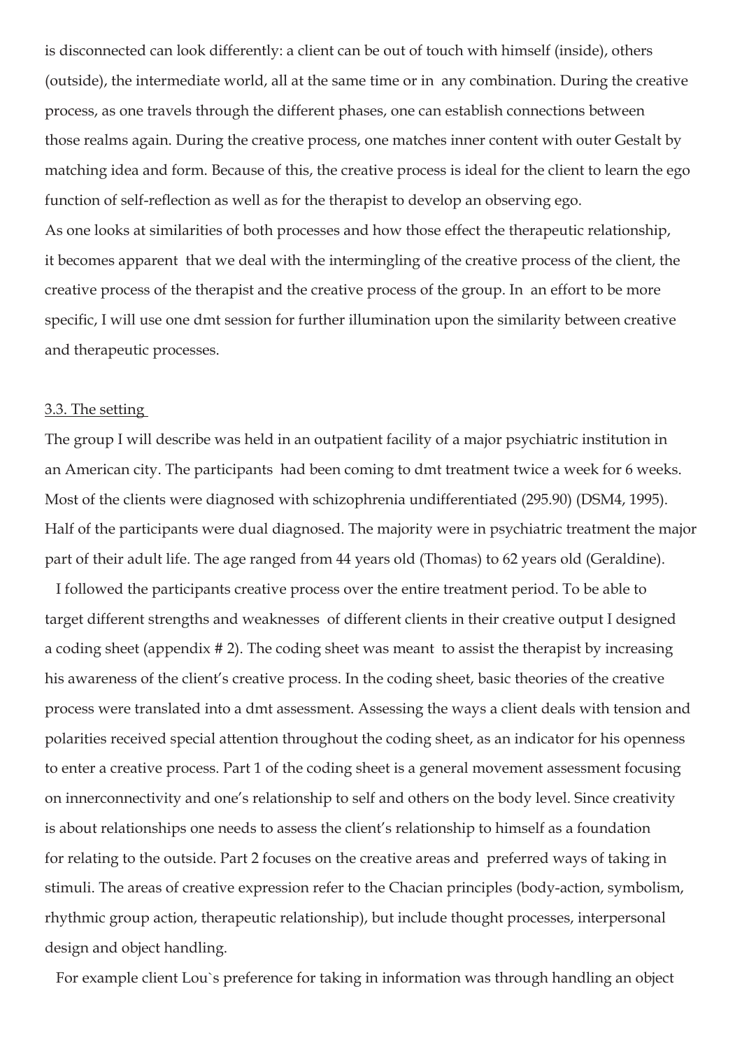is disconnected can look differently: a client can be out of touch with himself (inside), others (outside), the intermediate world, all at the same time or in any combination. During the creative process, as one travels through the different phases, one can establish connections between those realms again. During the creative process, one matches inner content with outer Gestalt by matching idea and form. Because of this, the creative process is ideal for the client to learn the ego function of self-reflection as well as for the therapist to develop an observing ego.

As one looks at similarities of both processes and how those effect the therapeutic relationship, it becomes apparent that we deal with the intermingling of the creative process of the client, the creative process of the therapist and the creative process of the group. In an effort to be more specific, I will use one dmt session for further illumination upon the similarity between creative and therapeutic processes.

3.3. The setting

The group I will describe was held in an outpatient facility of a major psychiatric institution in an American city. The participants had been coming to dmt treatment twice a week for 6 weeks. Most of the clients were diagnosed with schizophrenia undifferentiated (295.90) (DSM4, 1995). Half of the participants were dual diagnosed. The majority were in psychiatric treatment the major part of their adult life. The age ranged from 44 years old (Thomas) to 62 years old (Geraldine).

I followed the participants creative process over the entire treatment period. To be able to target different strengths and weaknesses of different clients in their creative output I designed a coding sheet (appendix # 2). The coding sheet was meant to assist the therapist by increasing his awareness of the client's creative process. In the coding sheet, basic theories of the creative process were translated into a dmt assessment. Assessing the ways a client deals with tension and polarities received special attention throughout the coding sheet, as an indicator for his openness to enter a creative process. Part 1 of the coding sheet is a general movement assessment focusing on innerconnectivity and one's relationship to self and others on the body level. Since creativity is about relationships one needs to assess the client's relationship to himself as a foundation for relating to the outside. Part 2 focuses on the creative areas and preferred ways of taking in stimuli. The areas of creative expression refer to the Chacian principles (body-action, symbolism, rhythmic group action, therapeutic relationship), but include thought processes, interpersonal design and object handling.

For example client Lou`s preference for taking in information was through handling an object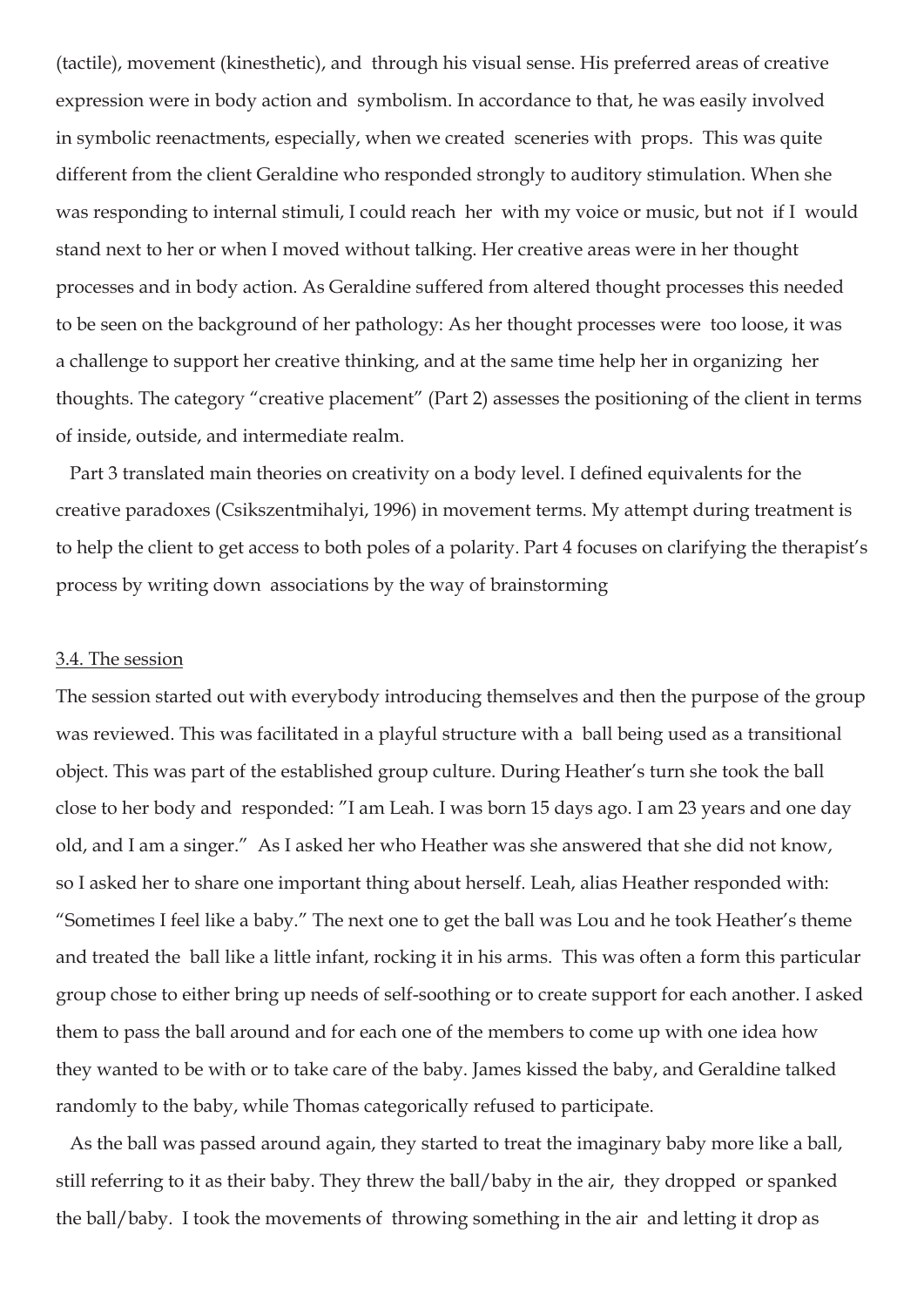(tactile), movement (kinesthetic), and through his visual sense. His preferred areas of creative expression were in body action and symbolism. In accordance to that, he was easily involved in symbolic reenactments, especially, when we created sceneries with props. This was quite different from the client Geraldine who responded strongly to auditory stimulation. When she was responding to internal stimuli, I could reach her with my voice or music, but not if I would stand next to her or when I moved without talking. Her creative areas were in her thought processes and in body action. As Geraldine suffered from altered thought processes this needed to be seen on the background of her pathology: As her thought processes were too loose, it was a challenge to support her creative thinking, and at the same time help her in organizing her thoughts. The category "creative placement" (Part 2) assesses the positioning of the client in terms of inside, outside, and intermediate realm.

Part 3 translated main theories on creativity on a body level. I defined equivalents for the creative paradoxes (Csikszentmihalyi, 1996) in movement terms. My attempt during treatment is to help the client to get access to both poles of a polarity. Part 4 focuses on clarifying the therapist's process by writing down associations by the way of brainstorming

### 3.4. The session

The session started out with everybody introducing themselves and then the purpose of the group was reviewed. This was facilitated in a playful structure with a ball being used as a transitional object. This was part of the established group culture. During Heather's turn she took the ball close to her body and responded: "I am Leah. I was born 15 days ago. I am 23 years and one day old, and I am a singer." As I asked her who Heather was she answered that she did not know, so I asked her to share one important thing about herself. Leah, alias Heather responded with: "Sometimes I feel like a baby." The next one to get the ball was Lou and he took Heather's theme and treated the ball like a little infant, rocking it in his arms. This was often a form this particular group chose to either bring up needs of self-soothing or to create support for each another. I asked them to pass the ball around and for each one of the members to come up with one idea how they wanted to be with or to take care of the baby. James kissed the baby, and Geraldine talked randomly to the baby, while Thomas categorically refused to participate.

As the ball was passed around again, they started to treat the imaginary baby more like a ball, still referring to it as their baby. They threw the ball/baby in the air, they dropped or spanked the ball/baby. I took the movements of throwing something in the air and letting it drop as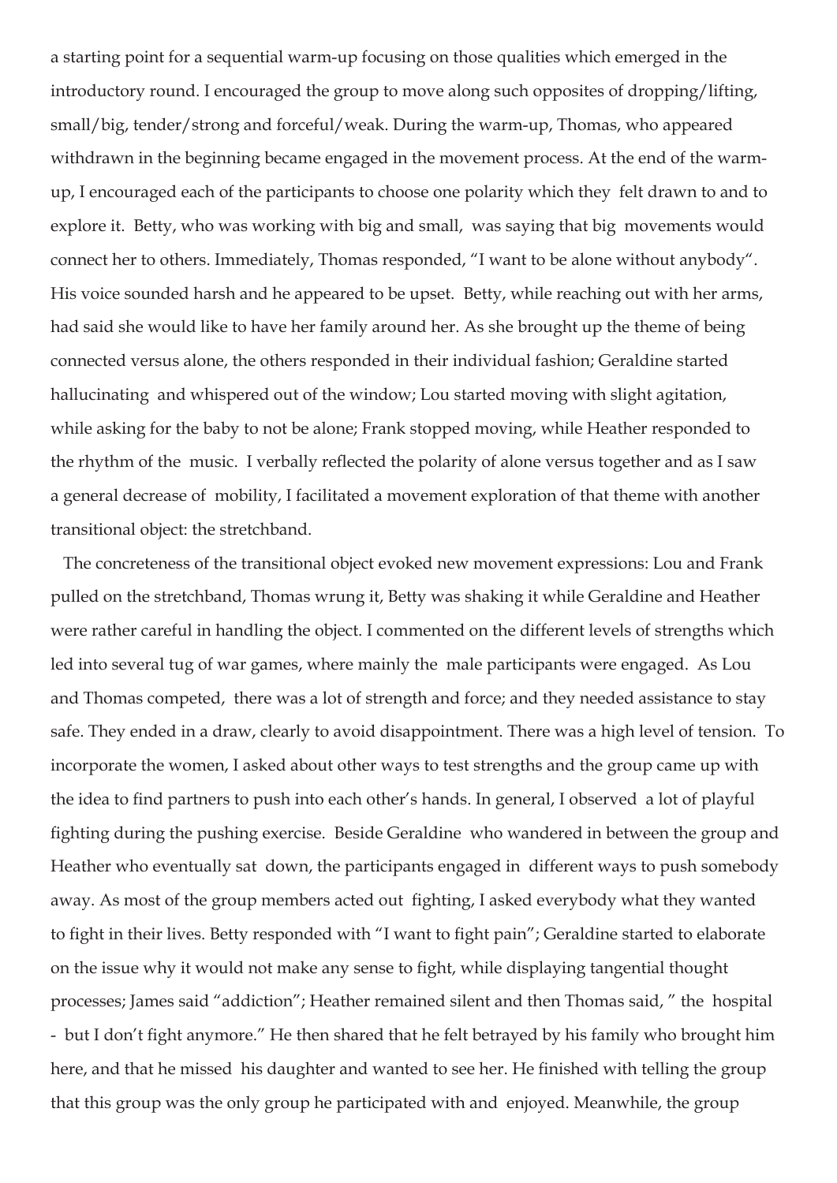a starting point for a sequential warm-up focusing on those qualities which emerged in the introductory round. I encouraged the group to move along such opposites of dropping/lifting, small/big, tender/strong and forceful/weak. During the warm-up, Thomas, who appeared withdrawn in the beginning became engaged in the movement process. At the end of the warm-up, I encouraged each of the participants to choose one polarity which they felt drawn to and to explore it. Betty, who was working with big and small, was saying that big movements would connect her to others. Immediately, Thomas responded, "I want to be alone without anybody". His voice sounded harsh and he appeared to be upset. Betty, while reaching out with her arms, had said she would like to have her family around her. As she brought up the theme of being connected versus alone, the others responded in their individual fashion; Geraldine started hallucinating and whispered out of the window; Lou started moving with slight agitation, while asking for the baby to not be alone; Frank stopped moving, while Heather responded to the rhythm of the music. I verbally reflected the polarity of alone versus together and as I saw a general decrease of mobility, I facilitated a movement exploration of that theme with another transitional object: the stretchband.

The concreteness of the transitional object evoked new movement expressions: Lou and Frank pulled on the stretchband, Thomas wrung it, Betty was shaking it while Geraldine and Heather were rather careful in handling the object. I commented on the different levels of strengths which led into several tug of war games, where mainly the male participants were engaged. As Lou and Thomas competed, there was a lot of strength and force; and they needed assistance to stay safe. They ended in a draw, clearly to avoid disappointment. There was a high level of tension. To incorporate the women, I asked about other ways to test strengths and the group came up with the idea to find partners to push into each other's hands. In general, I observed a lot of playful fighting during the pushing exercise. Beside Geraldine who wandered in between the group and Heather who eventually sat down, the participants engaged in different ways to push somebody away. As most of the group members acted out fighting, I asked everybody what they wanted to fight in their lives. Betty responded with "I want to fight pain"; Geraldine started to elaborate on the issue why it would not make any sense to fight, while displaying tangential thought processes; James said "addiction"; Heather remained silent and then Thomas said, " the hospital - but I don't fight anymore." He then shared that he felt betrayed by his family who brought him here, and that he missed his daughter and wanted to see her. He finished with telling the group that this group was the only group he participated with and enjoyed. Meanwhile, the group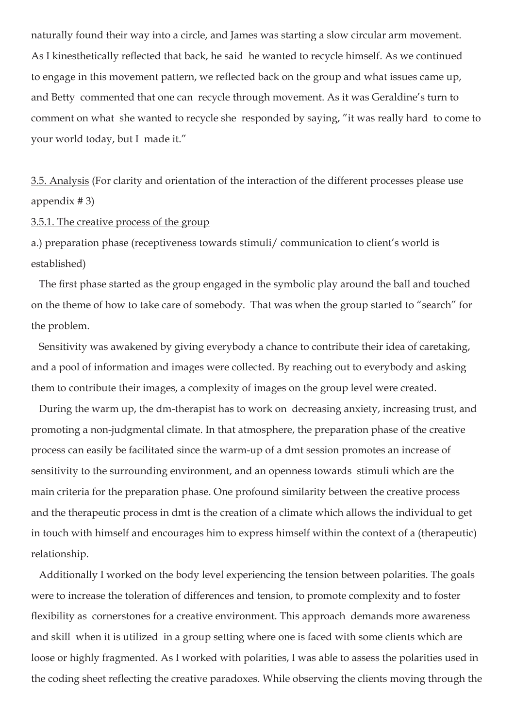naturally found their way into a circle, and James was starting a slow circular arm movement. As I kinesthetically reflected that back, he said he wanted to recycle himself. As we continued to engage in this movement pattern, we reflected back on the group and what issues came up, and Betty commented that one can recycle through movement. As it was Geraldine's turn to comment on what she wanted to recycle she responded by saying, "it was really hard to come to your world today, but I made it."

<u>3.5. Analysis</u> (For clarity and orientation of the interaction of the different processes please use appendix # 3)

<u>3.5.1. The creative process of the group</u>

a.) preparation phase (receptiveness towards stimuli/ communication to client's world is established)

The first phase started as the group engaged in the symbolic play around the ball and touched on the theme of how to take care of somebody. That was when the group started to "search" for the problem.

Sensitivity was awakened by giving everybody a chance to contribute their idea of caretaking, and a pool of information and images were collected. By reaching out to everybody and asking them to contribute their images, a complexity of images on the group level were created.

During the warm up, the dm-therapist has to work on decreasing anxiety, increasing trust, and promoting a non-judgmental climate. In that atmosphere, the preparation phase of the creative process can easily be facilitated since the warm-up of a dmt session promotes an increase of sensitivity to the surrounding environment, and an openness towards stimuli which are the main criteria for the preparation phase. One profound similarity between the creative process and the therapeutic process in dmt is the creation of a climate which allows the individual to get in touch with himself and encourages him to express himself within the context of a (therapeutic) relationship.

Additionally I worked on the body level experiencing the tension between polarities. The goals were to increase the toleration of differences and tension, to promote complexity and to foster flexibility as cornerstones for a creative environment. This approach demands more awareness and skill when it is utilized in a group setting where one is faced with some clients which are loose or highly fragmented. As I worked with polarities, I was able to assess the polarities used in the coding sheet reflecting the creative paradoxes. While observing the clients moving through the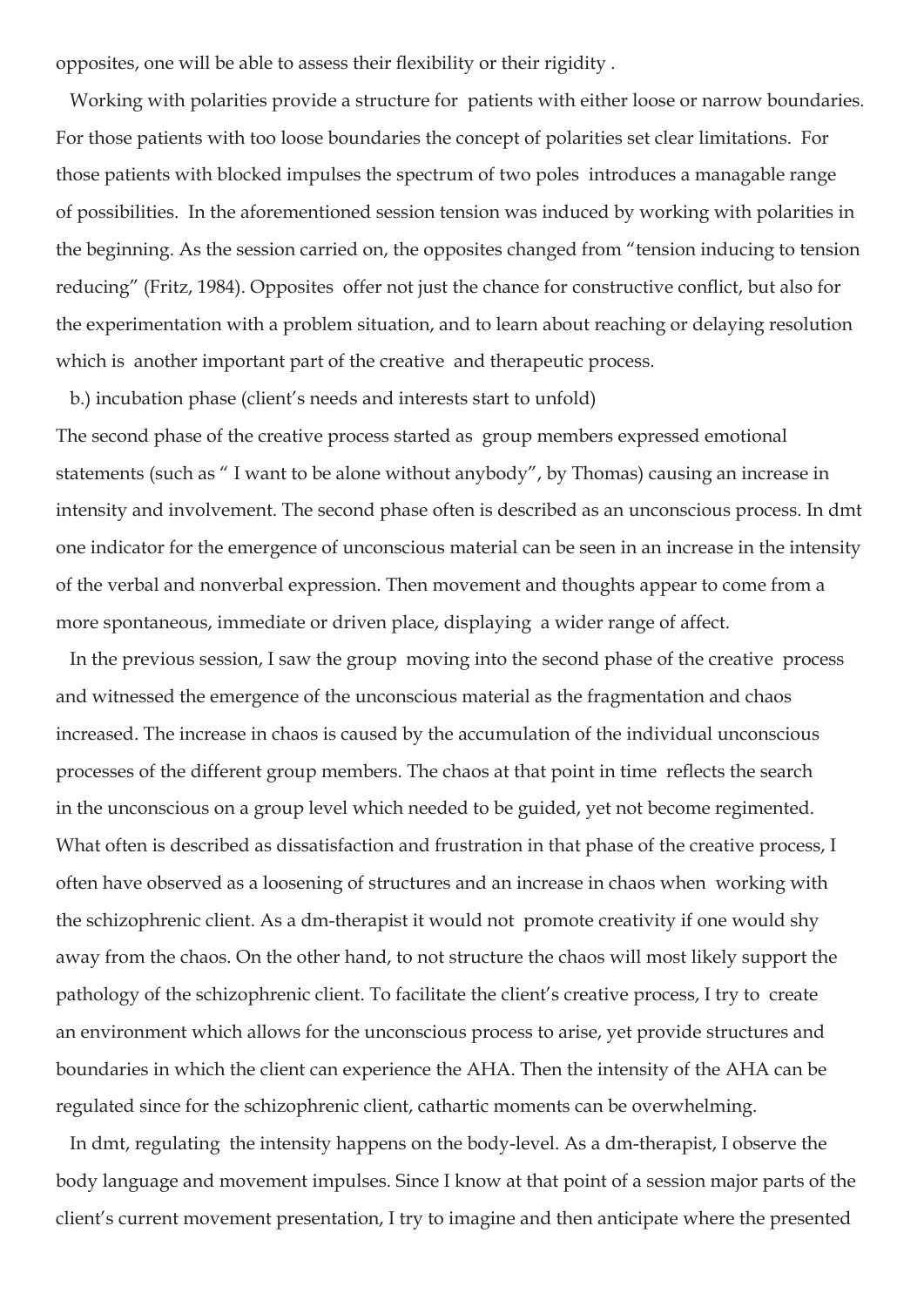opposites, one will be able to assess their flexibility or their rigidity .

Working with polarities provide a structure for patients with either loose or narrow boundaries. For those patients with too loose boundaries the concept of polarities set clear limitations. For those patients with blocked impulses the spectrum of two poles introduces a managable range of possibilities. In the aforementioned session tension was induced by working with polarities in the beginning. As the session carried on, the opposites changed from "tension inducing to tension reducing" (Fritz, 1984). Opposites offer not just the chance for constructive conflict, but also for the experimentation with a problem situation, and to learn about reaching or delaying resolution which is another important part of the creative and therapeutic process.

b.) incubation phase (client's needs and interests start to unfold)

The second phase of the creative process started as group members expressed emotional statements (such as " I want to be alone without anybody", by Thomas) causing an increase in intensity and involvement. The second phase often is described as an unconscious process. In dmt one indicator for the emergence of unconscious material can be seen in an increase in the intensity of the verbal and nonverbal expression. Then movement and thoughts appear to come from a more spontaneous, immediate or driven place, displaying a wider range of affect.

In the previous session, I saw the group moving into the second phase of the creative process and witnessed the emergence of the unconscious material as the fragmentation and chaos increased. The increase in chaos is caused by the accumulation of the individual unconscious processes of the different group members. The chaos at that point in time reflects the search in the unconscious on a group level which needed to be guided, yet not become regimented. What often is described as dissatisfaction and frustration in that phase of the creative process, I often have observed as a loosening of structures and an increase in chaos when working with the schizophrenic client. As a dm-therapist it would not promote creativity if one would shy away from the chaos. On the other hand, to not structure the chaos will most likely support the pathology of the schizophrenic client. To facilitate the client's creative process, I try to create an environment which allows for the unconscious process to arise, yet provide structures and boundaries in which the client can experience the AHA. Then the intensity of the AHA can be regulated since for the schizophrenic client, cathartic moments can be overwhelming.

In dmt, regulating the intensity happens on the body-level. As a dm-therapist, I observe the body language and movement impulses. Since I know at that point of a session major parts of the client's current movement presentation, I try to imagine and then anticipate where the presented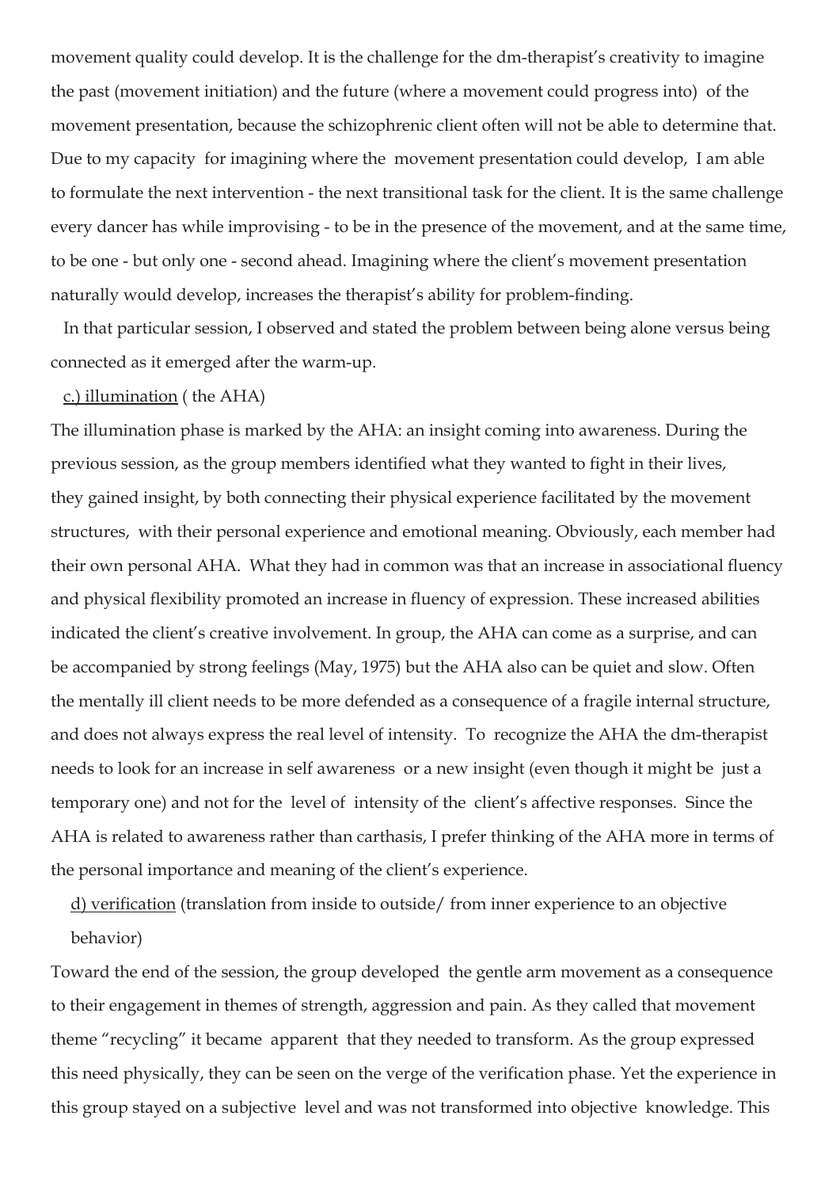movement quality could develop. It is the challenge for the dm-therapist's creativity to imagine the past (movement initiation) and the future (where a movement could progress into) of the movement presentation, because the schizophrenic client often will not be able to determine that. Due to my capacity for imagining where the movement presentation could develop, I am able to formulate the next intervention - the next transitional task for the client. It is the same challenge every dancer has while improvising - to be in the presence of the movement, and at the same time, to be one - but only one - second ahead. Imagining where the client's movement presentation naturally would develop, increases the therapist's ability for problem-finding.

In that particular session, I observed and stated the problem between being alone versus being connected as it emerged after the warm-up.

<u>c.) illumination</u> ( the AHA)

The illumination phase is marked by the AHA: an insight coming into awareness. During the previous session, as the group members identified what they wanted to fight in their lives, they gained insight, by both connecting their physical experience facilitated by the movement structures, with their personal experience and emotional meaning. Obviously, each member had their own personal AHA. What they had in common was that an increase in associational fluency and physical flexibility promoted an increase in fluency of expression. These increased abilities indicated the client's creative involvement. In group, the AHA can come as a surprise, and can be accompanied by strong feelings (May, 1975) but the AHA also can be quiet and slow. Often the mentally ill client needs to be more defended as a consequence of a fragile internal structure, and does not always express the real level of intensity. To recognize the AHA the dm-therapist needs to look for an increase in self awareness or a new insight (even though it might be just a temporary one) and not for the level of intensity of the client's affective responses. Since the AHA is related to awareness rather than carthasis, I prefer thinking of the AHA more in terms of the personal importance and meaning of the client's experience.

<u>d) verification</u> (translation from inside to outside/ from inner experience to an objective behavior)

Toward the end of the session, the group developed the gentle arm movement as a consequence to their engagement in themes of strength, aggression and pain. As they called that movement theme "recycling" it became apparent that they needed to transform. As the group expressed this need physically, they can be seen on the verge of the verification phase. Yet the experience in this group stayed on a subjective level and was not transformed into objective knowledge. This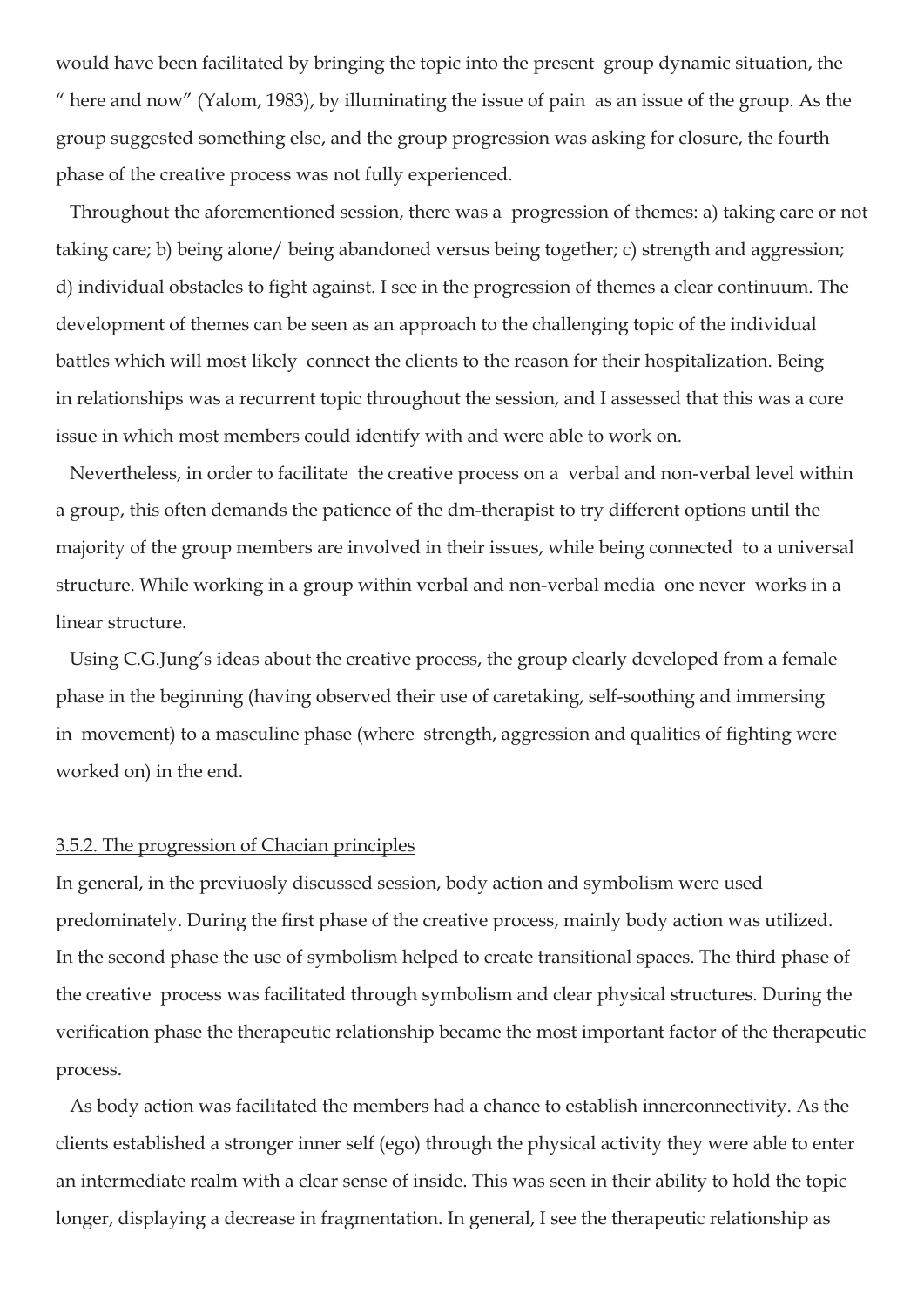would have been facilitated by bringing the topic into the present group dynamic situation, the " here and now" (Yalom, 1983), by illuminating the issue of pain as an issue of the group. As the group suggested something else, and the group progression was asking for closure, the fourth phase of the creative process was not fully experienced.

Throughout the aforementioned session, there was a progression of themes: a) taking care or not taking care; b) being alone/ being abandoned versus being together; c) strength and aggression; d) individual obstacles to fight against. I see in the progression of themes a clear continuum. The development of themes can be seen as an approach to the challenging topic of the individual battles which will most likely connect the clients to the reason for their hospitalization. Being in relationships was a recurrent topic throughout the session, and I assessed that this was a core issue in which most members could identify with and were able to work on.

Nevertheless, in order to facilitate the creative process on a verbal and non-verbal level within a group, this often demands the patience of the dm-therapist to try different options until the majority of the group members are involved in their issues, while being connected to a universal structure. While working in a group within verbal and non-verbal media one never works in a linear structure.

Using C.G.Jung's ideas about the creative process, the group clearly developed from a female phase in the beginning (having observed their use of caretaking, self-soothing and immersing in movement) to a masculine phase (where strength, aggression and qualities of fighting were worked on) in the end.

3.5.2. The progression of Chacian principles

In general, in the previuosly discussed session, body action and symbolism were used predominately. During the first phase of the creative process, mainly body action was utilized. In the second phase the use of symbolism helped to create transitional spaces. The third phase of the creative process was facilitated through symbolism and clear physical structures. During the verification phase the therapeutic relationship became the most important factor of the therapeutic process.

As body action was facilitated the members had a chance to establish innerconnectivity. As the clients established a stronger inner self (ego) through the physical activity they were able to enter an intermediate realm with a clear sense of inside. This was seen in their ability to hold the topic longer, displaying a decrease in fragmentation. In general, I see the therapeutic relationship as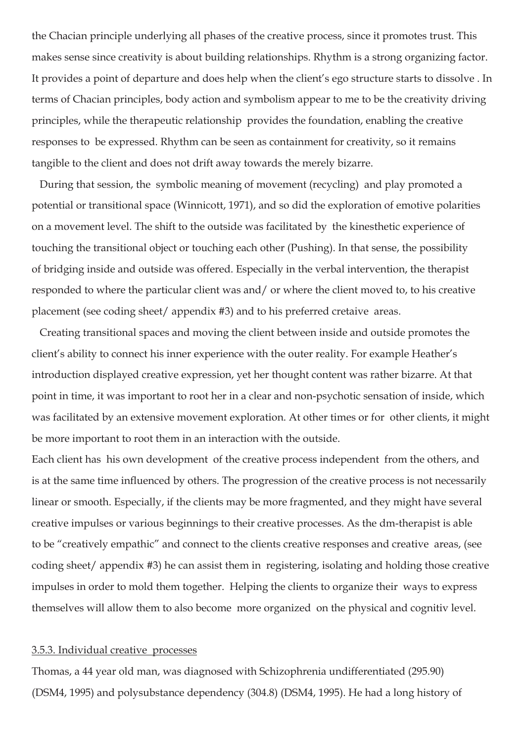the Chacian principle underlying all phases of the creative process, since it promotes trust. This makes sense since creativity is about building relationships. Rhythm is a strong organizing factor. It provides a point of departure and does help when the client's ego structure starts to dissolve . In terms of Chacian principles, body action and symbolism appear to me to be the creativity driving principles, while the therapeutic relationship provides the foundation, enabling the creative responses to be expressed. Rhythm can be seen as containment for creativity, so it remains tangible to the client and does not drift away towards the merely bizarre.

During that session, the symbolic meaning of movement (recycling) and play promoted a potential or transitional space (Winnicott, 1971), and so did the exploration of emotive polarities on a movement level. The shift to the outside was facilitated by the kinesthetic experience of touching the transitional object or touching each other (Pushing). In that sense, the possibility of bridging inside and outside was offered. Especially in the verbal intervention, the therapist responded to where the particular client was and/ or where the client moved to, to his creative placement (see coding sheet/ appendix #3) and to his preferred cretaive areas.

Creating transitional spaces and moving the client between inside and outside promotes the client's ability to connect his inner experience with the outer reality. For example Heather's introduction displayed creative expression, yet her thought content was rather bizarre. At that point in time, it was important to root her in a clear and non-psychotic sensation of inside, which was facilitated by an extensive movement exploration. At other times or for other clients, it might be more important to root them in an interaction with the outside.

Each client has his own development of the creative process independent from the others, and is at the same time influenced by others. The progression of the creative process is not necessarily linear or smooth. Especially, if the clients may be more fragmented, and they might have several creative impulses or various beginnings to their creative processes. As the dm-therapist is able to be "creatively empathic" and connect to the clients creative responses and creative areas, (see coding sheet/ appendix #3) he can assist them in registering, isolating and holding those creative impulses in order to mold them together. Helping the clients to organize their ways to express themselves will allow them to also become more organized on the physical and cognitiv level.

3.5.3. Individual creative processes

Thomas, a 44 year old man, was diagnosed with Schizophrenia undifferentiated (295.90) (DSM4, 1995) and polysubstance dependency (304.8) (DSM4, 1995). He had a long history of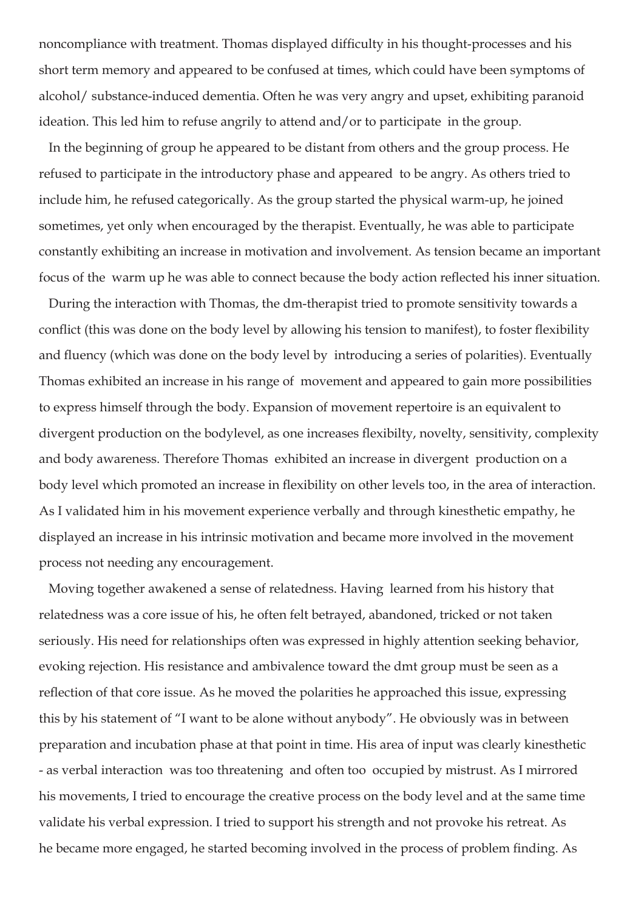noncompliance with treatment. Thomas displayed difficulty in his thought-processes and his short term memory and appeared to be confused at times, which could have been symptoms of alcohol/ substance-induced dementia. Often he was very angry and upset, exhibiting paranoid ideation. This led him to refuse angrily to attend and/or to participate in the group.

In the beginning of group he appeared to be distant from others and the group process. He refused to participate in the introductory phase and appeared to be angry. As others tried to include him, he refused categorically. As the group started the physical warm-up, he joined sometimes, yet only when encouraged by the therapist. Eventually, he was able to participate constantly exhibiting an increase in motivation and involvement. As tension became an important focus of the warm up he was able to connect because the body action reflected his inner situation.

During the interaction with Thomas, the dm-therapist tried to promote sensitivity towards a conflict (this was done on the body level by allowing his tension to manifest), to foster flexibility and fluency (which was done on the body level by introducing a series of polarities). Eventually Thomas exhibited an increase in his range of movement and appeared to gain more possibilities to express himself through the body. Expansion of movement repertoire is an equivalent to divergent production on the bodylevel, as one increases flexibilty, novelty, sensitivity, complexity and body awareness. Therefore Thomas exhibited an increase in divergent production on a body level which promoted an increase in flexibility on other levels too, in the area of interaction. As I validated him in his movement experience verbally and through kinesthetic empathy, he displayed an increase in his intrinsic motivation and became more involved in the movement process not needing any encouragement.

Moving together awakened a sense of relatedness. Having learned from his history that relatedness was a core issue of his, he often felt betrayed, abandoned, tricked or not taken seriously. His need for relationships often was expressed in highly attention seeking behavior, evoking rejection. His resistance and ambivalence toward the dmt group must be seen as a reflection of that core issue. As he moved the polarities he approached this issue, expressing this by his statement of "I want to be alone without anybody". He obviously was in between preparation and incubation phase at that point in time. His area of input was clearly kinesthetic - as verbal interaction was too threatening and often too occupied by mistrust. As I mirrored his movements, I tried to encourage the creative process on the body level and at the same time validate his verbal expression. I tried to support his strength and not provoke his retreat. As he became more engaged, he started becoming involved in the process of problem finding. As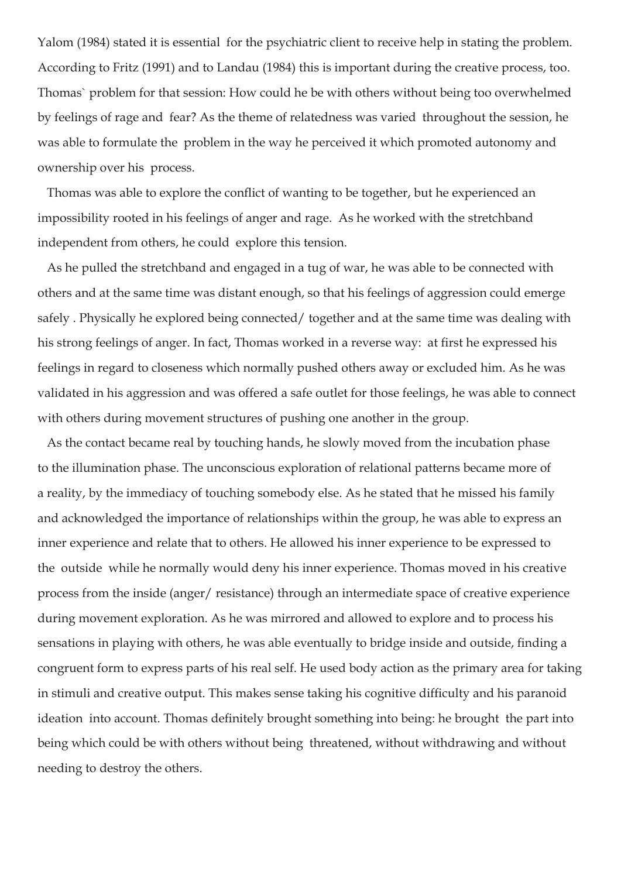Yalom (1984) stated it is essential for the psychiatric client to receive help in stating the problem. According to Fritz (1991) and to Landau (1984) this is important during the creative process, too. Thomas` problem for that session: How could he be with others without being too overwhelmed by feelings of rage and fear? As the theme of relatedness was varied throughout the session, he was able to formulate the problem in the way he perceived it which promoted autonomy and ownership over his process.

Thomas was able to explore the conflict of wanting to be together, but he experienced an impossibility rooted in his feelings of anger and rage. As he worked with the stretchband independent from others, he could explore this tension.

As he pulled the stretchband and engaged in a tug of war, he was able to be connected with others and at the same time was distant enough, so that his feelings of aggression could emerge safely . Physically he explored being connected/ together and at the same time was dealing with his strong feelings of anger. In fact, Thomas worked in a reverse way: at first he expressed his feelings in regard to closeness which normally pushed others away or excluded him. As he was validated in his aggression and was offered a safe outlet for those feelings, he was able to connect with others during movement structures of pushing one another in the group.

As the contact became real by touching hands, he slowly moved from the incubation phase to the illumination phase. The unconscious exploration of relational patterns became more of a reality, by the immediacy of touching somebody else. As he stated that he missed his family and acknowledged the importance of relationships within the group, he was able to express an inner experience and relate that to others. He allowed his inner experience to be expressed to the outside while he normally would deny his inner experience. Thomas moved in his creative process from the inside (anger/ resistance) through an intermediate space of creative experience during movement exploration. As he was mirrored and allowed to explore and to process his sensations in playing with others, he was able eventually to bridge inside and outside, finding a congruent form to express parts of his real self. He used body action as the primary area for taking in stimuli and creative output. This makes sense taking his cognitive difficulty and his paranoid ideation into account. Thomas definitely brought something into being: he brought the part into being which could be with others without being threatened, without withdrawing and without needing to destroy the others.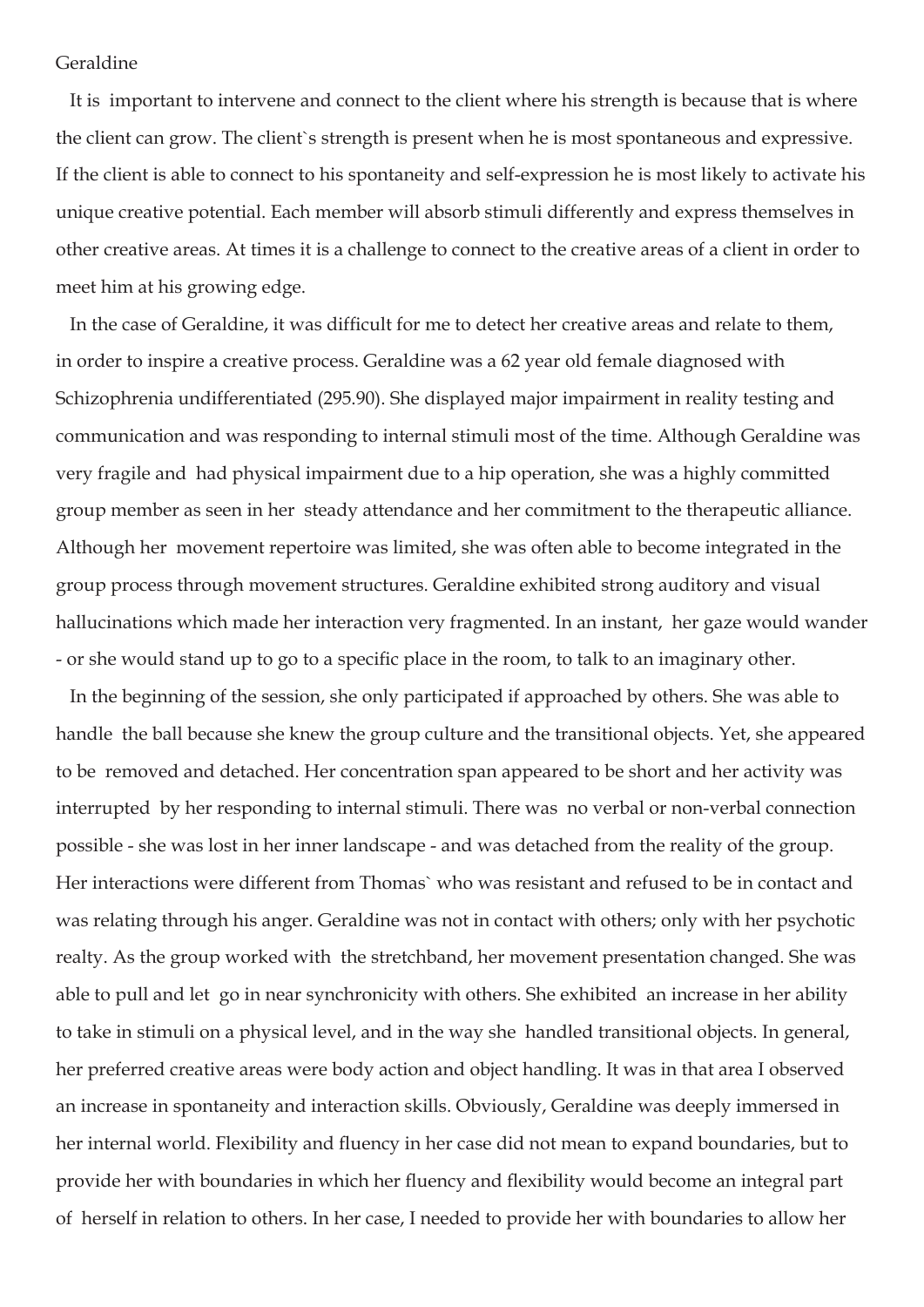Geraldine

It is important to intervene and connect to the client where his strength is because that is where the client can grow. The client`s strength is present when he is most spontaneous and expressive. If the client is able to connect to his spontaneity and self-expression he is most likely to activate his unique creative potential. Each member will absorb stimuli differently and express themselves in other creative areas. At times it is a challenge to connect to the creative areas of a client in order to meet him at his growing edge.

In the case of Geraldine, it was difficult for me to detect her creative areas and relate to them, in order to inspire a creative process. Geraldine was a 62 year old female diagnosed with Schizophrenia undifferentiated (295.90). She displayed major impairment in reality testing and communication and was responding to internal stimuli most of the time. Although Geraldine was very fragile and had physical impairment due to a hip operation, she was a highly committed group member as seen in her steady attendance and her commitment to the therapeutic alliance. Although her movement repertoire was limited, she was often able to become integrated in the group process through movement structures. Geraldine exhibited strong auditory and visual hallucinations which made her interaction very fragmented. In an instant, her gaze would wander - or she would stand up to go to a specific place in the room, to talk to an imaginary other.

In the beginning of the session, she only participated if approached by others. She was able to handle the ball because she knew the group culture and the transitional objects. Yet, she appeared to be removed and detached. Her concentration span appeared to be short and her activity was interrupted by her responding to internal stimuli. There was no verbal or non-verbal connection possible - she was lost in her inner landscape - and was detached from the reality of the group. Her interactions were different from Thomas` who was resistant and refused to be in contact and was relating through his anger. Geraldine was not in contact with others; only with her psychotic realty. As the group worked with the stretchband, her movement presentation changed. She was able to pull and let go in near synchronicity with others. She exhibited an increase in her ability to take in stimuli on a physical level, and in the way she handled transitional objects. In general, her preferred creative areas were body action and object handling. It was in that area I observed an increase in spontaneity and interaction skills. Obviously, Geraldine was deeply immersed in her internal world. Flexibility and fluency in her case did not mean to expand boundaries, but to provide her with boundaries in which her fluency and flexibility would become an integral part of herself in relation to others. In her case, I needed to provide her with boundaries to allow her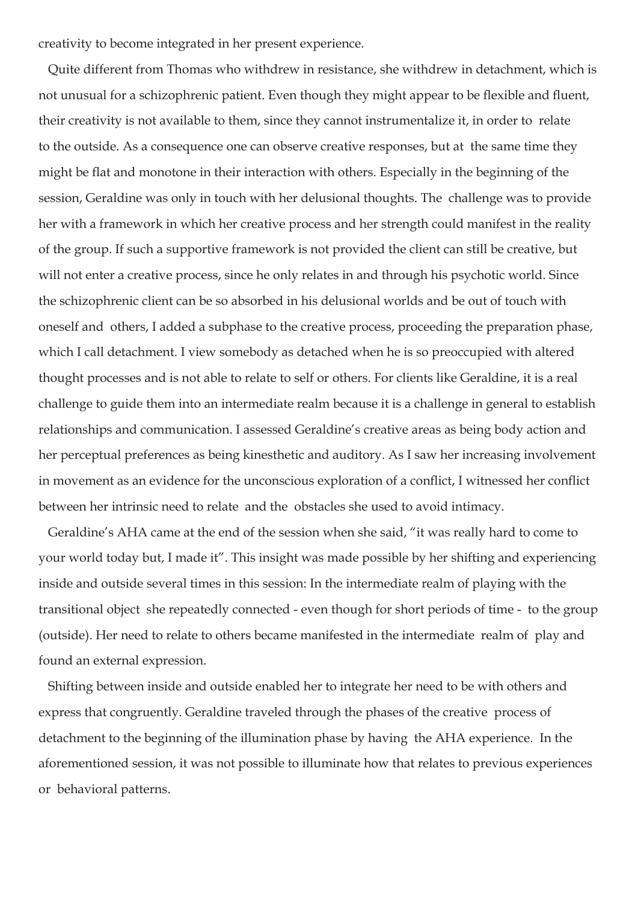creativity to become integrated in her present experience.

Quite different from Thomas who withdrew in resistance, she withdrew in detachment, which is not unusual for a schizophrenic patient. Even though they might appear to be flexible and fluent, their creativity is not available to them, since they cannot instrumentalize it, in order to relate to the outside. As a consequence one can observe creative responses, but at the same time they might be flat and monotone in their interaction with others. Especially in the beginning of the session, Geraldine was only in touch with her delusional thoughts. The challenge was to provide her with a framework in which her creative process and her strength could manifest in the reality of the group. If such a supportive framework is not provided the client can still be creative, but will not enter a creative process, since he only relates in and through his psychotic world. Since the schizophrenic client can be so absorbed in his delusional worlds and be out of touch with oneself and others, I added a subphase to the creative process, proceeding the preparation phase, which I call detachment. I view somebody as detached when he is so preoccupied with altered thought processes and is not able to relate to self or others. For clients like Geraldine, it is a real challenge to guide them into an intermediate realm because it is a challenge in general to establish relationships and communication. I assessed Geraldine's creative areas as being body action and her perceptual preferences as being kinesthetic and auditory. As I saw her increasing involvement in movement as an evidence for the unconscious exploration of a conflict, I witnessed her conflict between her intrinsic need to relate and the obstacles she used to avoid intimacy.

Geraldine's AHA came at the end of the session when she said, "it was really hard to come to your world today but, I made it". This insight was made possible by her shifting and experiencing inside and outside several times in this session: In the intermediate realm of playing with the transitional object she repeatedly connected - even though for short periods of time - to the group (outside). Her need to relate to others became manifested in the intermediate realm of play and found an external expression.

Shifting between inside and outside enabled her to integrate her need to be with others and express that congruently. Geraldine traveled through the phases of the creative process of detachment to the beginning of the illumination phase by having the AHA experience. In the aforementioned session, it was not possible to illuminate how that relates to previous experiences or behavioral patterns.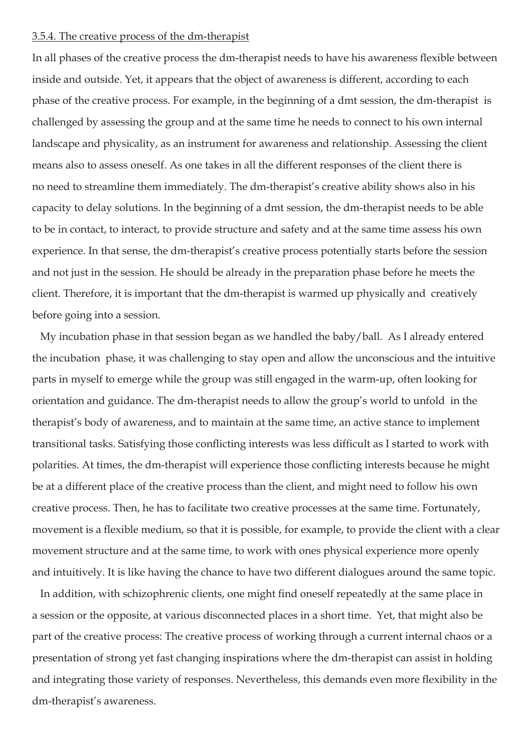3.5.4. The creative process of the dm-therapist

In all phases of the creative process the dm-therapist needs to have his awareness flexible between inside and outside. Yet, it appears that the object of awareness is different, according to each phase of the creative process. For example, in the beginning of a dmt session, the dm-therapist is challenged by assessing the group and at the same time he needs to connect to his own internal landscape and physicality, as an instrument for awareness and relationship. Assessing the client means also to assess oneself. As one takes in all the different responses of the client there is no need to streamline them immediately. The dm-therapist's creative ability shows also in his capacity to delay solutions. In the beginning of a dmt session, the dm-therapist needs to be able to be in contact, to interact, to provide structure and safety and at the same time assess his own experience. In that sense, the dm-therapist's creative process potentially starts before the session and not just in the session. He should be already in the preparation phase before he meets the client. Therefore, it is important that the dm-therapist is warmed up physically and creatively before going into a session.

My incubation phase in that session began as we handled the baby/ball. As I already entered the incubation phase, it was challenging to stay open and allow the unconscious and the intuitive parts in myself to emerge while the group was still engaged in the warm-up, often looking for orientation and guidance. The dm-therapist needs to allow the group's world to unfold in the therapist's body of awareness, and to maintain at the same time, an active stance to implement transitional tasks. Satisfying those conflicting interests was less difficult as I started to work with polarities. At times, the dm-therapist will experience those conflicting interests because he might be at a different place of the creative process than the client, and might need to follow his own creative process. Then, he has to facilitate two creative processes at the same time. Fortunately, movement is a flexible medium, so that it is possible, for example, to provide the client with a clear movement structure and at the same time, to work with ones physical experience more openly and intuitively. It is like having the chance to have two different dialogues around the same topic.

In addition, with schizophrenic clients, one might find oneself repeatedly at the same place in a session or the opposite, at various disconnected places in a short time. Yet, that might also be part of the creative process: The creative process of working through a current internal chaos or a presentation of strong yet fast changing inspirations where the dm-therapist can assist in holding and integrating those variety of responses. Nevertheless, this demands even more flexibility in the dm-therapist's awareness.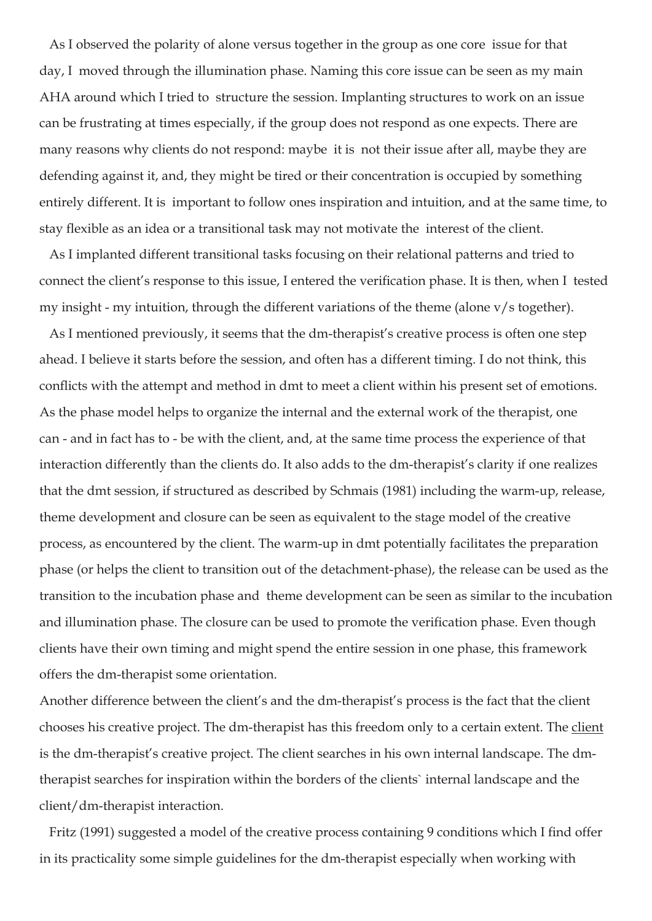As I observed the polarity of alone versus together in the group as one core issue for that day, I moved through the illumination phase. Naming this core issue can be seen as my main AHA around which I tried to structure the session. Implanting structures to work on an issue can be frustrating at times especially, if the group does not respond as one expects. There are many reasons why clients do not respond: maybe it is not their issue after all, maybe they are defending against it, and, they might be tired or their concentration is occupied by something entirely different. It is important to follow ones inspiration and intuition, and at the same time, to stay flexible as an idea or a transitional task may not motivate the interest of the client.

As I implanted different transitional tasks focusing on their relational patterns and tried to connect the client's response to this issue, I entered the verification phase. It is then, when I tested my insight - my intuition, through the different variations of the theme (alone v/s together).

As I mentioned previously, it seems that the dm-therapist's creative process is often one step ahead. I believe it starts before the session, and often has a different timing. I do not think, this conflicts with the attempt and method in dmt to meet a client within his present set of emotions. As the phase model helps to organize the internal and the external work of the therapist, one can - and in fact has to - be with the client, and, at the same time process the experience of that interaction differently than the clients do. It also adds to the dm-therapist's clarity if one realizes that the dmt session, if structured as described by Schmais (1981) including the warm-up, release, theme development and closure can be seen as equivalent to the stage model of the creative process, as encountered by the client. The warm-up in dmt potentially facilitates the preparation phase (or helps the client to transition out of the detachment-phase), the release can be used as the transition to the incubation phase and theme development can be seen as similar to the incubation and illumination phase. The closure can be used to promote the verification phase. Even though clients have their own timing and might spend the entire session in one phase, this framework offers the dm-therapist some orientation.

Another difference between the client's and the dm-therapist's process is the fact that the client chooses his creative project. The dm-therapist has this freedom only to a certain extent. The <u>client</u> is the dm-therapist's creative project. The client searches in his own internal landscape. The dm-therapist searches for inspiration within the borders of the clients` internal landscape and the client/dm-therapist interaction.

Fritz (1991) suggested a model of the creative process containing 9 conditions which I find offer in its practicality some simple guidelines for the dm-therapist especially when working with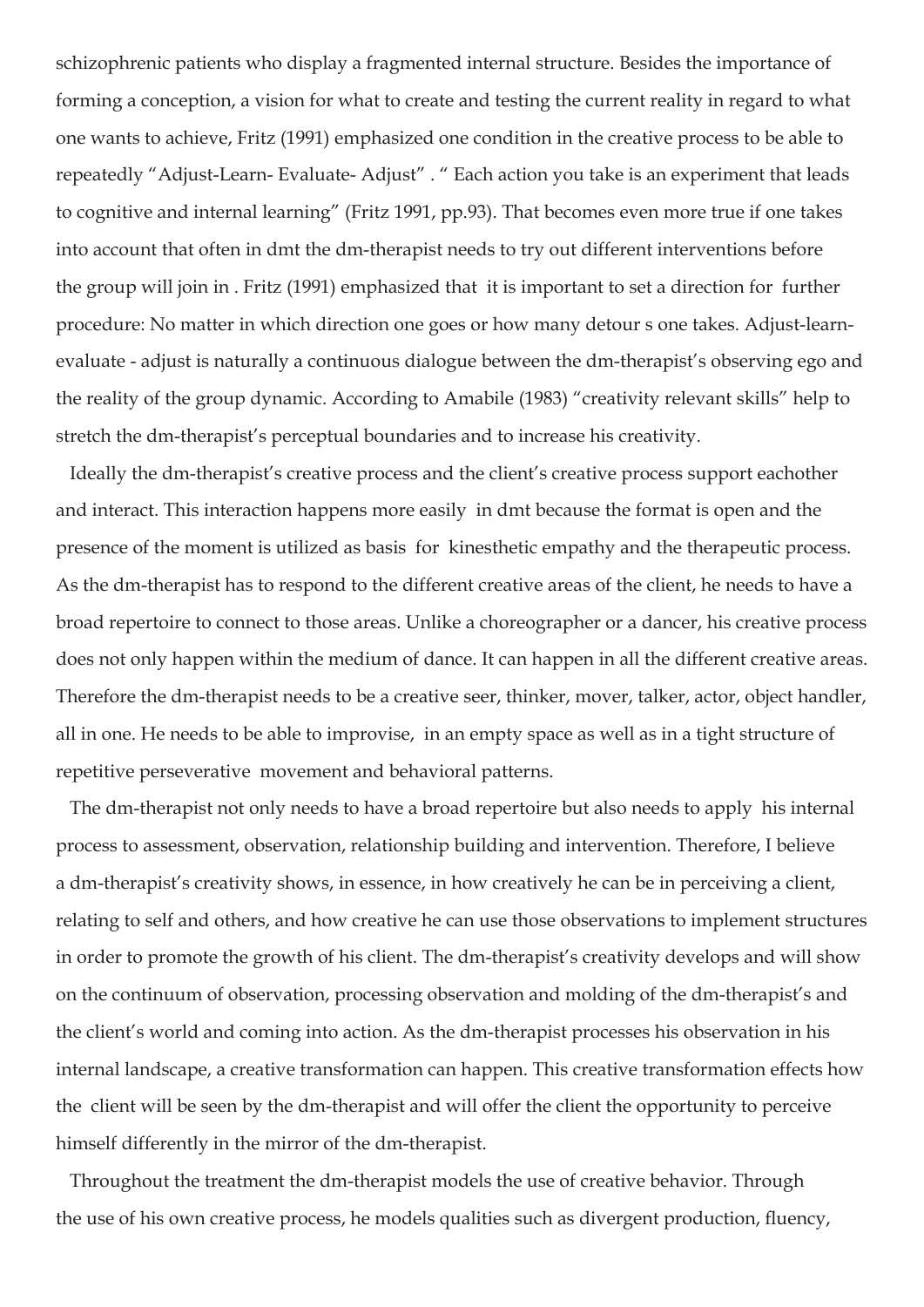schizophrenic patients who display a fragmented internal structure. Besides the importance of forming a conception, a vision for what to create and testing the current reality in regard to what one wants to achieve, Fritz (1991) emphasized one condition in the creative process to be able to repeatedly "Adjust-Learn- Evaluate- Adjust" . " Each action you take is an experiment that leads to cognitive and internal learning" (Fritz 1991, pp.93). That becomes even more true if one takes into account that often in dmt the dm-therapist needs to try out different interventions before the group will join in . Fritz (1991) emphasized that it is important to set a direction for further procedure: No matter in which direction one goes or how many detour s one takes. Adjust-learn-evaluate - adjust is naturally a continuous dialogue between the dm-therapist's observing ego and the reality of the group dynamic. According to Amabile (1983) "creativity relevant skills" help to stretch the dm-therapist's perceptual boundaries and to increase his creativity.

Ideally the dm-therapist's creative process and the client's creative process support eachother and interact. This interaction happens more easily in dmt because the format is open and the presence of the moment is utilized as basis for kinesthetic empathy and the therapeutic process. As the dm-therapist has to respond to the different creative areas of the client, he needs to have a broad repertoire to connect to those areas. Unlike a choreographer or a dancer, his creative process does not only happen within the medium of dance. It can happen in all the different creative areas. Therefore the dm-therapist needs to be a creative seer, thinker, mover, talker, actor, object handler, all in one. He needs to be able to improvise, in an empty space as well as in a tight structure of repetitive perseverative movement and behavioral patterns.

The dm-therapist not only needs to have a broad repertoire but also needs to apply his internal process to assessment, observation, relationship building and intervention. Therefore, I believe a dm-therapist's creativity shows, in essence, in how creatively he can be in perceiving a client, relating to self and others, and how creative he can use those observations to implement structures in order to promote the growth of his client. The dm-therapist's creativity develops and will show on the continuum of observation, processing observation and molding of the dm-therapist's and the client's world and coming into action. As the dm-therapist processes his observation in his internal landscape, a creative transformation can happen. This creative transformation effects how the client will be seen by the dm-therapist and will offer the client the opportunity to perceive himself differently in the mirror of the dm-therapist.

Throughout the treatment the dm-therapist models the use of creative behavior. Through the use of his own creative process, he models qualities such as divergent production, fluency,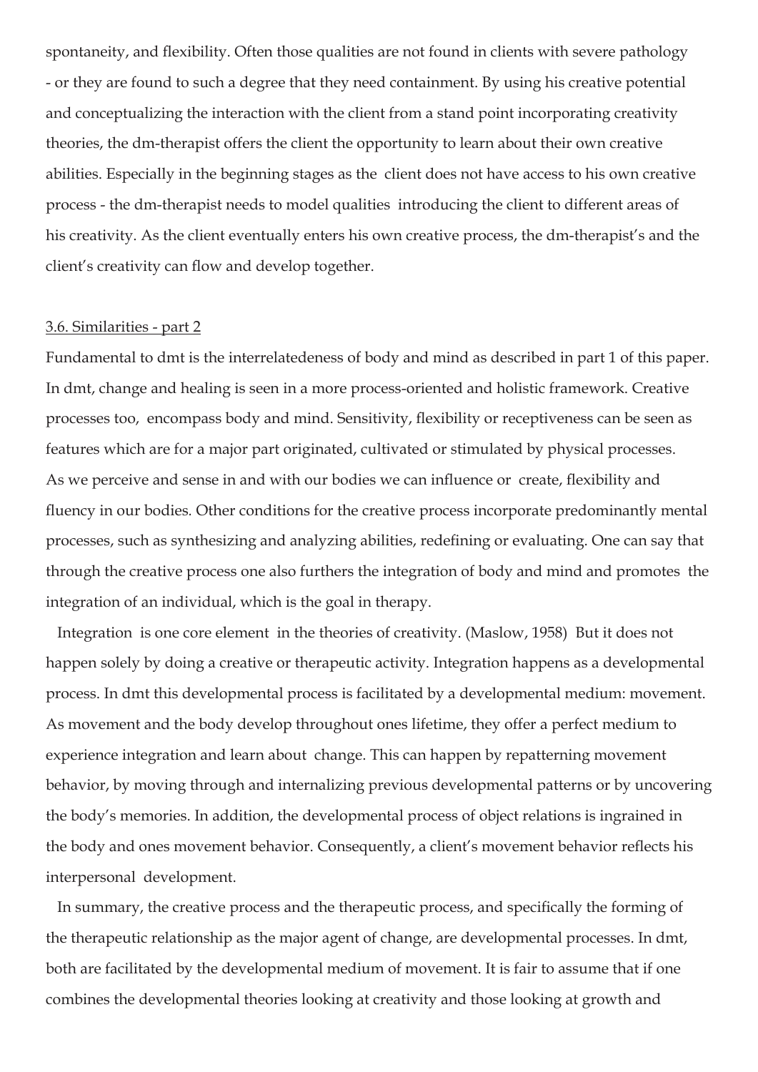spontaneity, and flexibility. Often those qualities are not found in clients with severe pathology - or they are found to such a degree that they need containment. By using his creative potential and conceptualizing the interaction with the client from a stand point incorporating creativity theories, the dm-therapist offers the client the opportunity to learn about their own creative abilities. Especially in the beginning stages as the client does not have access to his own creative process - the dm-therapist needs to model qualities introducing the client to different areas of his creativity. As the client eventually enters his own creative process, the dm-therapist's and the client's creativity can flow and develop together.

3.6. Similarities - part 2

Fundamental to dmt is the interrelatedeness of body and mind as described in part 1 of this paper. In dmt, change and healing is seen in a more process-oriented and holistic framework. Creative processes too, encompass body and mind. Sensitivity, flexibility or receptiveness can be seen as features which are for a major part originated, cultivated or stimulated by physical processes. As we perceive and sense in and with our bodies we can influence or create, flexibility and fluency in our bodies. Other conditions for the creative process incorporate predominantly mental processes, such as synthesizing and analyzing abilities, redefining or evaluating. One can say that through the creative process one also furthers the integration of body and mind and promotes the integration of an individual, which is the goal in therapy.

Integration is one core element in the theories of creativity. (Maslow, 1958) But it does not happen solely by doing a creative or therapeutic activity. Integration happens as a developmental process. In dmt this developmental process is facilitated by a developmental medium: movement. As movement and the body develop throughout ones lifetime, they offer a perfect medium to experience integration and learn about change. This can happen by repatterning movement behavior, by moving through and internalizing previous developmental patterns or by uncovering the body's memories. In addition, the developmental process of object relations is ingrained in the body and ones movement behavior. Consequently, a client's movement behavior reflects his interpersonal development.

In summary, the creative process and the therapeutic process, and specifically the forming of the therapeutic relationship as the major agent of change, are developmental processes. In dmt, both are facilitated by the developmental medium of movement. It is fair to assume that if one combines the developmental theories looking at creativity and those looking at growth and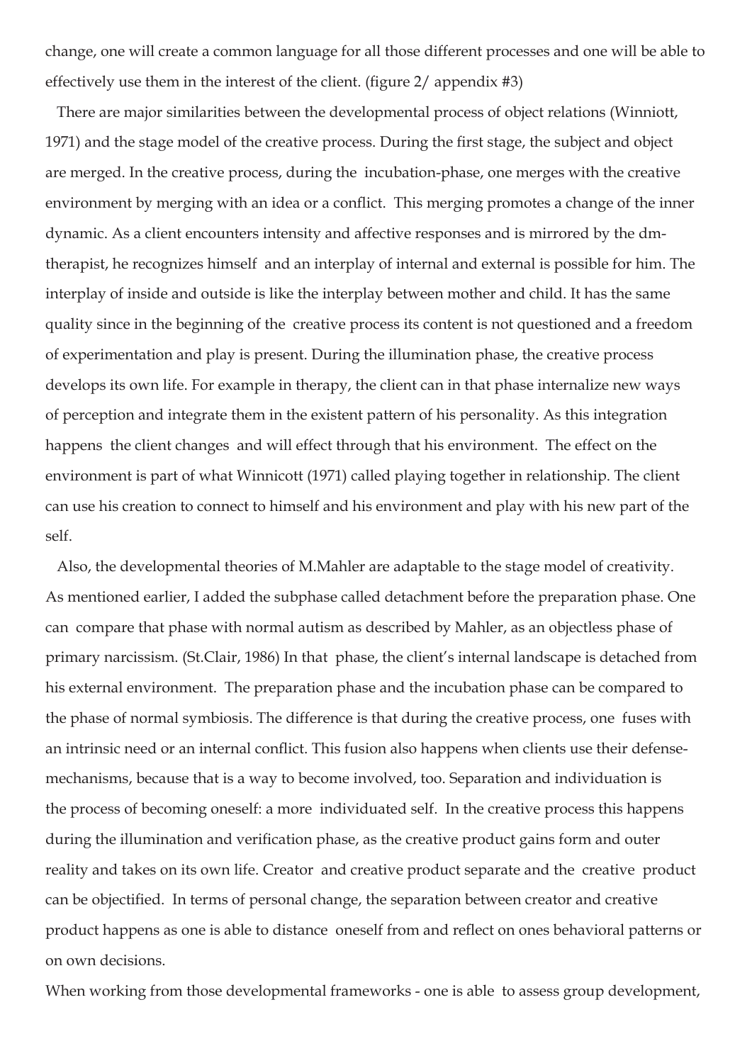change, one will create a common language for all those different processes and one will be able to effectively use them in the interest of the client. (figure 2/ appendix #3)

There are major similarities between the developmental process of object relations (Winniott, 1971) and the stage model of the creative process. During the first stage, the subject and object are merged. In the creative process, during the incubation-phase, one merges with the creative environment by merging with an idea or a conflict. This merging promotes a change of the inner dynamic. As a client encounters intensity and affective responses and is mirrored by the dm-therapist, he recognizes himself and an interplay of internal and external is possible for him. The interplay of inside and outside is like the interplay between mother and child. It has the same quality since in the beginning of the creative process its content is not questioned and a freedom of experimentation and play is present. During the illumination phase, the creative process develops its own life. For example in therapy, the client can in that phase internalize new ways of perception and integrate them in the existent pattern of his personality. As this integration happens the client changes and will effect through that his environment. The effect on the environment is part of what Winnicott (1971) called playing together in relationship. The client can use his creation to connect to himself and his environment and play with his new part of the self.

Also, the developmental theories of M.Mahler are adaptable to the stage model of creativity. As mentioned earlier, I added the subphase called detachment before the preparation phase. One can compare that phase with normal autism as described by Mahler, as an objectless phase of primary narcissism. (St.Clair, 1986) In that phase, the client's internal landscape is detached from his external environment. The preparation phase and the incubation phase can be compared to the phase of normal symbiosis. The difference is that during the creative process, one fuses with an intrinsic need or an internal conflict. This fusion also happens when clients use their defense-mechanisms, because that is a way to become involved, too. Separation and individuation is the process of becoming oneself: a more individuated self. In the creative process this happens during the illumination and verification phase, as the creative product gains form and outer reality and takes on its own life. Creator and creative product separate and the creative product can be objectified. In terms of personal change, the separation between creator and creative product happens as one is able to distance oneself from and reflect on ones behavioral patterns or on own decisions.

When working from those developmental frameworks - one is able to assess group development,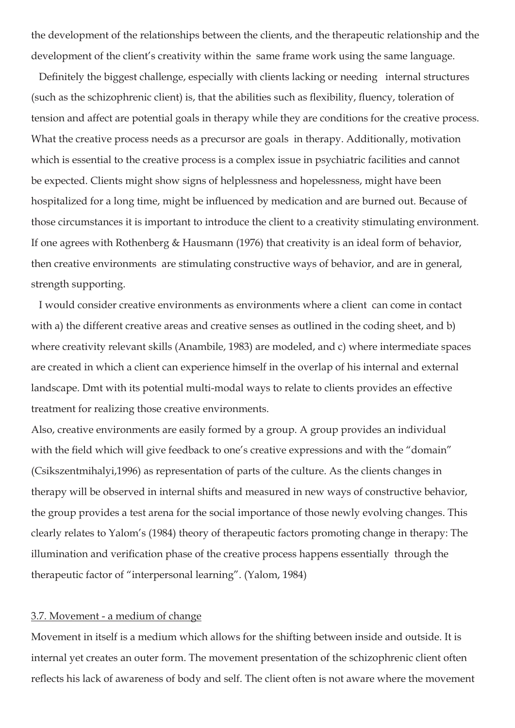the development of the relationships between the clients, and the therapeutic relationship and the development of the client's creativity within the same frame work using the same language.

Definitely the biggest challenge, especially with clients lacking or needing internal structures (such as the schizophrenic client) is, that the abilities such as flexibility, fluency, toleration of tension and affect are potential goals in therapy while they are conditions for the creative process. What the creative process needs as a precursor are goals in therapy. Additionally, motivation which is essential to the creative process is a complex issue in psychiatric facilities and cannot be expected. Clients might show signs of helplessness and hopelessness, might have been hospitalized for a long time, might be influenced by medication and are burned out. Because of those circumstances it is important to introduce the client to a creativity stimulating environment. If one agrees with Rothenberg & Hausmann (1976) that creativity is an ideal form of behavior, then creative environments are stimulating constructive ways of behavior, and are in general, strength supporting.

I would consider creative environments as environments where a client can come in contact with a) the different creative areas and creative senses as outlined in the coding sheet, and b) where creativity relevant skills (Anambile, 1983) are modeled, and c) where intermediate spaces are created in which a client can experience himself in the overlap of his internal and external landscape. Dmt with its potential multi-modal ways to relate to clients provides an effective treatment for realizing those creative environments.

Also, creative environments are easily formed by a group. A group provides an individual with the field which will give feedback to one's creative expressions and with the "domain" (Csikszentmihalyi,1996) as representation of parts of the culture. As the clients changes in therapy will be observed in internal shifts and measured in new ways of constructive behavior, the group provides a test arena for the social importance of those newly evolving changes. This clearly relates to Yalom's (1984) theory of therapeutic factors promoting change in therapy: The illumination and verification phase of the creative process happens essentially through the therapeutic factor of "interpersonal learning". (Yalom, 1984)

### 3.7. Movement - a medium of change

Movement in itself is a medium which allows for the shifting between inside and outside. It is internal yet creates an outer form. The movement presentation of the schizophrenic client often reflects his lack of awareness of body and self. The client often is not aware where the movement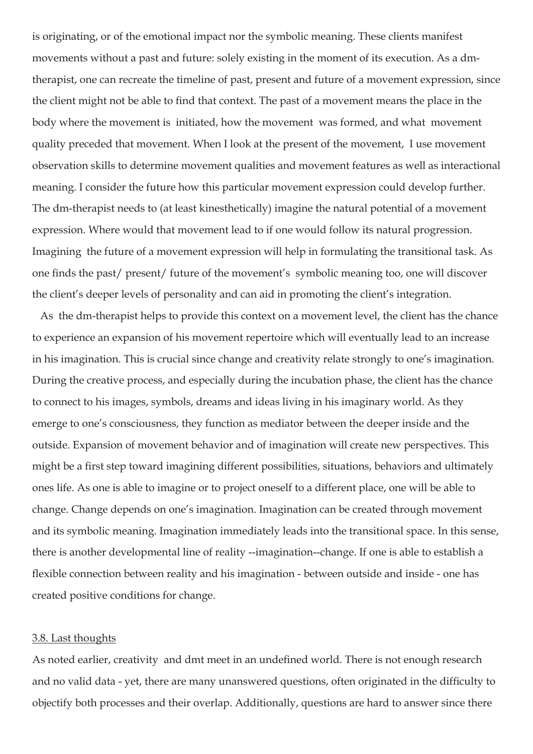is originating, or of the emotional impact nor the symbolic meaning. These clients manifest movements without a past and future: solely existing in the moment of its execution. As a dm-therapist, one can recreate the timeline of past, present and future of a movement expression, since the client might not be able to find that context. The past of a movement means the place in the body where the movement is initiated, how the movement was formed, and what movement quality preceded that movement. When I look at the present of the movement, I use movement observation skills to determine movement qualities and movement features as well as interactional meaning. I consider the future how this particular movement expression could develop further. The dm-therapist needs to (at least kinesthetically) imagine the natural potential of a movement expression. Where would that movement lead to if one would follow its natural progression. Imagining the future of a movement expression will help in formulating the transitional task. As one finds the past/ present/ future of the movement's symbolic meaning too, one will discover the client's deeper levels of personality and can aid in promoting the client's integration.

As the dm-therapist helps to provide this context on a movement level, the client has the chance to experience an expansion of his movement repertoire which will eventually lead to an increase in his imagination. This is crucial since change and creativity relate strongly to one's imagination. During the creative process, and especially during the incubation phase, the client has the chance to connect to his images, symbols, dreams and ideas living in his imaginary world. As they emerge to one's consciousness, they function as mediator between the deeper inside and the outside. Expansion of movement behavior and of imagination will create new perspectives. This might be a first step toward imagining different possibilities, situations, behaviors and ultimately ones life. As one is able to imagine or to project oneself to a different place, one will be able to change. Change depends on one's imagination. Imagination can be created through movement and its symbolic meaning. Imagination immediately leads into the transitional space. In this sense, there is another developmental line of reality --imagination--change. If one is able to establish a flexible connection between reality and his imagination - between outside and inside - one has created positive conditions for change.

### 3.8. Last thoughts

As noted earlier, creativity and dmt meet in an undefined world. There is not enough research and no valid data - yet, there are many unanswered questions, often originated in the difficulty to objectify both processes and their overlap. Additionally, questions are hard to answer since there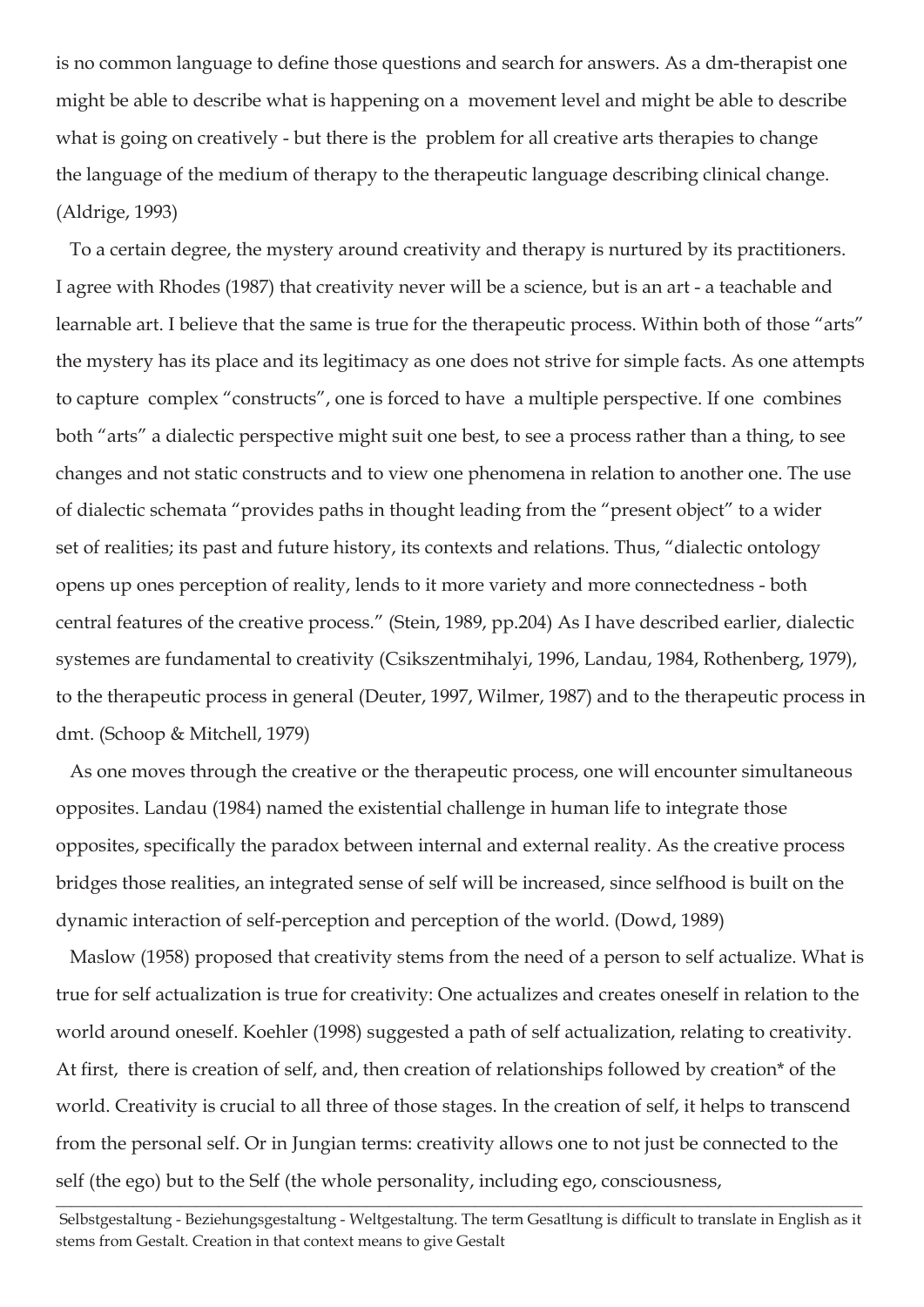is no common language to define those questions and search for answers. As a dm-therapist one might be able to describe what is happening on a movement level and might be able to describe what is going on creatively - but there is the problem for all creative arts therapies to change the language of the medium of therapy to the therapeutic language describing clinical change. (Aldrige, 1993)

To a certain degree, the mystery around creativity and therapy is nurtured by its practitioners. I agree with Rhodes (1987) that creativity never will be a science, but is an art - a teachable and learnable art. I believe that the same is true for the therapeutic process. Within both of those "arts" the mystery has its place and its legitimacy as one does not strive for simple facts. As one attempts to capture complex "constructs", one is forced to have a multiple perspective. If one combines both "arts" a dialectic perspective might suit one best, to see a process rather than a thing, to see changes and not static constructs and to view one phenomena in relation to another one. The use of dialectic schemata "provides paths in thought leading from the "present object" to a wider set of realities; its past and future history, its contexts and relations. Thus, "dialectic ontology opens up ones perception of reality, lends to it more variety and more connectedness - both central features of the creative process." (Stein, 1989, pp.204) As I have described earlier, dialectic systemes are fundamental to creativity (Csikszentmihalyi, 1996, Landau, 1984, Rothenberg, 1979), to the therapeutic process in general (Deuter, 1997, Wilmer, 1987) and to the therapeutic process in dmt. (Schoop & Mitchell, 1979)

As one moves through the creative or the therapeutic process, one will encounter simultaneous opposites. Landau (1984) named the existential challenge in human life to integrate those opposites, specifically the paradox between internal and external reality. As the creative process bridges those realities, an integrated sense of self will be increased, since selfhood is built on the dynamic interaction of self-perception and perception of the world. (Dowd, 1989)

Maslow (1958) proposed that creativity stems from the need of a person to self actualize. What is true for self actualization is true for creativity: One actualizes and creates oneself in relation to the world around oneself. Koehler (1998) suggested a path of self actualization, relating to creativity. At first, there is creation of self, and, then creation of relationships followed by creation* of the world. Creativity is crucial to all three of those stages. In the creation of self, it helps to transcend from the personal self. Or in Jungian terms: creativity allows one to not just be connected to the self (the ego) but to the Self (the whole personality, including ego, consciousness,

---

Selbstgestaltung - Beziehungsgestaltung - Weltgestaltung. The term Gesatltung is difficult to translate in English as it stems from Gestalt. Creation in that context means to give Gestalt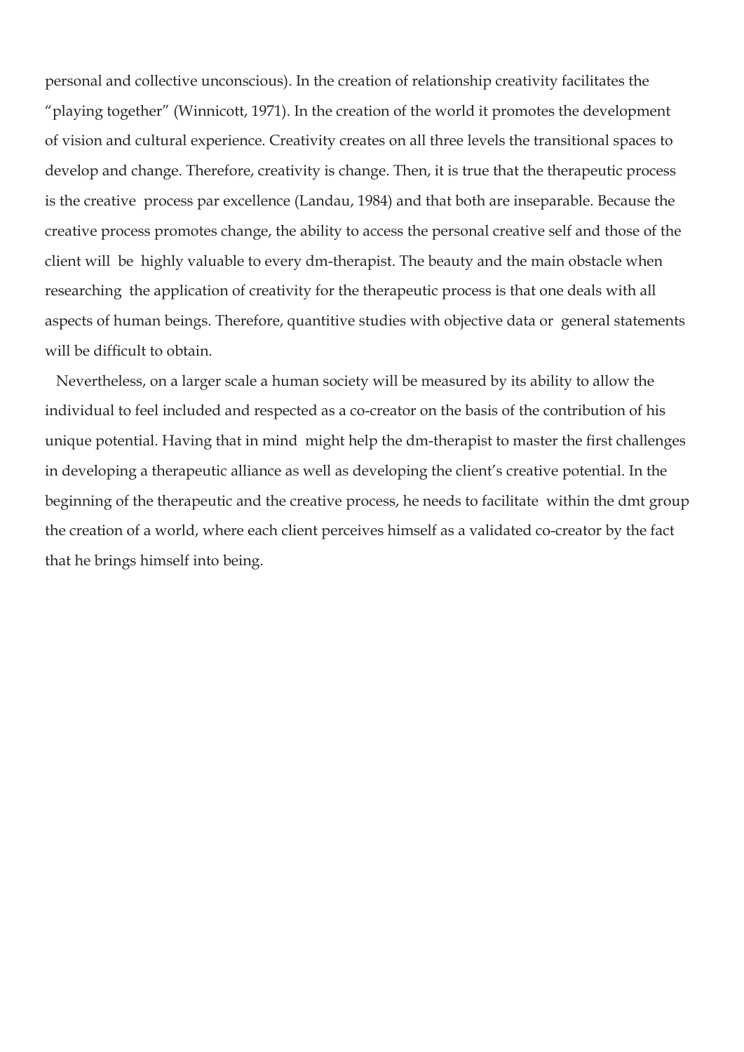personal and collective unconscious). In the creation of relationship creativity facilitates the "playing together" (Winnicott, 1971). In the creation of the world it promotes the development of vision and cultural experience. Creativity creates on all three levels the transitional spaces to develop and change. Therefore, creativity is change. Then, it is true that the therapeutic process is the creative process par excellence (Landau, 1984) and that both are inseparable. Because the creative process promotes change, the ability to access the personal creative self and those of the client will be highly valuable to every dm-therapist. The beauty and the main obstacle when researching the application of creativity for the therapeutic process is that one deals with all aspects of human beings. Therefore, quantitive studies with objective data or general statements will be difficult to obtain.

Nevertheless, on a larger scale a human society will be measured by its ability to allow the individual to feel included and respected as a co-creator on the basis of the contribution of his unique potential. Having that in mind might help the dm-therapist to master the first challenges in developing a therapeutic alliance as well as developing the client's creative potential. In the beginning of the therapeutic and the creative process, he needs to facilitate within the dmt group the creation of a world, where each client perceives himself as a validated co-creator by the fact that he brings himself into being.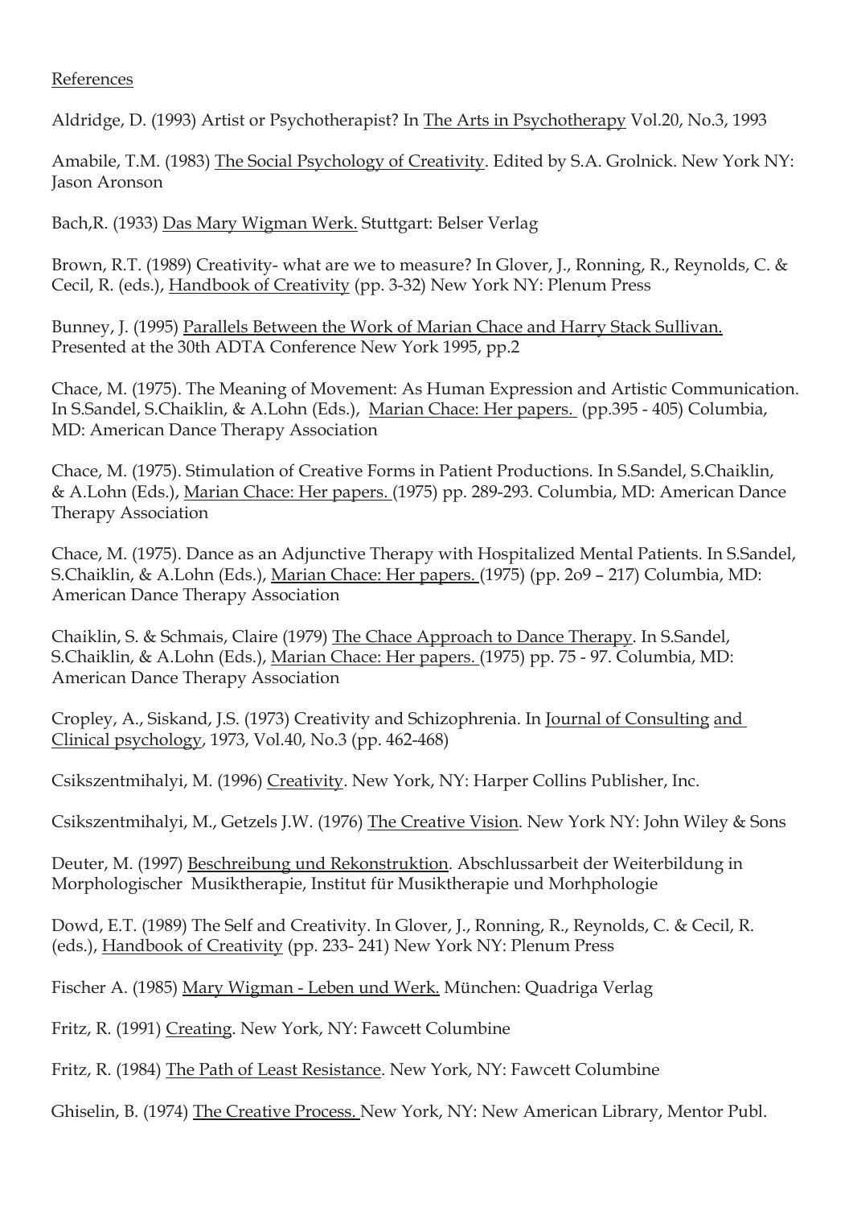References

Aldridge, D. (1993) Artist or Psychotherapist? In The Arts in Psychotherapy Vol.20, No.3, 1993

Amabile, T.M. (1983) The Social Psychology of Creativity. Edited by S.A. Grolnick. New York NY: Jason Aronson

Bach,R. (1933) Das Mary Wigman Werk. Stuttgart: Belser Verlag

Brown, R.T. (1989) Creativity- what are we to measure? In Glover, J., Ronning, R., Reynolds, C. & Cecil, R. (eds.), Handbook of Creativity (pp. 3-32) New York NY: Plenum Press

Bunney, J. (1995) Parallels Between the Work of Marian Chace and Harry Stack Sullivan. Presented at the 30th ADTA Conference New York 1995, pp.2

Chace, M. (1975). The Meaning of Movement: As Human Expression and Artistic Communication. In S.Sandel, S.Chaiklin, & A.Lohn (Eds.), Marian Chace: Her papers. (pp.395 - 405) Columbia, MD: American Dance Therapy Association

Chace, M. (1975). Stimulation of Creative Forms in Patient Productions. In S.Sandel, S.Chaiklin, & A.Lohn (Eds.), Marian Chace: Her papers. (1975) pp. 289-293. Columbia, MD: American Dance Therapy Association

Chace, M. (1975). Dance as an Adjunctive Therapy with Hospitalized Mental Patients. In S.Sandel, S.Chaiklin, & A.Lohn (Eds.), Marian Chace: Her papers. (1975) (pp. 2o9 – 217) Columbia, MD: American Dance Therapy Association

Chaiklin, S. & Schmais, Claire (1979) The Chace Approach to Dance Therapy. In S.Sandel, S.Chaiklin, & A.Lohn (Eds.), Marian Chace: Her papers. (1975) pp. 75 - 97. Columbia, MD: American Dance Therapy Association

Cropley, A., Siskand, J.S. (1973) Creativity and Schizophrenia. In Journal of Consulting and Clinical psychology, 1973, Vol.40, No.3 (pp. 462-468)

Csikszentmihalyi, M. (1996) Creativity. New York, NY: Harper Collins Publisher, Inc.

Csikszentmihalyi, M., Getzels J.W. (1976) The Creative Vision. New York NY: John Wiley & Sons

Deuter, M. (1997) Beschreibung und Rekonstruktion. Abschlussarbeit der Weiterbildung in Morphologischer Musiktherapie, Institut für Musiktherapie und Morhphologie

Dowd, E.T. (1989) The Self and Creativity. In Glover, J., Ronning, R., Reynolds, C. & Cecil, R. (eds.), Handbook of Creativity (pp. 233- 241) New York NY: Plenum Press

Fischer A. (1985) Mary Wigman - Leben und Werk. München: Quadriga Verlag

Fritz, R. (1991) Creating. New York, NY: Fawcett Columbine

Fritz, R. (1984) The Path of Least Resistance. New York, NY: Fawcett Columbine

Ghiselin, B. (1974) The Creative Process. New York, NY: New American Library, Mentor Publ.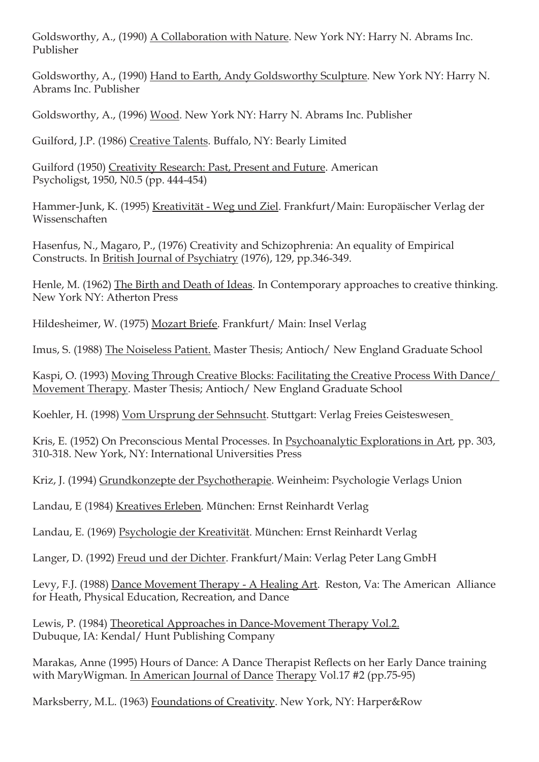Goldsworthy, A., (1990) A Collaboration with Nature. New York NY: Harry N. Abrams Inc. Publisher

Goldsworthy, A., (1990) Hand to Earth, Andy Goldsworthy Sculpture. New York NY: Harry N. Abrams Inc. Publisher

Goldsworthy, A., (1996) Wood. New York NY: Harry N. Abrams Inc. Publisher

Guilford, J.P. (1986) Creative Talents. Buffalo, NY: Bearly Limited

Guilford (1950) Creativity Research: Past, Present and Future. American Psycholigst, 1950, N0.5 (pp. 444-454)

Hammer-Junk, K. (1995) Kreativität - Weg und Ziel. Frankfurt/Main: Europäischer Verlag der Wissenschaften

Hasenfus, N., Magaro, P., (1976) Creativity and Schizophrenia: An equality of Empirical Constructs. In British Journal of Psychiatry (1976), 129, pp.346-349.

Henle, M. (1962) The Birth and Death of Ideas. In Contemporary approaches to creative thinking. New York NY: Atherton Press

Hildesheimer, W. (1975) Mozart Briefe. Frankfurt/ Main: Insel Verlag

Imus, S. (1988) The Noiseless Patient. Master Thesis; Antioch/ New England Graduate School

Kaspi, O. (1993) Moving Through Creative Blocks: Facilitating the Creative Process With Dance/ Movement Therapy. Master Thesis; Antioch/ New England Graduate School

Koehler, H. (1998) Vom Ursprung der Sehnsucht. Stuttgart: Verlag Freies Geisteswesen

Kris, E. (1952) On Preconscious Mental Processes. In Psychoanalytic Explorations in Art, pp. 303, 310-318. New York, NY: International Universities Press

Kriz, J. (1994) Grundkonzepte der Psychotherapie. Weinheim: Psychologie Verlags Union

Landau, E (1984) Kreatives Erleben. München: Ernst Reinhardt Verlag

Landau, E. (1969) Psychologie der Kreativität. München: Ernst Reinhardt Verlag

Langer, D. (1992) Freud und der Dichter. Frankfurt/Main: Verlag Peter Lang GmbH

Levy, F.J. (1988) Dance Movement Therapy - A Healing Art. Reston, Va: The American Alliance for Heath, Physical Education, Recreation, and Dance

Lewis, P. (1984) Theoretical Approaches in Dance-Movement Therapy Vol.2. Dubuque, IA: Kendal/ Hunt Publishing Company

Marakas, Anne (1995) Hours of Dance: A Dance Therapist Reflects on her Early Dance training with MaryWigman. In American Journal of Dance Therapy Vol.17 #2 (pp.75-95)

Marksberry, M.L. (1963) Foundations of Creativity. New York, NY: Harper&Row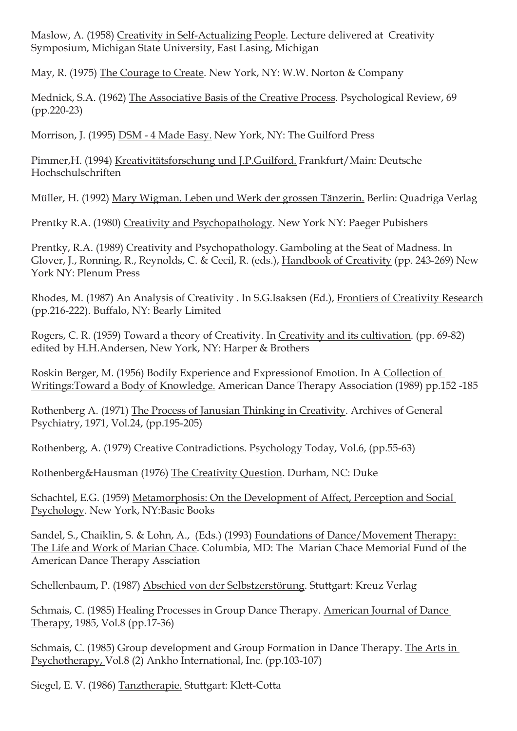Maslow, A. (1958) <u>Creativity in Self-Actualizing People</u>. Lecture delivered at Creativity Symposium, Michigan State University, East Lasing, Michigan

May, R. (1975) <u>The Courage to Create</u>. New York, NY: W.W. Norton & Company

Mednick, S.A. (1962) <u>The Associative Basis of the Creative Process</u>. Psychological Review, 69 (pp.220-23)

Morrison, J. (1995) <u>DSM - 4 Made Easy.</u> New York, NY: The Guilford Press

Pimmer,H. (1994) <u>Kreativitätsforschung und J.P.Guilford.</u> Frankfurt/Main: Deutsche Hochschulschriften

Müller, H. (1992) <u>Mary Wigman. Leben und Werk der grossen Tänzerin.</u> Berlin: Quadriga Verlag

Prentky R.A. (1980) <u>Creativity and Psychopathology</u>. New York NY: Paeger Pubishers

Prentky, R.A. (1989) Creativity and Psychopathology. Gamboling at the Seat of Madness. In Glover, J., Ronning, R., Reynolds, C. & Cecil, R. (eds.), <u>Handbook of Creativity</u> (pp. 243-269) New York NY: Plenum Press

Rhodes, M. (1987) An Analysis of Creativity . In S.G.Isaksen (Ed.), <u>Frontiers of Creativity Research</u> (pp.216-222). Buffalo, NY: Bearly Limited

Rogers, C. R. (1959) Toward a theory of Creativity. In <u>Creativity and its cultivation</u>. (pp. 69-82) edited by H.H.Andersen, New York, NY: Harper & Brothers

Roskin Berger, M. (1956) Bodily Experience and Expressionof Emotion. In <u>A Collection of Writings:Toward a Body of Knowledge.</u> American Dance Therapy Association (1989) pp.152 -185

Rothenberg A. (1971) <u>The Process of Janusian Thinking in Creativity</u>. Archives of General Psychiatry, 1971, Vol.24, (pp.195-205)

Rothenberg, A. (1979) Creative Contradictions. <u>Psychology Today</u>, Vol.6, (pp.55-63)

Rothenberg&Hausman (1976) <u>The Creativity Question</u>. Durham, NC: Duke

Schachtel, E.G. (1959) <u>Metamorphosis: On the Development of Affect, Perception and Social Psychology</u>. New York, NY:Basic Books

Sandel, S., Chaiklin, S. & Lohn, A., (Eds.) (1993) <u>Foundations of Dance/Movement Therapy: The Life and Work of Marian Chace</u>. Columbia, MD: The Marian Chace Memorial Fund of the American Dance Therapy Assciation

Schellenbaum, P. (1987) <u>Abschied von der Selbstzerstörung</u>. Stuttgart: Kreuz Verlag

Schmais, C. (1985) Healing Processes in Group Dance Therapy. <u>American Journal of Dance Therapy</u>, 1985, Vol.8 (pp.17-36)

Schmais, C. (1985) Group development and Group Formation in Dance Therapy. <u>The Arts in Psychotherapy,</u> Vol.8 (2) Ankho International, Inc. (pp.103-107)

Siegel, E. V. (1986) <u>Tanztherapie.</u> Stuttgart: Klett-Cotta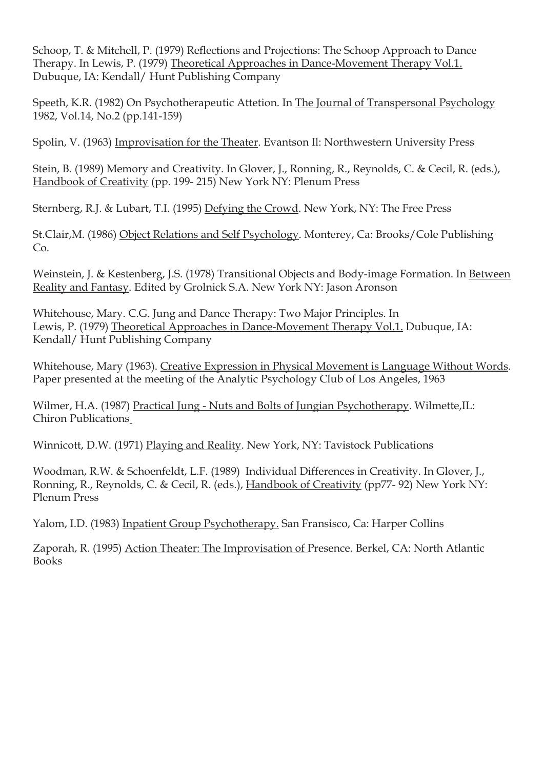Schoop, T. & Mitchell, P. (1979) Reflections and Projections: The Schoop Approach to Dance Therapy. In Lewis, P. (1979) Theoretical Approaches in Dance-Movement Therapy Vol.1. Dubuque, IA: Kendall/ Hunt Publishing Company

Speeth, K.R. (1982) On Psychotherapeutic Attetion. In The Journal of Transpersonal Psychology 1982, Vol.14, No.2 (pp.141-159)

Spolin, V. (1963) Improvisation for the Theater. Evantson Il: Northwestern University Press

Stein, B. (1989) Memory and Creativity. In Glover, J., Ronning, R., Reynolds, C. & Cecil, R. (eds.), Handbook of Creativity (pp. 199- 215) New York NY: Plenum Press

Sternberg, R.J. & Lubart, T.I. (1995) Defying the Crowd. New York, NY: The Free Press

St.Clair,M. (1986) Object Relations and Self Psychology. Monterey, Ca: Brooks/Cole Publishing Co.

Weinstein, J. & Kestenberg, J.S. (1978) Transitional Objects and Body-image Formation. In Between Reality and Fantasy. Edited by Grolnick S.A. New York NY: Jason Aronson

Whitehouse, Mary. C.G. Jung and Dance Therapy: Two Major Principles. In Lewis, P. (1979) Theoretical Approaches in Dance-Movement Therapy Vol.1. Dubuque, IA: Kendall/ Hunt Publishing Company

Whitehouse, Mary (1963). Creative Expression in Physical Movement is Language Without Words. Paper presented at the meeting of the Analytic Psychology Club of Los Angeles, 1963

Wilmer, H.A. (1987) Practical Jung - Nuts and Bolts of Jungian Psychotherapy. Wilmette,IL: Chiron Publications

Winnicott, D.W. (1971) Playing and Reality. New York, NY: Tavistock Publications

Woodman, R.W. & Schoenfeldt, L.F. (1989) Individual Differences in Creativity. In Glover, J., Ronning, R., Reynolds, C. & Cecil, R. (eds.), Handbook of Creativity (pp77- 92) New York NY: Plenum Press

Yalom, I.D. (1983) Inpatient Group Psychotherapy. San Fransisco, Ca: Harper Collins

Zaporah, R. (1995) Action Theater: The Improvisation of Presence. Berkel, CA: North Atlantic Books